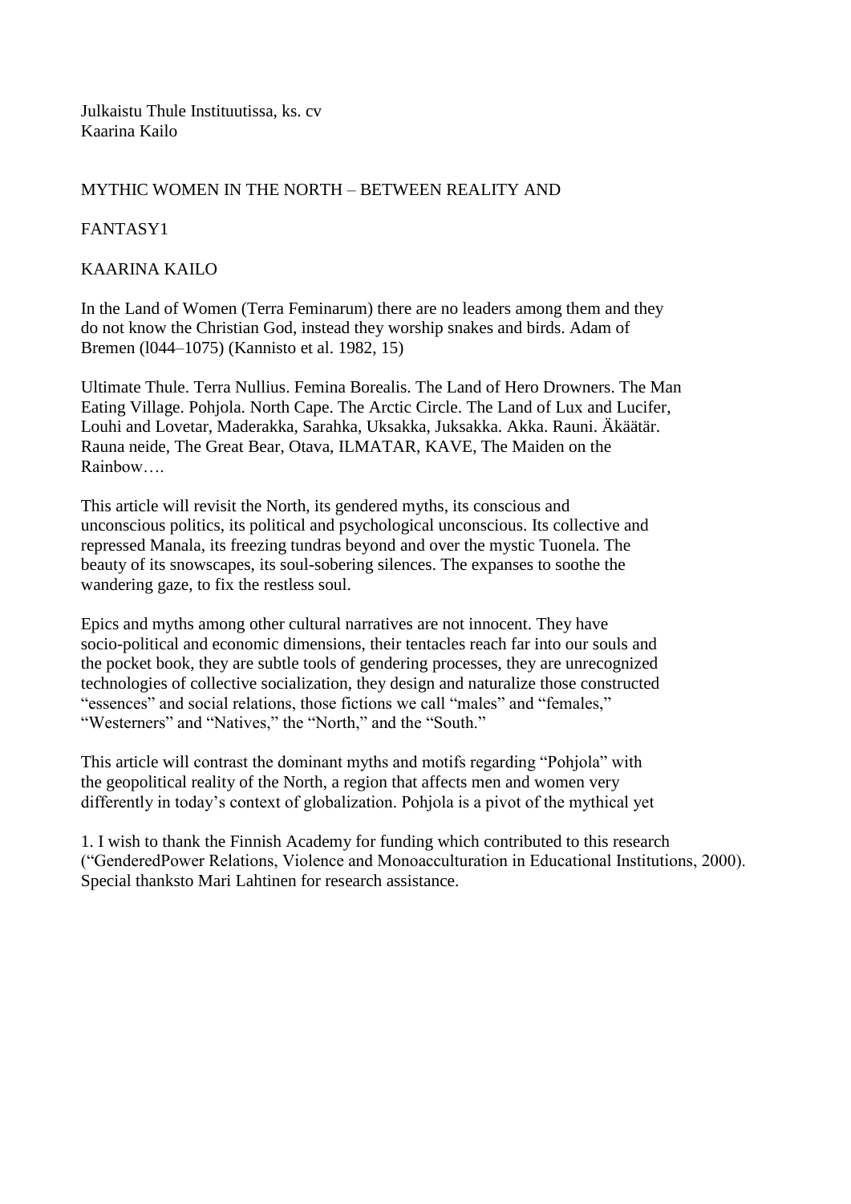Julkaistu Thule Instituutissa, ks. cv
Kaarina Kailo

# MYTHIC WOMEN IN THE NORTH – BETWEEN REALITY AND FANTASY[1]

KAARINA KAILO

In the Land of Women (Terra Feminarum) there are no leaders among them and they do not know the Christian God, instead they worship snakes and birds. Adam of Bremen (l044–1075) (Kannisto et al. 1982, 15)

Ultimate Thule. Terra Nullius. Femina Borealis. The Land of Hero Drowners. The Man Eating Village. Pohjola. North Cape. The Arctic Circle. The Land of Lux and Lucifer, Louhi and Lovetar, Maderakka, Sarahka, Uksakka, Juksakka. Akka. Rauni. Äkäätär. Rauna neide, The Great Bear, Otava, ILMATAR, KAVE, The Maiden on the Rainbow….

This article will revisit the North, its gendered myths, its conscious and unconscious politics, its political and psychological unconscious. Its collective and repressed Manala, its freezing tundras beyond and over the mystic Tuonela. The beauty of its snowscapes, its soul-sobering silences. The expanses to soothe the wandering gaze, to fix the restless soul.

Epics and myths among other cultural narratives are not innocent. They have socio-political and economic dimensions, their tentacles reach far into our souls and the pocket book, they are subtle tools of gendering processes, they are unrecognized technologies of collective socialization, they design and naturalize those constructed "essences" and social relations, those fictions we call "males" and "females," "Westerners" and "Natives," the "North," and the "South."

This article will contrast the dominant myths and motifs regarding "Pohjola" with the geopolitical reality of the North, a region that affects men and women very differently in today's context of globalization. Pohjola is a pivot of the mythical yet

1. I wish to thank the Finnish Academy for funding which contributed to this research ("GenderedPower Relations, Violence and Monoacculturation in Educational Institutions, 2000). Special thanksto Mari Lahtinen for research assistance.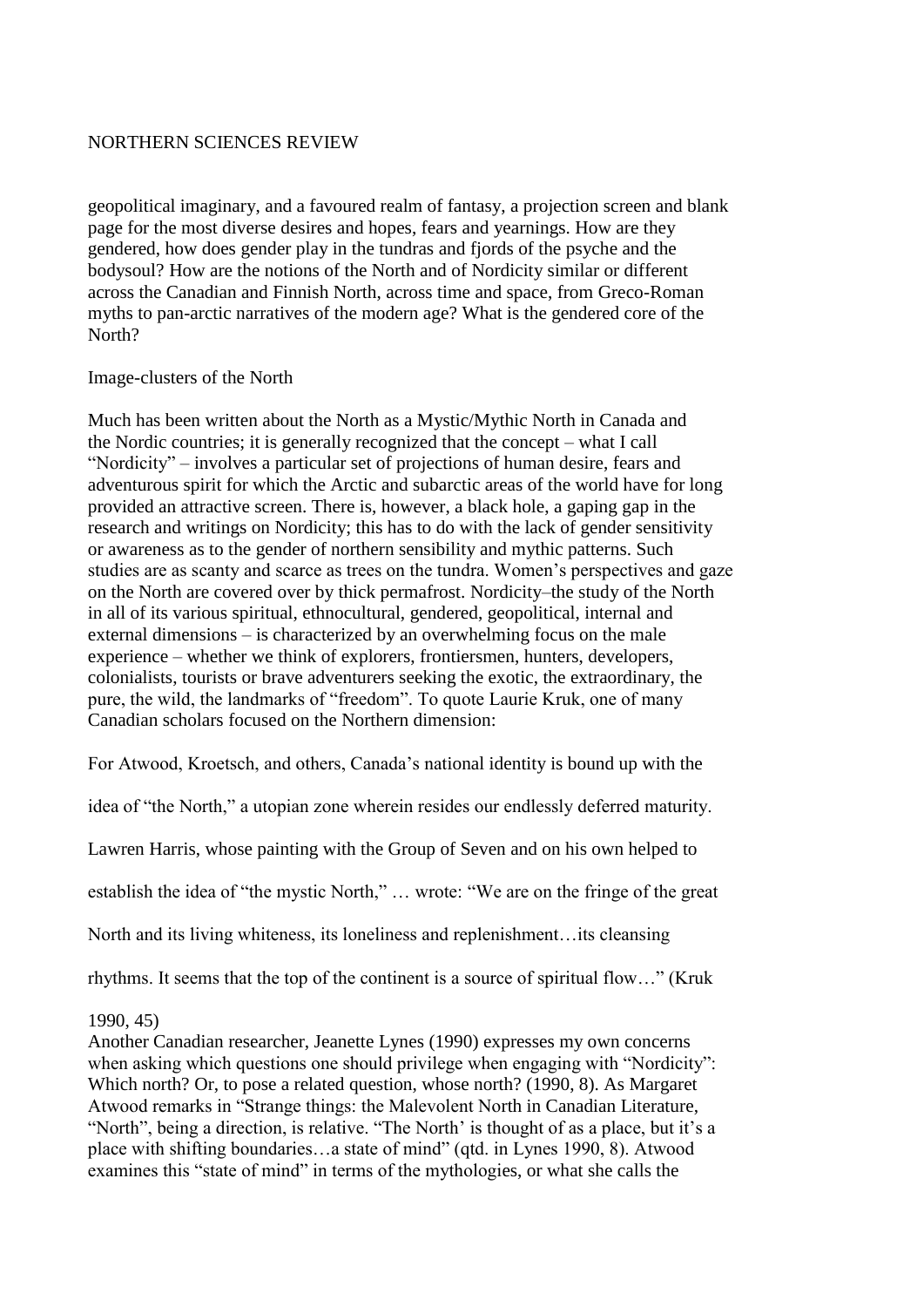geopolitical imaginary, and a favoured realm of fantasy, a projection screen and blank page for the most diverse desires and hopes, fears and yearnings. How are they gendered, how does gender play in the tundras and fjords of the psyche and the bodysoul? How are the notions of the North and of Nordicity similar or different across the Canadian and Finnish North, across time and space, from Greco-Roman myths to pan-arctic narratives of the modern age? What is the gendered core of the North?

## Image-clusters of the North

Much has been written about the North as a Mystic/Mythic North in Canada and the Nordic countries; it is generally recognized that the concept – what I call "Nordicity" – involves a particular set of projections of human desire, fears and adventurous spirit for which the Arctic and subarctic areas of the world have for long provided an attractive screen. There is, however, a black hole, a gaping gap in the research and writings on Nordicity; this has to do with the lack of gender sensitivity or awareness as to the gender of northern sensibility and mythic patterns. Such studies are as scanty and scarce as trees on the tundra. Women's perspectives and gaze on the North are covered over by thick permafrost. Nordicity–the study of the North in all of its various spiritual, ethnocultural, gendered, geopolitical, internal and external dimensions – is characterized by an overwhelming focus on the male experience – whether we think of explorers, frontiersmen, hunters, developers, colonialists, tourists or brave adventurers seeking the exotic, the extraordinary, the pure, the wild, the landmarks of "freedom". To quote Laurie Kruk, one of many Canadian scholars focused on the Northern dimension:

> For Atwood, Kroetsch, and others, Canada's national identity is bound up with the idea of "the North," a utopian zone wherein resides our endlessly deferred maturity. Lawren Harris, whose painting with the Group of Seven and on his own helped to establish the idea of "the mystic North," … wrote: "We are on the fringe of the great North and its living whiteness, its loneliness and replenishment…its cleansing rhythms. It seems that the top of the continent is a source of spiritual flow…" (Kruk 1990, 45)

Another Canadian researcher, Jeanette Lynes (1990) expresses my own concerns when asking which questions one should privilege when engaging with "Nordicity": Which north? Or, to pose a related question, whose north? (1990, 8). As Margaret Atwood remarks in "Strange things: the Malevolent North in Canadian Literature, "North", being a direction, is relative. "The North' is thought of as a place, but it's a place with shifting boundaries…a state of mind" (qtd. in Lynes 1990, 8). Atwood examines this "state of mind" in terms of the mythologies, or what she calls the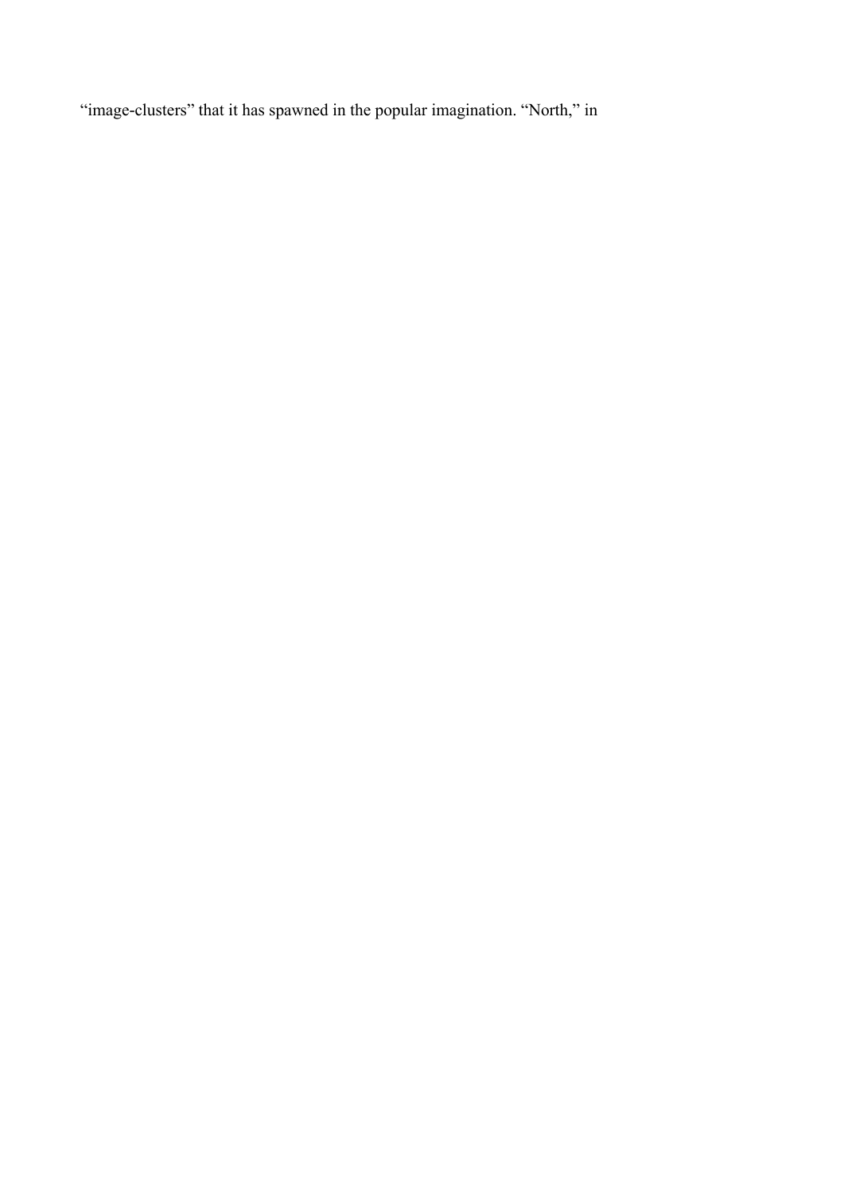“image-clusters” that it has spawned in the popular imagination. “North,” in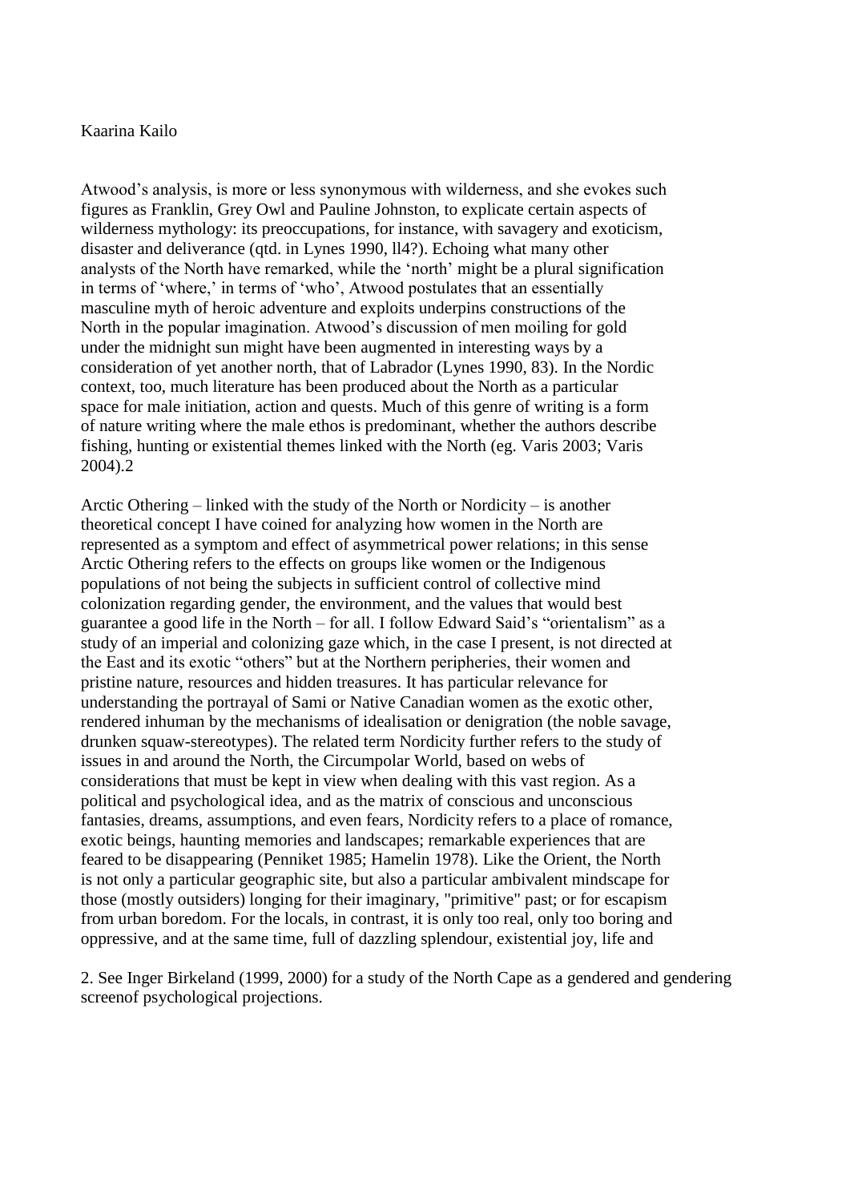Atwood's analysis, is more or less synonymous with wilderness, and she evokes such figures as Franklin, Grey Owl and Pauline Johnston, to explicate certain aspects of wilderness mythology: its preoccupations, for instance, with savagery and exoticism, disaster and deliverance (qtd. in Lynes 1990, ll4?). Echoing what many other analysts of the North have remarked, while the 'north' might be a plural signification in terms of 'where,' in terms of 'who', Atwood postulates that an essentially masculine myth of heroic adventure and exploits underpins constructions of the North in the popular imagination. Atwood's discussion of men moiling for gold under the midnight sun might have been augmented in interesting ways by a consideration of yet another north, that of Labrador (Lynes 1990, 83). In the Nordic context, too, much literature has been produced about the North as a particular space for male initiation, action and quests. Much of this genre of writing is a form of nature writing where the male ethos is predominant, whether the authors describe fishing, hunting or existential themes linked with the North (eg. Varis 2003; Varis 2004).2

Arctic Othering – linked with the study of the North or Nordicity – is another theoretical concept I have coined for analyzing how women in the North are represented as a symptom and effect of asymmetrical power relations; in this sense Arctic Othering refers to the effects on groups like women or the Indigenous populations of not being the subjects in sufficient control of collective mind colonization regarding gender, the environment, and the values that would best guarantee a good life in the North – for all. I follow Edward Said's "orientalism" as a study of an imperial and colonizing gaze which, in the case I present, is not directed at the East and its exotic "others" but at the Northern peripheries, their women and pristine nature, resources and hidden treasures. It has particular relevance for understanding the portrayal of Sami or Native Canadian women as the exotic other, rendered inhuman by the mechanisms of idealisation or denigration (the noble savage, drunken squaw-stereotypes). The related term Nordicity further refers to the study of issues in and around the North, the Circumpolar World, based on webs of considerations that must be kept in view when dealing with this vast region. As a political and psychological idea, and as the matrix of conscious and unconscious fantasies, dreams, assumptions, and even fears, Nordicity refers to a place of romance, exotic beings, haunting memories and landscapes; remarkable experiences that are feared to be disappearing (Penniket 1985; Hamelin 1978). Like the Orient, the North is not only a particular geographic site, but also a particular ambivalent mindscape for those (mostly outsiders) longing for their imaginary, "primitive" past; or for escapism from urban boredom. For the locals, in contrast, it is only too real, only too boring and oppressive, and at the same time, full of dazzling splendour, existential joy, life and

2. See Inger Birkeland (1999, 2000) for a study of the North Cape as a gendered and gendering screenof psychological projections.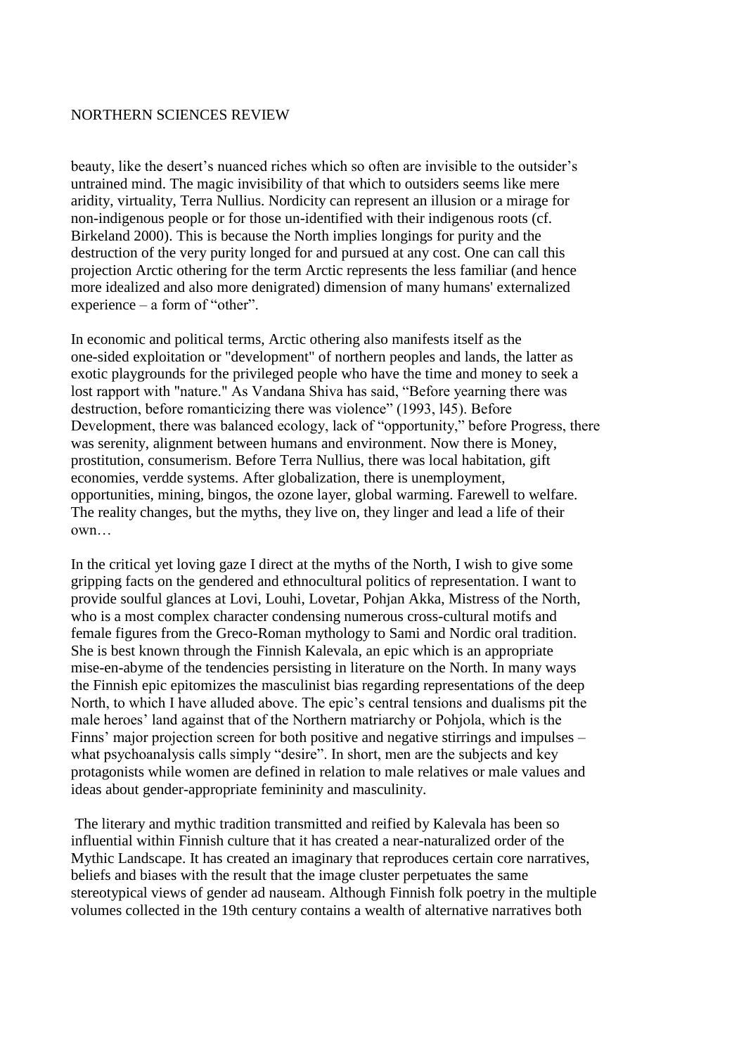beauty, like the desert's nuanced riches which so often are invisible to the outsider's untrained mind. The magic invisibility of that which to outsiders seems like mere aridity, virtuality, Terra Nullius. Nordicity can represent an illusion or a mirage for non-indigenous people or for those un-identified with their indigenous roots (cf. Birkeland 2000). This is because the North implies longings for purity and the destruction of the very purity longed for and pursued at any cost. One can call this projection Arctic othering for the term Arctic represents the less familiar (and hence more idealized and also more denigrated) dimension of many humans' externalized experience – a form of "other".

In economic and political terms, Arctic othering also manifests itself as the one-sided exploitation or "development" of northern peoples and lands, the latter as exotic playgrounds for the privileged people who have the time and money to seek a lost rapport with "nature." As Vandana Shiva has said, "Before yearning there was destruction, before romanticizing there was violence" (1993, l45). Before Development, there was balanced ecology, lack of "opportunity," before Progress, there was serenity, alignment between humans and environment. Now there is Money, prostitution, consumerism. Before Terra Nullius, there was local habitation, gift economies, verdde systems. After globalization, there is unemployment, opportunities, mining, bingos, the ozone layer, global warming. Farewell to welfare. The reality changes, but the myths, they live on, they linger and lead a life of their own…

In the critical yet loving gaze I direct at the myths of the North, I wish to give some gripping facts on the gendered and ethnocultural politics of representation. I want to provide soulful glances at Lovi, Louhi, Lovetar, Pohjan Akka, Mistress of the North, who is a most complex character condensing numerous cross-cultural motifs and female figures from the Greco-Roman mythology to Sami and Nordic oral tradition. She is best known through the Finnish Kalevala, an epic which is an appropriate mise-en-abyme of the tendencies persisting in literature on the North. In many ways the Finnish epic epitomizes the masculinist bias regarding representations of the deep North, to which I have alluded above. The epic's central tensions and dualisms pit the male heroes' land against that of the Northern matriarchy or Pohjola, which is the Finns' major projection screen for both positive and negative stirrings and impulses – what psychoanalysis calls simply "desire". In short, men are the subjects and key protagonists while women are defined in relation to male relatives or male values and ideas about gender-appropriate femininity and masculinity.

The literary and mythic tradition transmitted and reified by Kalevala has been so influential within Finnish culture that it has created a near-naturalized order of the Mythic Landscape. It has created an imaginary that reproduces certain core narratives, beliefs and biases with the result that the image cluster perpetuates the same stereotypical views of gender ad nauseam. Although Finnish folk poetry in the multiple volumes collected in the 19th century contains a wealth of alternative narratives both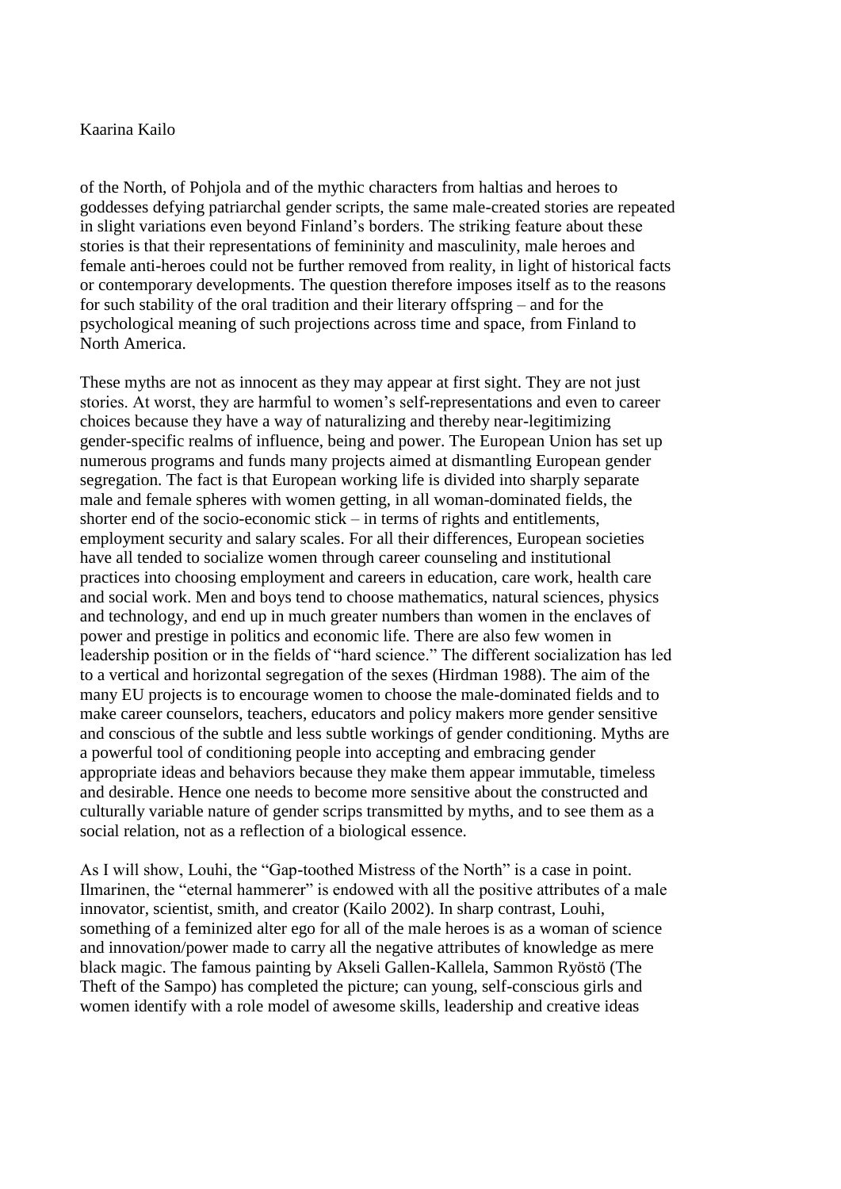of the North, of Pohjola and of the mythic characters from haltias and heroes to goddesses defying patriarchal gender scripts, the same male-created stories are repeated in slight variations even beyond Finland's borders. The striking feature about these stories is that their representations of femininity and masculinity, male heroes and female anti-heroes could not be further removed from reality, in light of historical facts or contemporary developments. The question therefore imposes itself as to the reasons for such stability of the oral tradition and their literary offspring – and for the psychological meaning of such projections across time and space, from Finland to North America.

These myths are not as innocent as they may appear at first sight. They are not just stories. At worst, they are harmful to women's self-representations and even to career choices because they have a way of naturalizing and thereby near-legitimizing gender-specific realms of influence, being and power. The European Union has set up numerous programs and funds many projects aimed at dismantling European gender segregation. The fact is that European working life is divided into sharply separate male and female spheres with women getting, in all woman-dominated fields, the shorter end of the socio-economic stick – in terms of rights and entitlements, employment security and salary scales. For all their differences, European societies have all tended to socialize women through career counseling and institutional practices into choosing employment and careers in education, care work, health care and social work. Men and boys tend to choose mathematics, natural sciences, physics and technology, and end up in much greater numbers than women in the enclaves of power and prestige in politics and economic life. There are also few women in leadership position or in the fields of "hard science." The different socialization has led to a vertical and horizontal segregation of the sexes (Hirdman 1988). The aim of the many EU projects is to encourage women to choose the male-dominated fields and to make career counselors, teachers, educators and policy makers more gender sensitive and conscious of the subtle and less subtle workings of gender conditioning. Myths are a powerful tool of conditioning people into accepting and embracing gender appropriate ideas and behaviors because they make them appear immutable, timeless and desirable. Hence one needs to become more sensitive about the constructed and culturally variable nature of gender scrips transmitted by myths, and to see them as a social relation, not as a reflection of a biological essence.

As I will show, Louhi, the "Gap-toothed Mistress of the North" is a case in point. Ilmarinen, the "eternal hammerer" is endowed with all the positive attributes of a male innovator, scientist, smith, and creator (Kailo 2002). In sharp contrast, Louhi, something of a feminized alter ego for all of the male heroes is as a woman of science and innovation/power made to carry all the negative attributes of knowledge as mere black magic. The famous painting by Akseli Gallen-Kallela, Sammon Ryöstö (The Theft of the Sampo) has completed the picture; can young, self-conscious girls and women identify with a role model of awesome skills, leadership and creative ideas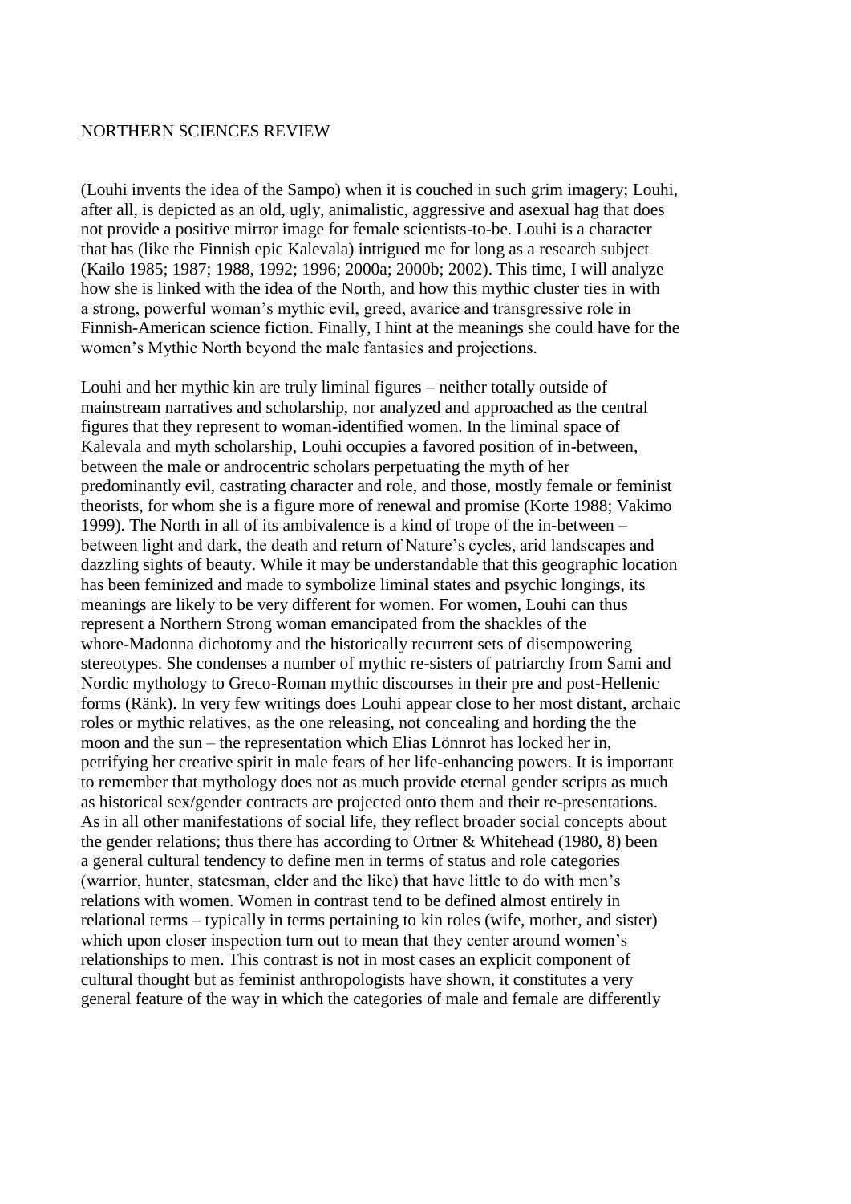(Louhi invents the idea of the Sampo) when it is couched in such grim imagery; Louhi, after all, is depicted as an old, ugly, animalistic, aggressive and asexual hag that does not provide a positive mirror image for female scientists-to-be. Louhi is a character that has (like the Finnish epic Kalevala) intrigued me for long as a research subject (Kailo 1985; 1987; 1988, 1992; 1996; 2000a; 2000b; 2002). This time, I will analyze how she is linked with the idea of the North, and how this mythic cluster ties in with a strong, powerful woman's mythic evil, greed, avarice and transgressive role in Finnish-American science fiction. Finally, I hint at the meanings she could have for the women's Mythic North beyond the male fantasies and projections.

Louhi and her mythic kin are truly liminal figures – neither totally outside of mainstream narratives and scholarship, nor analyzed and approached as the central figures that they represent to woman-identified women. In the liminal space of Kalevala and myth scholarship, Louhi occupies a favored position of in-between, between the male or androcentric scholars perpetuating the myth of her predominantly evil, castrating character and role, and those, mostly female or feminist theorists, for whom she is a figure more of renewal and promise (Korte 1988; Vakimo 1999). The North in all of its ambivalence is a kind of trope of the in-between – between light and dark, the death and return of Nature's cycles, arid landscapes and dazzling sights of beauty. While it may be understandable that this geographic location has been feminized and made to symbolize liminal states and psychic longings, its meanings are likely to be very different for women. For women, Louhi can thus represent a Northern Strong woman emancipated from the shackles of the whore-Madonna dichotomy and the historically recurrent sets of disempowering stereotypes. She condenses a number of mythic re-sisters of patriarchy from Sami and Nordic mythology to Greco-Roman mythic discourses in their pre and post-Hellenic forms (Ränk). In very few writings does Louhi appear close to her most distant, archaic roles or mythic relatives, as the one releasing, not concealing and hording the the moon and the sun – the representation which Elias Lönnrot has locked her in, petrifying her creative spirit in male fears of her life-enhancing powers. It is important to remember that mythology does not as much provide eternal gender scripts as much as historical sex/gender contracts are projected onto them and their re-presentations. As in all other manifestations of social life, they reflect broader social concepts about the gender relations; thus there has according to Ortner & Whitehead (1980, 8) been a general cultural tendency to define men in terms of status and role categories (warrior, hunter, statesman, elder and the like) that have little to do with men's relations with women. Women in contrast tend to be defined almost entirely in relational terms – typically in terms pertaining to kin roles (wife, mother, and sister) which upon closer inspection turn out to mean that they center around women's relationships to men. This contrast is not in most cases an explicit component of cultural thought but as feminist anthropologists have shown, it constitutes a very general feature of the way in which the categories of male and female are differently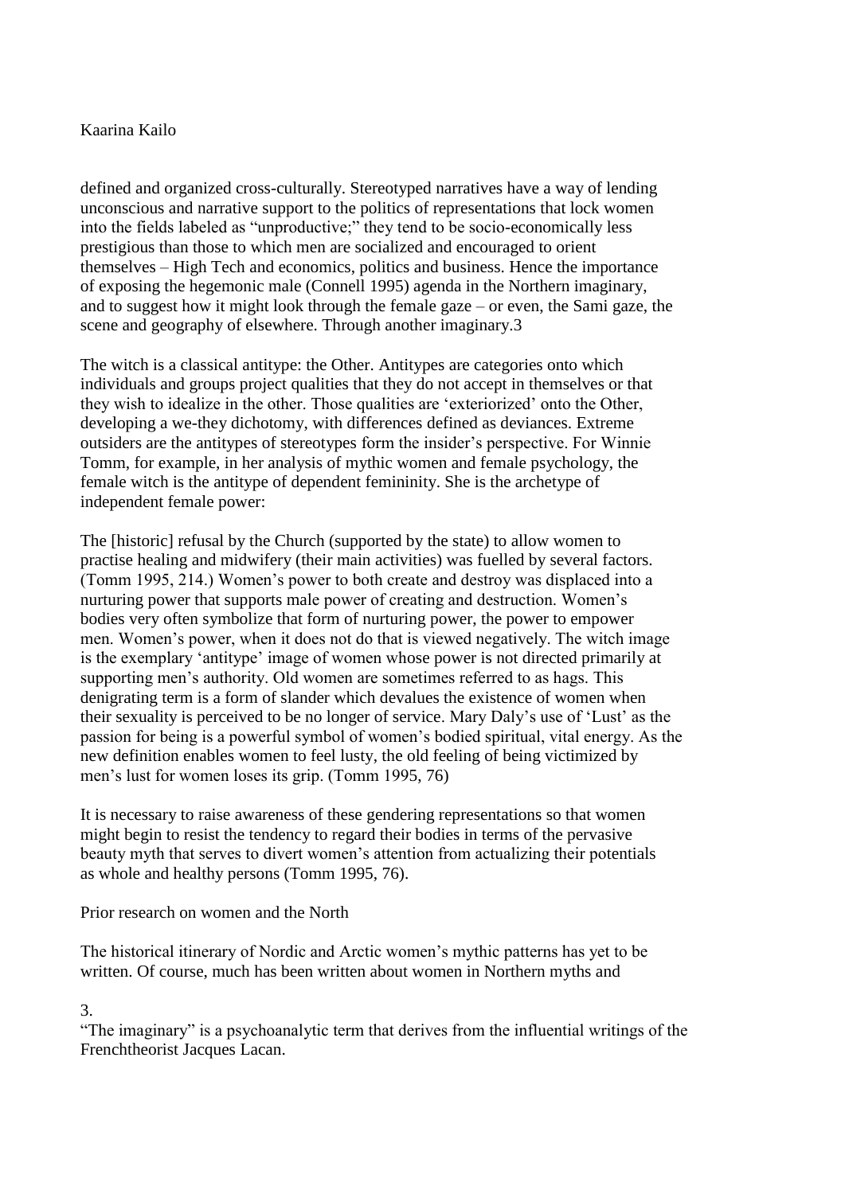defined and organized cross-culturally. Stereotyped narratives have a way of lending unconscious and narrative support to the politics of representations that lock women into the fields labeled as "unproductive;" they tend to be socio-economically less prestigious than those to which men are socialized and encouraged to orient themselves – High Tech and economics, politics and business. Hence the importance of exposing the hegemonic male (Connell 1995) agenda in the Northern imaginary, and to suggest how it might look through the female gaze – or even, the Sami gaze, the scene and geography of elsewhere. Through another imaginary.3

The witch is a classical antitype: the Other. Antitypes are categories onto which individuals and groups project qualities that they do not accept in themselves or that they wish to idealize in the other. Those qualities are 'exteriorized' onto the Other, developing a we-they dichotomy, with differences defined as deviances. Extreme outsiders are the antitypes of stereotypes form the insider's perspective. For Winnie Tomm, for example, in her analysis of mythic women and female psychology, the female witch is the antitype of dependent femininity. She is the archetype of independent female power:

The [historic] refusal by the Church (supported by the state) to allow women to practise healing and midwifery (their main activities) was fuelled by several factors. (Tomm 1995, 214.) Women's power to both create and destroy was displaced into a nurturing power that supports male power of creating and destruction. Women's bodies very often symbolize that form of nurturing power, the power to empower men. Women's power, when it does not do that is viewed negatively. The witch image is the exemplary 'antitype' image of women whose power is not directed primarily at supporting men's authority. Old women are sometimes referred to as hags. This denigrating term is a form of slander which devalues the existence of women when their sexuality is perceived to be no longer of service. Mary Daly's use of 'Lust' as the passion for being is a powerful symbol of women's bodied spiritual, vital energy. As the new definition enables women to feel lusty, the old feeling of being victimized by men's lust for women loses its grip. (Tomm 1995, 76)

It is necessary to raise awareness of these gendering representations so that women might begin to resist the tendency to regard their bodies in terms of the pervasive beauty myth that serves to divert women's attention from actualizing their potentials as whole and healthy persons (Tomm 1995, 76).

## Prior research on women and the North

The historical itinerary of Nordic and Arctic women's mythic patterns has yet to be written. Of course, much has been written about women in Northern myths and

3.
"The imaginary" is a psychoanalytic term that derives from the influential writings of the Frenchtheorist Jacques Lacan.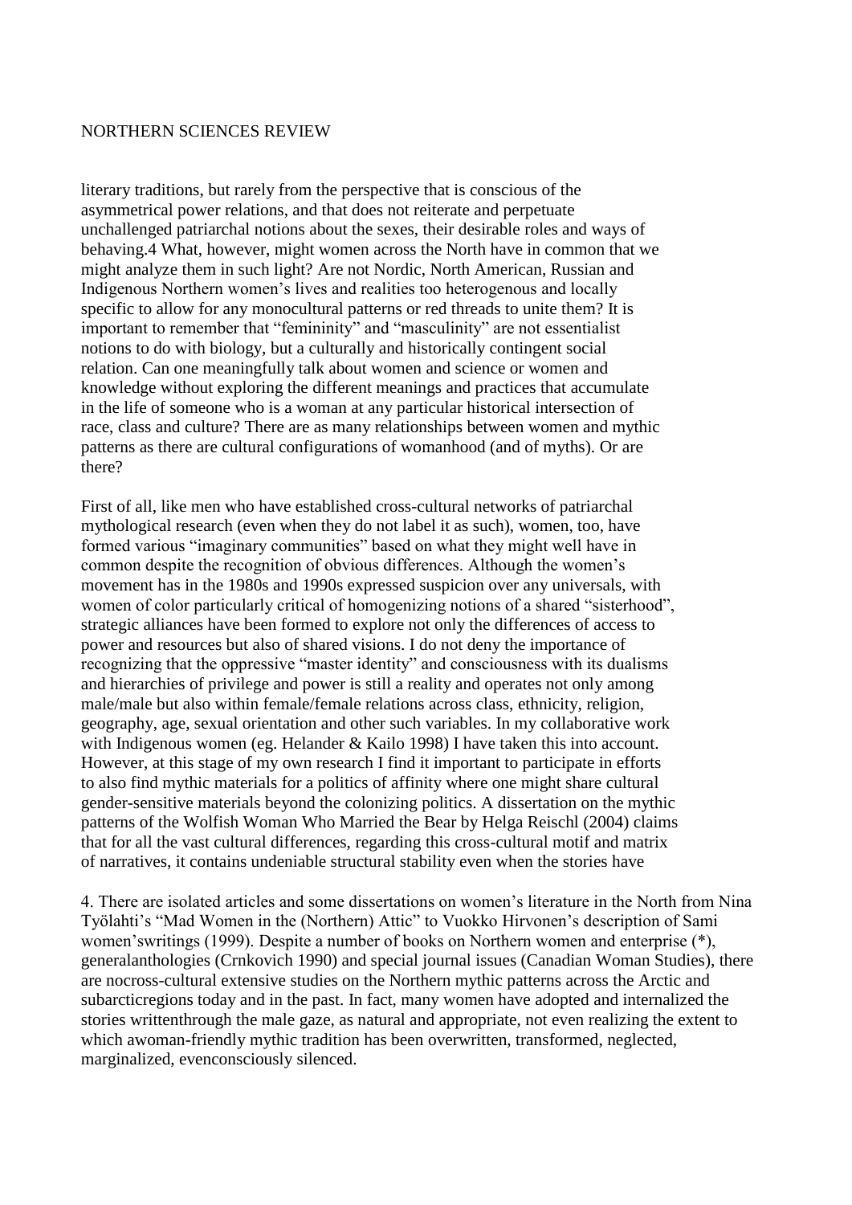literary traditions, but rarely from the perspective that is conscious of the asymmetrical power relations, and that does not reiterate and perpetuate unchallenged patriarchal notions about the sexes, their desirable roles and ways of behaving.4 What, however, might women across the North have in common that we might analyze them in such light? Are not Nordic, North American, Russian and Indigenous Northern women's lives and realities too heterogenous and locally specific to allow for any monocultural patterns or red threads to unite them? It is important to remember that "femininity" and "masculinity" are not essentialist notions to do with biology, but a culturally and historically contingent social relation. Can one meaningfully talk about women and science or women and knowledge without exploring the different meanings and practices that accumulate in the life of someone who is a woman at any particular historical intersection of race, class and culture? There are as many relationships between women and mythic patterns as there are cultural configurations of womanhood (and of myths). Or are there?

First of all, like men who have established cross-cultural networks of patriarchal mythological research (even when they do not label it as such), women, too, have formed various "imaginary communities" based on what they might well have in common despite the recognition of obvious differences. Although the women's movement has in the 1980s and 1990s expressed suspicion over any universals, with women of color particularly critical of homogenizing notions of a shared "sisterhood", strategic alliances have been formed to explore not only the differences of access to power and resources but also of shared visions. I do not deny the importance of recognizing that the oppressive "master identity" and consciousness with its dualisms and hierarchies of privilege and power is still a reality and operates not only among male/male but also within female/female relations across class, ethnicity, religion, geography, age, sexual orientation and other such variables. In my collaborative work with Indigenous women (eg. Helander & Kailo 1998) I have taken this into account. However, at this stage of my own research I find it important to participate in efforts to also find mythic materials for a politics of affinity where one might share cultural gender-sensitive materials beyond the colonizing politics. A dissertation on the mythic patterns of the Wolfish Woman Who Married the Bear by Helga Reischl (2004) claims that for all the vast cultural differences, regarding this cross-cultural motif and matrix of narratives, it contains undeniable structural stability even when the stories have

4. There are isolated articles and some dissertations on women's literature in the North from Nina Työlahti's "Mad Women in the (Northern) Attic" to Vuokko Hirvonen's description of Sami women'swritings (1999). Despite a number of books on Northern women and enterprise (*), generalanthologies (Crnkovich 1990) and special journal issues (Canadian Woman Studies), there are nocross-cultural extensive studies on the Northern mythic patterns across the Arctic and subarcticregions today and in the past. In fact, many women have adopted and internalized the stories writtenthrough the male gaze, as natural and appropriate, not even realizing the extent to which awoman-friendly mythic tradition has been overwritten, transformed, neglected, marginalized, evenconsciously silenced.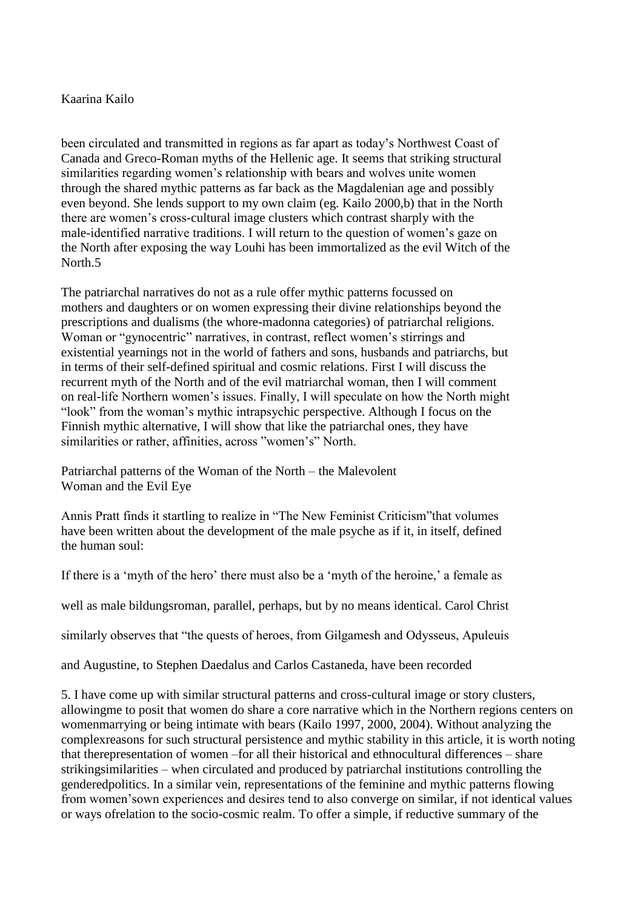been circulated and transmitted in regions as far apart as today's Northwest Coast of Canada and Greco-Roman myths of the Hellenic age. It seems that striking structural similarities regarding women's relationship with bears and wolves unite women through the shared mythic patterns as far back as the Magdalenian age and possibly even beyond. She lends support to my own claim (eg. Kailo 2000,b) that in the North there are women's cross-cultural image clusters which contrast sharply with the male-identified narrative traditions. I will return to the question of women's gaze on the North after exposing the way Louhi has been immortalized as the evil Witch of the North.5

The patriarchal narratives do not as a rule offer mythic patterns focussed on mothers and daughters or on women expressing their divine relationships beyond the prescriptions and dualisms (the whore-madonna categories) of patriarchal religions. Woman or "gynocentric" narratives, in contrast, reflect women's stirrings and existential yearnings not in the world of fathers and sons, husbands and patriarchs, but in terms of their self-defined spiritual and cosmic relations. First I will discuss the recurrent myth of the North and of the evil matriarchal woman, then I will comment on real-life Northern women's issues. Finally, I will speculate on how the North might "look" from the woman's mythic intrapsychic perspective. Although I focus on the Finnish mythic alternative, I will show that like the patriarchal ones, they have similarities or rather, affinities, across "women's" North.

## Patriarchal patterns of the Woman of the North – the Malevolent Woman and the Evil Eye

Annis Pratt finds it startling to realize in "The New Feminist Criticism"that volumes have been written about the development of the male psyche as if it, in itself, defined the human soul:

> If there is a 'myth of the hero' there must also be a 'myth of the heroine,' a female as well as male bildungsroman, parallel, perhaps, but by no means identical. Carol Christ similarly observes that "the quests of heroes, from Gilgamesh and Odysseus, Apuleuis and Augustine, to Stephen Daedalus and Carlos Castaneda, have been recorded

5. I have come up with similar structural patterns and cross-cultural image or story clusters, allowingme to posit that women do share a core narrative which in the Northern regions centers on womenmarrying or being intimate with bears (Kailo 1997, 2000, 2004). Without analyzing the complexreasons for such structural persistence and mythic stability in this article, it is worth noting thatherepresentation of women –for all their historical and ethnocultural differences – share strikingsimilarities – when circulated and produced by patriarchal institutions controlling the genderedpolitics. In a similar vein, representations of the feminine and mythic patterns flowing from women'sown experiences and desires tend to also converge on similar, if not identical values or ways ofrelation to the socio-cosmic realm. To offer a simple, if reductive summary of the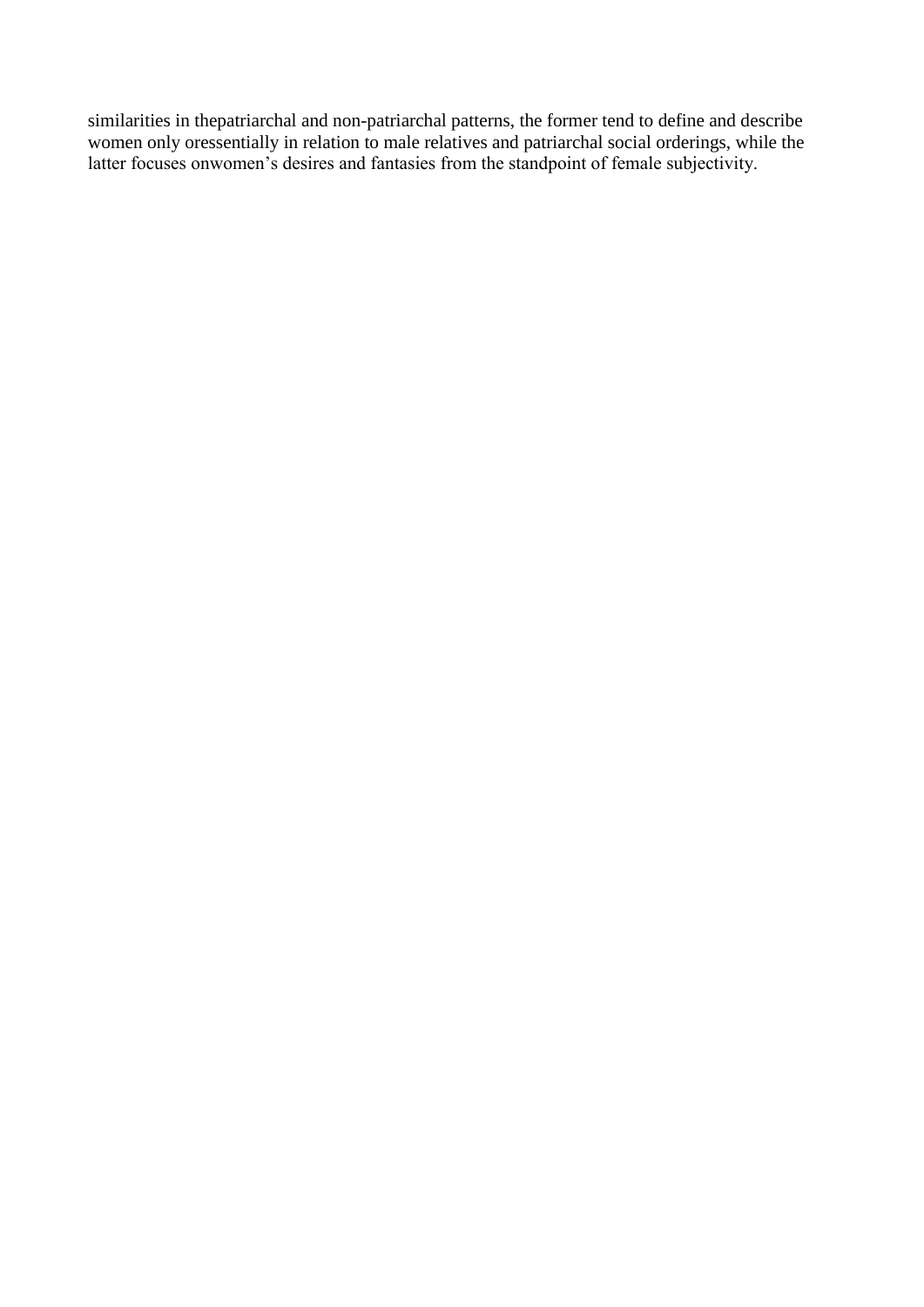similarities in thepatriarchal and non-patriarchal patterns, the former tend to define and describe women only oressentially in relation to male relatives and patriarchal social orderings, while the latter focuses onwomen's desires and fantasies from the standpoint of female subjectivity.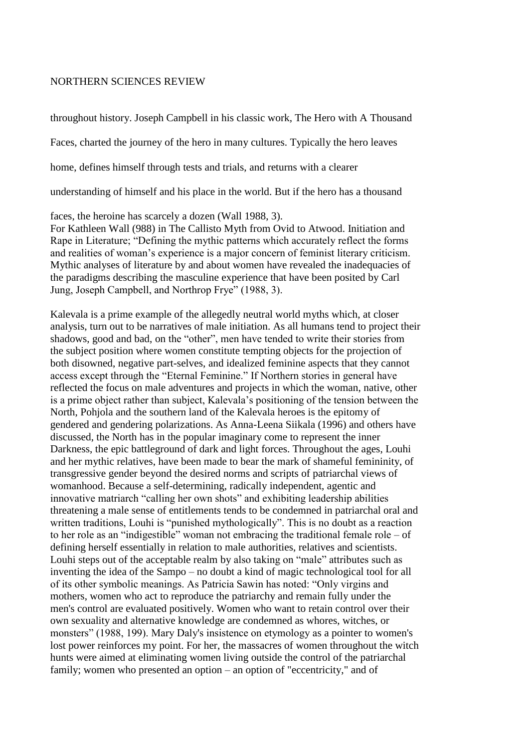throughout history. Joseph Campbell in his classic work, The Hero with A Thousand Faces, charted the journey of the hero in many cultures. Typically the hero leaves home, defines himself through tests and trials, and returns with a clearer understanding of himself and his place in the world. But if the hero has a thousand faces, the heroine has scarcely a dozen (Wall 1988, 3).

For Kathleen Wall (988) in The Callisto Myth from Ovid to Atwood. Initiation and Rape in Literature; "Defining the mythic patterns which accurately reflect the forms and realities of woman's experience is a major concern of feminist literary criticism. Mythic analyses of literature by and about women have revealed the inadequacies of the paradigms describing the masculine experience that have been posited by Carl Jung, Joseph Campbell, and Northrop Frye" (1988, 3).

Kalevala is a prime example of the allegedly neutral world myths which, at closer analysis, turn out to be narratives of male initiation. As all humans tend to project their shadows, good and bad, on the "other", men have tended to write their stories from the subject position where women constitute tempting objects for the projection of both disowned, negative part-selves, and idealized feminine aspects that they cannot access except through the "Eternal Feminine." If Northern stories in general have reflected the focus on male adventures and projects in which the woman, native, other is a prime object rather than subject, Kalevala's positioning of the tension between the North, Pohjola and the southern land of the Kalevala heroes is the epitomy of gendered and gendering polarizations. As Anna-Leena Siikala (1996) and others have discussed, the North has in the popular imaginary come to represent the inner Darkness, the epic battleground of dark and light forces. Throughout the ages, Louhi and her mythic relatives, have been made to bear the mark of shameful femininity, of transgressive gender beyond the desired norms and scripts of patriarchal views of womanhood. Because a self-determining, radically independent, agentic and innovative matriarch "calling her own shots" and exhibiting leadership abilities threatening a male sense of entitlements tends to be condemned in patriarchal oral and written traditions, Louhi is "punished mythologically". This is no doubt as a reaction to her role as an "indigestible" woman not embracing the traditional female role – of defining herself essentially in relation to male authorities, relatives and scientists. Louhi steps out of the acceptable realm by also taking on "male" attributes such as inventing the idea of the Sampo – no doubt a kind of magic technological tool for all of its other symbolic meanings. As Patricia Sawin has noted: "Only virgins and mothers, women who act to reproduce the patriarchy and remain fully under the men's control are evaluated positively. Women who want to retain control over their own sexuality and alternative knowledge are condemned as whores, witches, or monsters" (1988, 199). Mary Daly's insistence on etymology as a pointer to women's lost power reinforces my point. For her, the massacres of women throughout the witch hunts were aimed at eliminating women living outside the control of the patriarchal family; women who presented an option – an option of "eccentricity," and of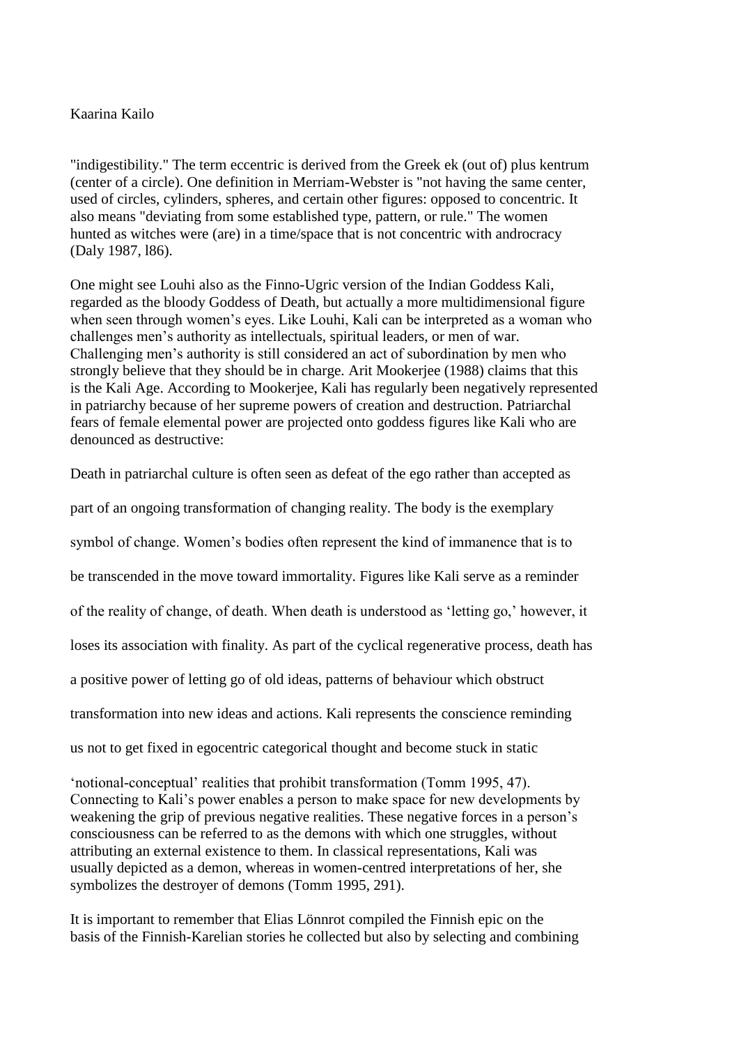"indigestibility." The term eccentric is derived from the Greek ek (out of) plus kentrum (center of a circle). One definition in Merriam-Webster is "not having the same center, used of circles, cylinders, spheres, and certain other figures: opposed to concentric. It also means "deviating from some established type, pattern, or rule." The women hunted as witches were (are) in a time/space that is not concentric with androcracy (Daly 1987, l86).

One might see Louhi also as the Finno-Ugric version of the Indian Goddess Kali, regarded as the bloody Goddess of Death, but actually a more multidimensional figure when seen through women's eyes. Like Louhi, Kali can be interpreted as a woman who challenges men's authority as intellectuals, spiritual leaders, or men of war. Challenging men's authority is still considered an act of subordination by men who strongly believe that they should be in charge. Arit Mookerjee (1988) claims that this is the Kali Age. According to Mookerjee, Kali has regularly been negatively represented in patriarchy because of her supreme powers of creation and destruction. Patriarchal fears of female elemental power are projected onto goddess figures like Kali who are denounced as destructive:

> Death in patriarchal culture is often seen as defeat of the ego rather than accepted as part of an ongoing transformation of changing reality. The body is the exemplary symbol of change. Women's bodies often represent the kind of immanence that is to be transcended in the move toward immortality. Figures like Kali serve as a reminder of the reality of change, of death. When death is understood as 'letting go,' however, it loses its association with finality. As part of the cyclical regenerative process, death has a positive power of letting go of old ideas, patterns of behaviour which obstruct transformation into new ideas and actions. Kali represents the conscience reminding us not to get fixed in egocentric categorical thought and become stuck in static 'notional-conceptual' realities that prohibit transformation (Tomm 1995, 47).

Connecting to Kali's power enables a person to make space for new developments by weakening the grip of previous negative realities. These negative forces in a person's consciousness can be referred to as the demons with which one struggles, without attributing an external existence to them. In classical representations, Kali was usually depicted as a demon, whereas in women-centred interpretations of her, she symbolizes the destroyer of demons (Tomm 1995, 291).

It is important to remember that Elias Lönnrot compiled the Finnish epic on the basis of the Finnish-Karelian stories he collected but also by selecting and combining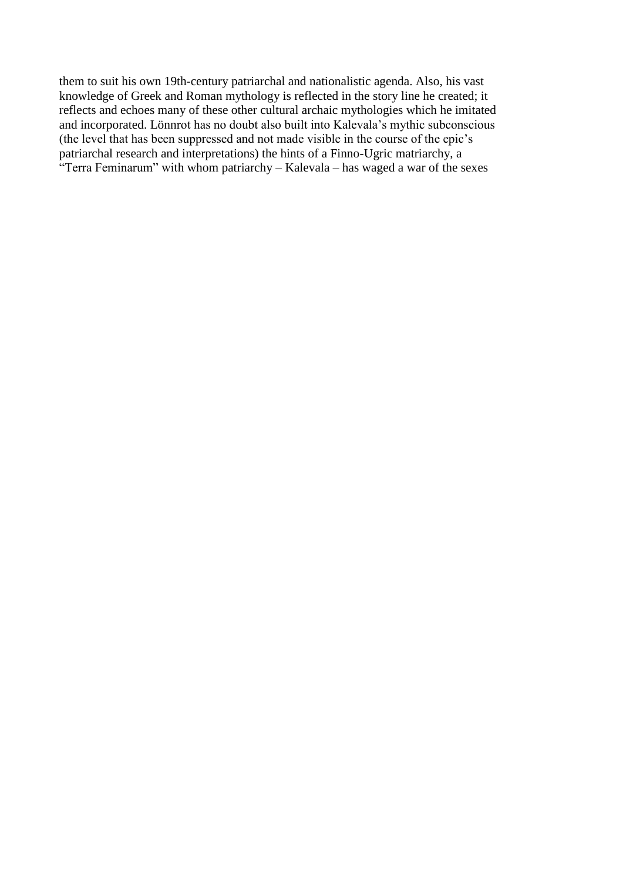them to suit his own 19th-century patriarchal and nationalistic agenda. Also, his vast knowledge of Greek and Roman mythology is reflected in the story line he created; it reflects and echoes many of these other cultural archaic mythologies which he imitated and incorporated. Lönnrot has no doubt also built into Kalevala's mythic subconscious (the level that has been suppressed and not made visible in the course of the epic's patriarchal research and interpretations) the hints of a Finno-Ugric matriarchy, a "Terra Feminarum" with whom patriarchy – Kalevala – has waged a war of the sexes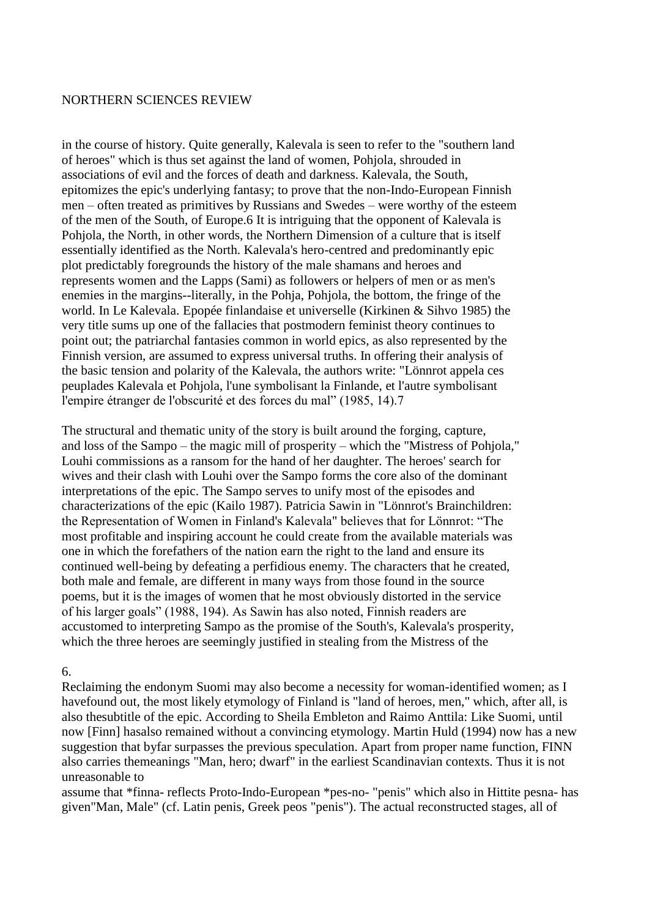in the course of history. Quite generally, Kalevala is seen to refer to the "southern land of heroes" which is thus set against the land of women, Pohjola, shrouded in associations of evil and the forces of death and darkness. Kalevala, the South, epitomizes the epic's underlying fantasy; to prove that the non-Indo-European Finnish men – often treated as primitives by Russians and Swedes – were worthy of the esteem of the men of the South, of Europe.6 It is intriguing that the opponent of Kalevala is Pohjola, the North, in other words, the Northern Dimension of a culture that is itself essentially identified as the North. Kalevala's hero-centred and predominantly epic plot predictably foregrounds the history of the male shamans and heroes and represents women and the Lapps (Sami) as followers or helpers of men or as men's enemies in the margins--literally, in the Pohja, Pohjola, the bottom, the fringe of the world. In Le Kalevala. Epopée finlandaise et universelle (Kirkinen & Sihvo 1985) the very title sums up one of the fallacies that postmodern feminist theory continues to point out; the patriarchal fantasies common in world epics, as also represented by the Finnish version, are assumed to express universal truths. In offering their analysis of the basic tension and polarity of the Kalevala, the authors write: "Lönnrot appela ces peuplades Kalevala et Pohjola, l'une symbolisant la Finlande, et l'autre symbolisant l'empire étranger de l'obscurité et des forces du mal" (1985, 14).7

The structural and thematic unity of the story is built around the forging, capture, and loss of the Sampo – the magic mill of prosperity – which the "Mistress of Pohjola," Louhi commissions as a ransom for the hand of her daughter. The heroes' search for wives and their clash with Louhi over the Sampo forms the core also of the dominant interpretations of the epic. The Sampo serves to unify most of the episodes and characterizations of the epic (Kailo 1987). Patricia Sawin in "Lönnrot's Brainchildren: the Representation of Women in Finland's Kalevala" believes that for Lönnrot: "The most profitable and inspiring account he could create from the available materials was one in which the forefathers of the nation earn the right to the land and ensure its continued well-being by defeating a perfidious enemy. The characters that he created, both male and female, are different in many ways from those found in the source poems, but it is the images of women that he most obviously distorted in the service of his larger goals" (1988, 194). As Sawin has also noted, Finnish readers are accustomed to interpreting Sampo as the promise of the South's, Kalevala's prosperity, which the three heroes are seemingly justified in stealing from the Mistress of the

6.
Reclaiming the endonym Suomi may also become a necessity for woman-identified women; as I havefound out, the most likely etymology of Finland is "land of heroes, men," which, after all, is also thesubtitle of the epic. According to Sheila Embleton and Raimo Anttila: Like Suomi, until now [Finn] hasalso remained without a convincing etymology. Martin Huld (1994) now has a new suggestion that byfar surpasses the previous speculation. Apart from proper name function, FINN also carries themeanings "Man, hero; dwarf" in the earliest Scandinavian contexts. Thus it is not unreasonable to
assume that *finna- reflects Proto-Indo-European *pes-no- "penis" which also in Hittite pesna- has given"Man, Male" (cf. Latin penis, Greek peos "penis"). The actual reconstructed stages, all of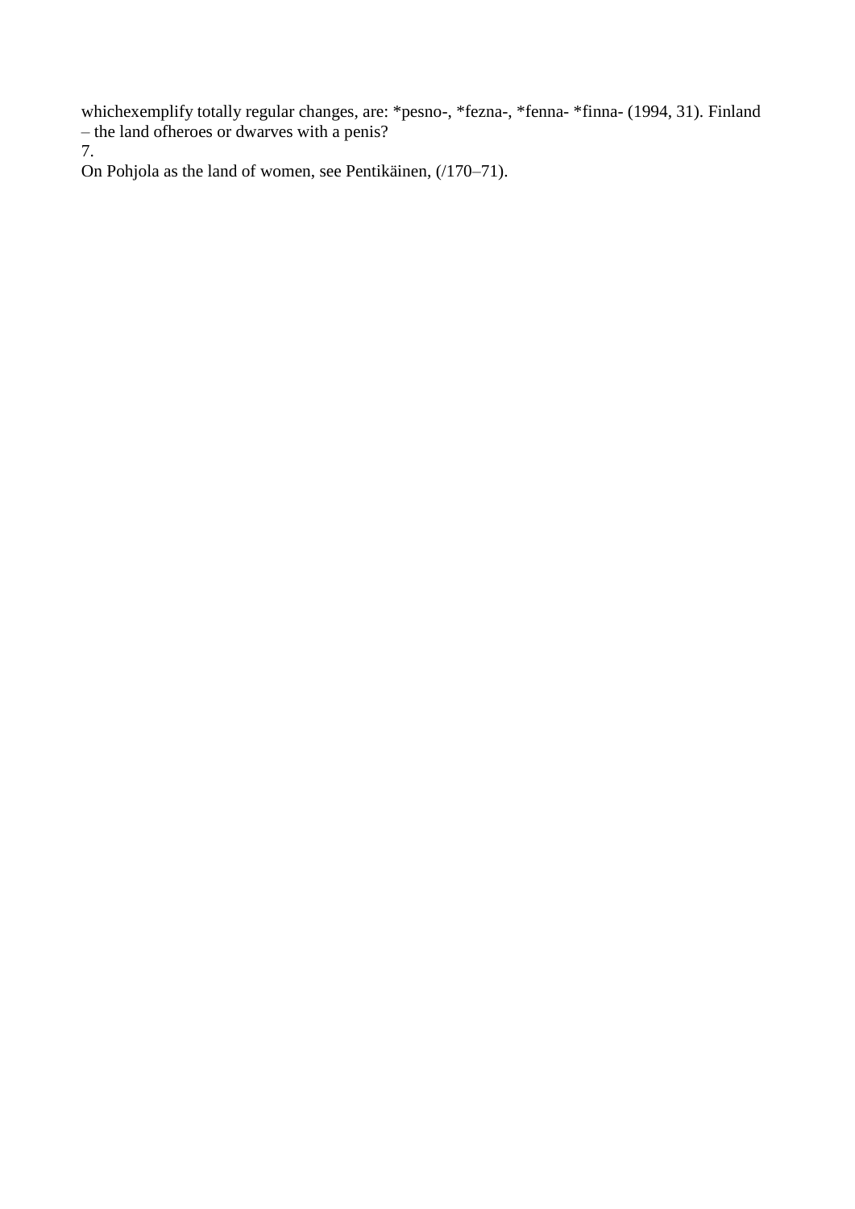whichexemplify totally regular changes, are: *pesno-, *fezna-, *fenna- *finna- (1994, 31). Finland – the land ofheroes or dwarves with a penis?

7.

On Pohjola as the land of women, see Pentikäinen, (/170–71).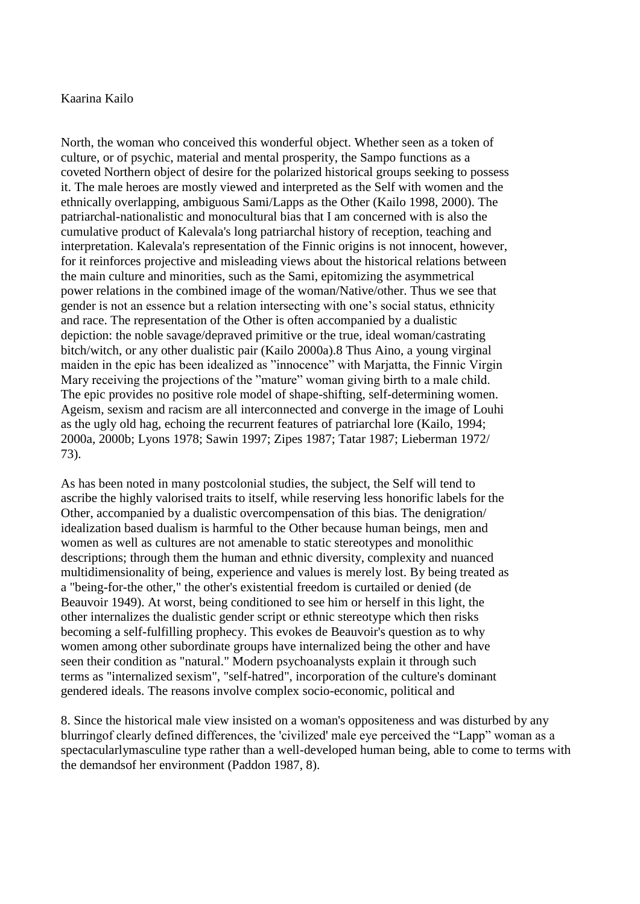North, the woman who conceived this wonderful object. Whether seen as a token of culture, or of psychic, material and mental prosperity, the Sampo functions as a coveted Northern object of desire for the polarized historical groups seeking to possess it. The male heroes are mostly viewed and interpreted as the Self with women and the ethnically overlapping, ambiguous Sami/Lapps as the Other (Kailo 1998, 2000). The patriarchal-nationalistic and monocultural bias that I am concerned with is also the cumulative product of Kalevala's long patriarchal history of reception, teaching and interpretation. Kalevala's representation of the Finnic origins is not innocent, however, for it reinforces projective and misleading views about the historical relations between the main culture and minorities, such as the Sami, epitomizing the asymmetrical power relations in the combined image of the woman/Native/other. Thus we see that gender is not an essence but a relation intersecting with one's social status, ethnicity and race. The representation of the Other is often accompanied by a dualistic depiction: the noble savage/depraved primitive or the true, ideal woman/castrating bitch/witch, or any other dualistic pair (Kailo 2000a).8 Thus Aino, a young virginal maiden in the epic has been idealized as ”innocence” with Marjatta, the Finnic Virgin Mary receiving the projections of the ”mature” woman giving birth to a male child. The epic provides no positive role model of shape-shifting, self-determining women. Ageism, sexism and racism are all interconnected and converge in the image of Louhi as the ugly old hag, echoing the recurrent features of patriarchal lore (Kailo, 1994; 2000a, 2000b; Lyons 1978; Sawin 1997; Zipes 1987; Tatar 1987; Lieberman 1972/ 73).

As has been noted in many postcolonial studies, the subject, the Self will tend to ascribe the highly valorised traits to itself, while reserving less honorific labels for the Other, accompanied by a dualistic overcompensation of this bias. The denigration/ idealization based dualism is harmful to the Other because human beings, men and women as well as cultures are not amenable to static stereotypes and monolithic descriptions; through them the human and ethnic diversity, complexity and nuanced multidimensionality of being, experience and values is merely lost. By being treated as a "being-for-the other," the other's existential freedom is curtailed or denied (de Beauvoir 1949). At worst, being conditioned to see him or herself in this light, the other internalizes the dualistic gender script or ethnic stereotype which then risks becoming a self-fulfilling prophecy. This evokes de Beauvoir's question as to why women among other subordinate groups have internalized being the other and have seen their condition as "natural." Modern psychoanalysts explain it through such terms as "internalized sexism", "self-hatred", incorporation of the culture's dominant gendered ideals. The reasons involve complex socio-economic, political and

8. Since the historical male view insisted on a woman's oppositeness and was disturbed by any blurringof clearly defined differences, the 'civilized' male eye perceived the “Lapp” woman as a spectacularlymasculine type rather than a well-developed human being, able to come to terms with the demandsof her environment (Paddon 1987, 8).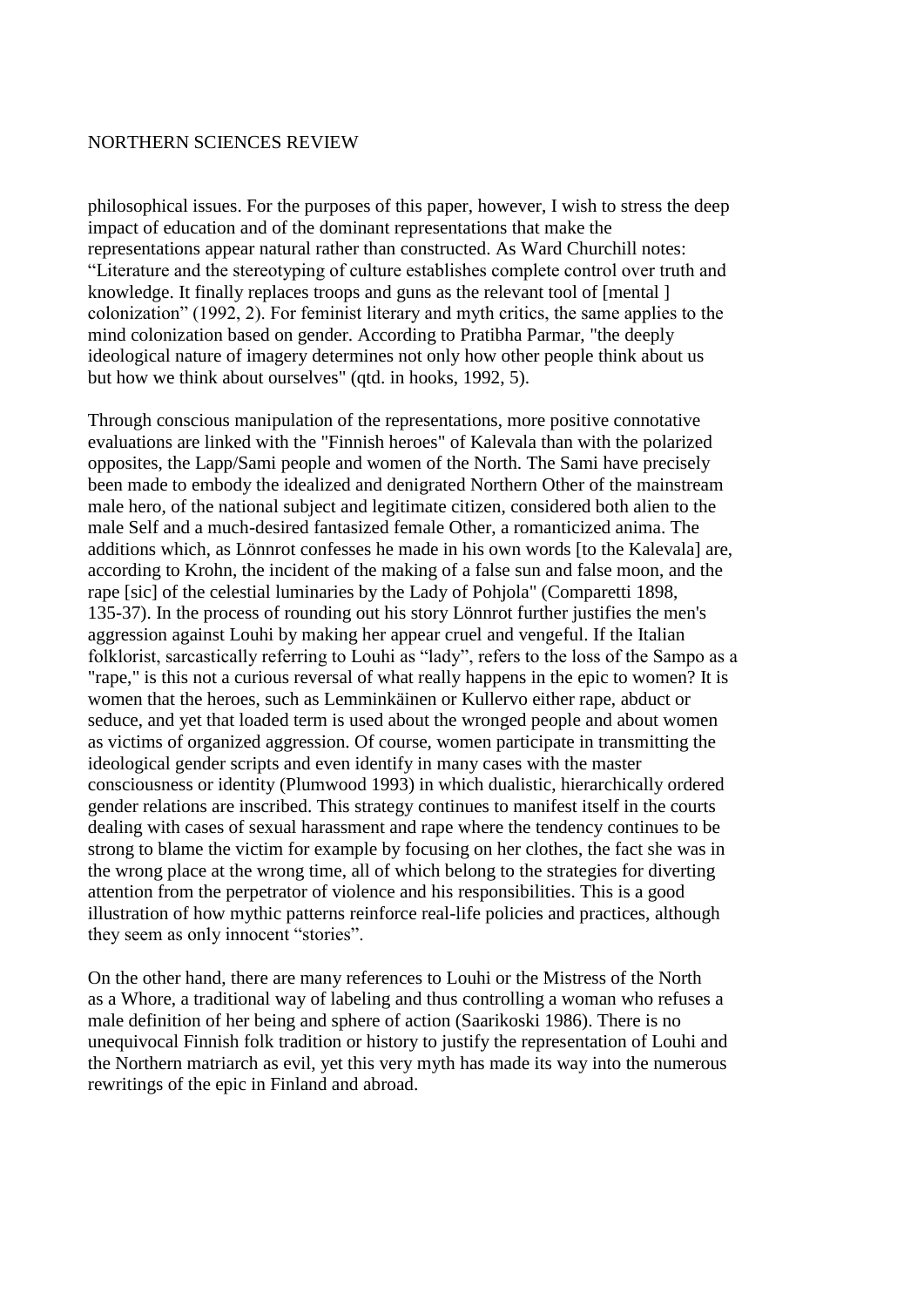philosophical issues. For the purposes of this paper, however, I wish to stress the deep impact of education and of the dominant representations that make the representations appear natural rather than constructed. As Ward Churchill notes: “Literature and the stereotyping of culture establishes complete control over truth and knowledge. It finally replaces troops and guns as the relevant tool of [mental ] colonization” (1992, 2). For feminist literary and myth critics, the same applies to the mind colonization based on gender. According to Pratibha Parmar, "the deeply ideological nature of imagery determines not only how other people think about us but how we think about ourselves" (qtd. in hooks, 1992, 5).

Through conscious manipulation of the representations, more positive connotative evaluations are linked with the "Finnish heroes" of Kalevala than with the polarized opposites, the Lapp/Sami people and women of the North. The Sami have precisely been made to embody the idealized and denigrated Northern Other of the mainstream male hero, of the national subject and legitimate citizen, considered both alien to the male Self and a much-desired fantasized female Other, a romanticized anima. The additions which, as Lönnrot confesses he made in his own words [to the Kalevala] are, according to Krohn, the incident of the making of a false sun and false moon, and the rape [sic] of the celestial luminaries by the Lady of Pohjola" (Comparetti 1898, 135-37). In the process of rounding out his story Lönnrot further justifies the men's aggression against Louhi by making her appear cruel and vengeful. If the Italian folklorist, sarcastically referring to Louhi as “lady”, refers to the loss of the Sampo as a "rape," is this not a curious reversal of what really happens in the epic to women? It is women that the heroes, such as Lemminkäinen or Kullervo either rape, abduct or seduce, and yet that loaded term is used about the wronged people and about women as victims of organized aggression. Of course, women participate in transmitting the ideological gender scripts and even identify in many cases with the master consciousness or identity (Plumwood 1993) in which dualistic, hierarchically ordered gender relations are inscribed. This strategy continues to manifest itself in the courts dealing with cases of sexual harassment and rape where the tendency continues to be strong to blame the victim for example by focusing on her clothes, the fact she was in the wrong place at the wrong time, all of which belong to the strategies for diverting attention from the perpetrator of violence and his responsibilities. This is a good illustration of how mythic patterns reinforce real-life policies and practices, although they seem as only innocent “stories”.

On the other hand, there are many references to Louhi or the Mistress of the North as a Whore, a traditional way of labeling and thus controlling a woman who refuses a male definition of her being and sphere of action (Saarikoski 1986). There is no unequivocal Finnish folk tradition or history to justify the representation of Louhi and the Northern matriarch as evil, yet this very myth has made its way into the numerous rewritings of the epic in Finland and abroad.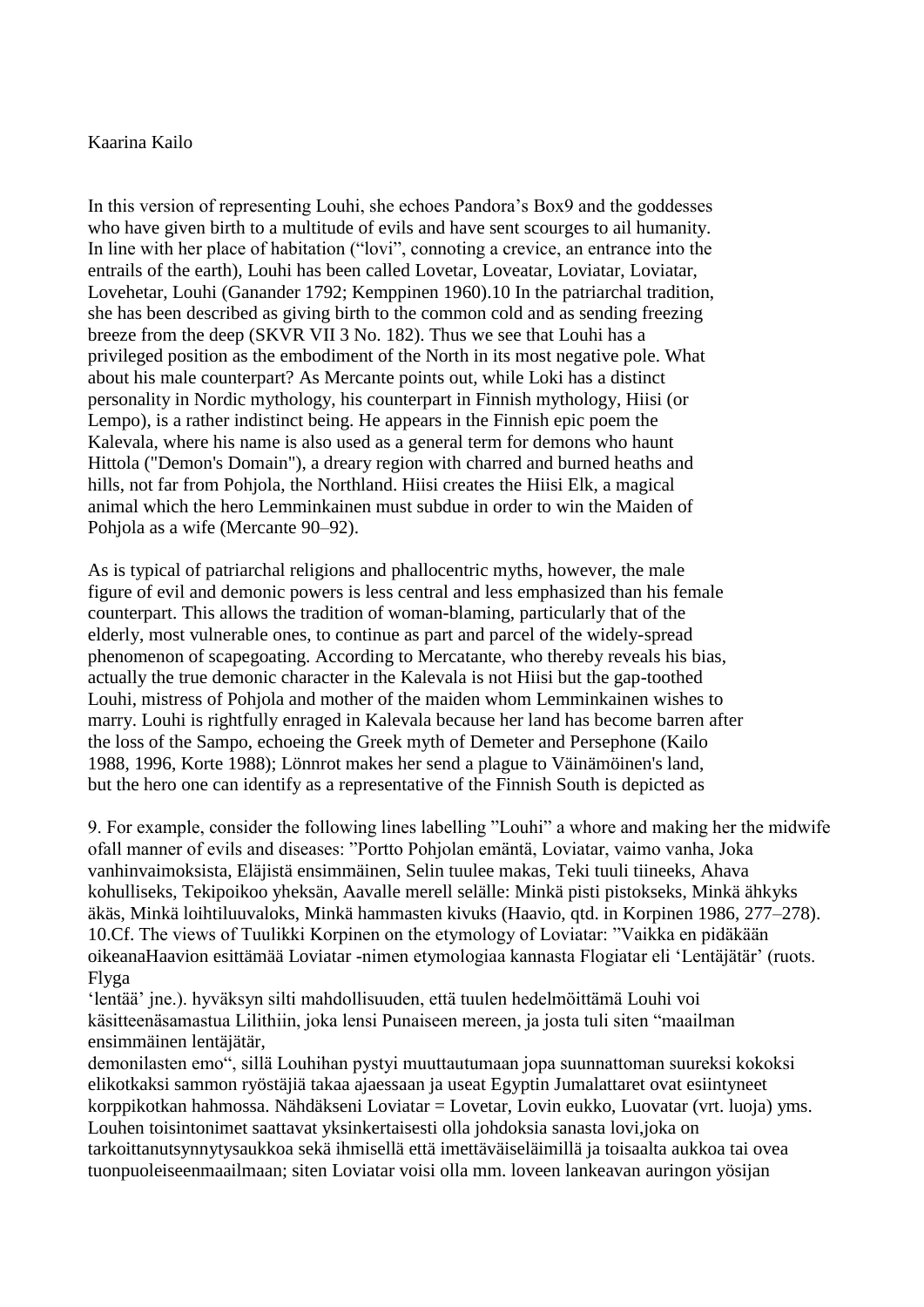In this version of representing Louhi, she echoes Pandora's Box[9] and the goddesses who have given birth to a multitude of evils and have sent scourges to ail humanity. In line with her place of habitation ("lovi", connoting a crevice, an entrance into the entrails of the earth), Louhi has been called Lovetar, Loveatar, Loviatar, Loviatar, Lovehetar, Louhi (Ganander 1792; Kemppinen 1960).[10] In the patriarchal tradition, she has been described as giving birth to the common cold and as sending freezing breeze from the deep (SKVR VII 3 No. 182). Thus we see that Louhi has a privileged position as the embodiment of the North in its most negative pole. What about his male counterpart? As Mercante points out, while Loki has a distinct personality in Nordic mythology, his counterpart in Finnish mythology, Hiisi (or Lempo), is a rather indistinct being. He appears in the Finnish epic poem the Kalevala, where his name is also used as a general term for demons who haunt Hittola ("Demon's Domain"), a dreary region with charred and burned heaths and hills, not far from Pohjola, the Northland. Hiisi creates the Hiisi Elk, a magical animal which the hero Lemminkainen must subdue in order to win the Maiden of Pohjola as a wife (Mercante 90–92).

As is typical of patriarchal religions and phallocentric myths, however, the male figure of evil and demonic powers is less central and less emphasized than his female counterpart. This allows the tradition of woman-blaming, particularly that of the elderly, most vulnerable ones, to continue as part and parcel of the widely-spread phenomenon of scapegoating. According to Mercatante, who thereby reveals his bias, actually the true demonic character in the Kalevala is not Hiisi but the gap-toothed Louhi, mistress of Pohjola and mother of the maiden whom Lemminkainen wishes to marry. Louhi is rightfully enraged in Kalevala because her land has become barren after the loss of the Sampo, echoeing the Greek myth of Demeter and Persephone (Kailo 1988, 1996, Korte 1988); Lönnrot makes her send a plague to Väinämöinen's land, but the hero one can identify as a representative of the Finnish South is depicted as

9. For example, consider the following lines labelling "Louhi" a whore and making her the midwife ofall manner of evils and diseases: "Portto Pohjolan emäntä, Loviatar, vaimo vanha, Joka vanhinvaimoksista, Eläjistä ensimmäinen, Selin tuulee makas, Teki tuuli tiineeks, Ahava kohulliseks, Tekipoikoo yheksän, Aavalle merell selälle: Minkä pisti pistokseks, Minkä ähkyks äkäs, Minkä loihtiluuvaloks, Minkä hammasten kivuks (Haavio, qtd. in Korpinen 1986, 277–278).

10.Cf. The views of Tuulikki Korpinen on the etymology of Loviatar: "Vaikka en pidäkään oikeanaHaavion esittämää Loviatar -nimen etymologiaa kannasta Flogiatar eli 'Lentäjätär' (ruots. Flyga 'lentää' jne.). hyväksyn silti mahdollisuuden, että tuulen hedelmöittämä Louhi voi käsitteenäsamastua Lilithiin, joka lensi Punaiseen mereen, ja josta tuli siten "maailman ensimmäinen lentäjätär, demonilasten emo", sillä Louhihan pystyi muuttautumaan jopa suunnattoman suureksi kokoksi elikotkaksi sammon ryöstäjiä takaa ajaessaan ja useat Egyptin Jumalattaret ovat esiintyneet korppikotkan hahmossa. Nähdäkseni Loviatar = Lovetar, Lovin eukko, Luovatar (vrt. luoja) yms. Louhen toisintonimet saattavat yksinkertaisesti olla johdoksia sanasta lovi,joka on tarkoittanutsynnytysaukkoa sekä ihmisellä että imettäväiseläimillä ja toisaalta aukkoa tai ovea tuonpuoleiseenmaailmaan; siten Loviatar voisi olla mm. loveen lankeavan auringon yösijan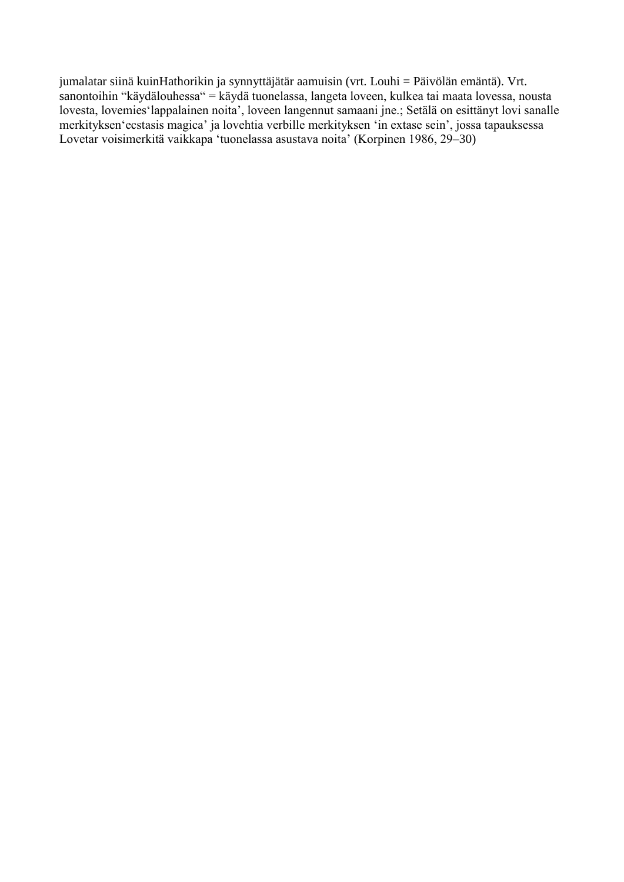jumalatar siinä kuinHathorikin ja synnyttäjätär aamuisin (vrt. Louhi = Päivölän emäntä). Vrt. sanontoihin "käydälouhessa" = käydä tuonelassa, langeta loveen, kulkea tai maata lovessa, nousta lovesta, lovemies'lappalainen noita', loveen langennut samaani jne.; Setälä on esittänyt lovi sanalle merkityksen'ecstasis magica' ja lovehtia verbille merkityksen 'in extase sein', jossa tapauksessa Lovetar voisimerkitä vaikkapa 'tuonelassa asustava noita' (Korpinen 1986, 29–30)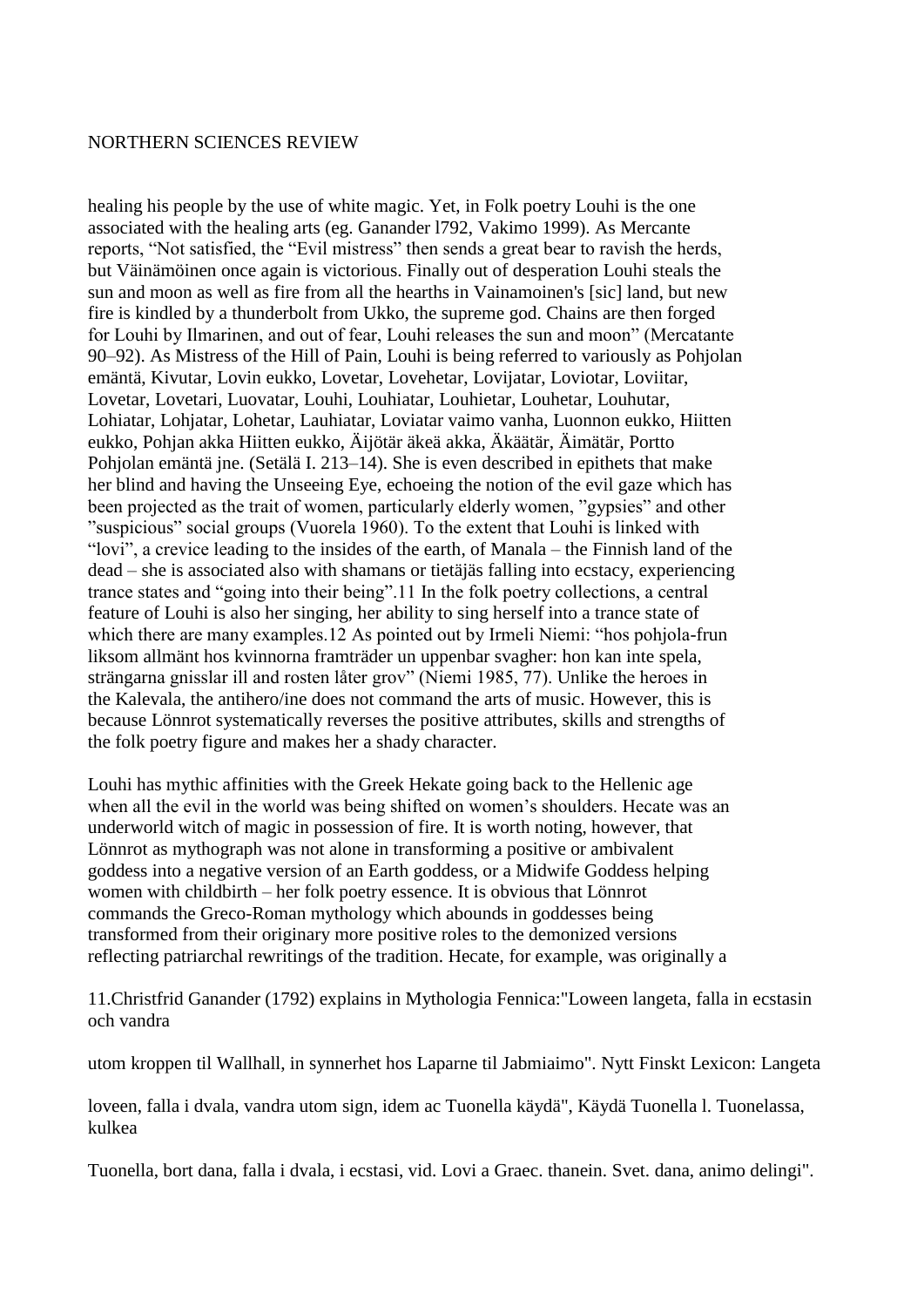healing his people by the use of white magic. Yet, in Folk poetry Louhi is the one associated with the healing arts (eg. Ganander l792, Vakimo 1999). As Mercante reports, "Not satisfied, the "Evil mistress" then sends a great bear to ravish the herds, but Väinämöinen once again is victorious. Finally out of desperation Louhi steals the sun and moon as well as fire from all the hearths in Vainamoinen's [sic] land, but new fire is kindled by a thunderbolt from Ukko, the supreme god. Chains are then forged for Louhi by Ilmarinen, and out of fear, Louhi releases the sun and moon" (Mercatante 90–92). As Mistress of the Hill of Pain, Louhi is being referred to variously as Pohjolan emäntä, Kivutar, Lovin eukko, Lovetar, Lovehetar, Lovijatar, Loviotar, Loviitar, Lovetar, Lovetari, Luovatar, Louhi, Louhiatar, Louhietar, Louhetar, Louhutar, Lohiatar, Lohjatar, Lohetar, Lauhiatar, Loviatar vaimo vanha, Luonnon eukko, Hiitten eukko, Pohjan akka Hiitten eukko, Äijötär äkeä akka, Äkäätär, Äimätär, Portto Pohjolan emäntä jne. (Setälä I. 213–14). She is even described in epithets that make her blind and having the Unseeing Eye, echoeing the notion of the evil gaze which has been projected as the trait of women, particularly elderly women, "gypsies" and other "suspicious" social groups (Vuorela 1960). To the extent that Louhi is linked with "lovi", a crevice leading to the insides of the earth, of Manala – the Finnish land of the dead – she is associated also with shamans or tietäjäs falling into ecstacy, experiencing trance states and "going into their being".[11] In the folk poetry collections, a central feature of Louhi is also her singing, her ability to sing herself into a trance state of which there are many examples.[12] As pointed out by Irmeli Niemi: "hos pohjola-frun liksom allmänt hos kvinnorna framträder un uppenbar svagher: hon kan inte spela, strängarna gnisslar ill and rosten låter grov" (Niemi 1985, 77). Unlike the heroes in the Kalevala, the antihero/ine does not command the arts of music. However, this is because Lönnrot systematically reverses the positive attributes, skills and strengths of the folk poetry figure and makes her a shady character.

Louhi has mythic affinities with the Greek Hekate going back to the Hellenic age when all the evil in the world was being shifted on women's shoulders. Hecate was an underworld witch of magic in possession of fire. It is worth noting, however, that Lönnrot as mythograph was not alone in transforming a positive or ambivalent goddess into a negative version of an Earth goddess, or a Midwife Goddess helping women with childbirth – her folk poetry essence. It is obvious that Lönnrot commands the Greco-Roman mythology which abounds in goddesses being transformed from their originary more positive roles to the demonized versions reflecting patriarchal rewritings of the tradition. Hecate, for example, was originally a

11.Christfrid Ganander (1792) explains in Mythologia Fennica:"Loween langeta, falla in ecstasin och vandra utom kroppen til Wallhall, in synnerhet hos Laparne til Jabmiaimo". Nytt Finskt Lexicon: Langeta loveen, falla i dvala, vandra utom sign, idem ac Tuonella käydä", Käydä Tuonella l. Tuonelassa, kulkea Tuonella, bort dana, falla i dvala, i ecstasi, vid. Lovi a Graec. thanein. Svet. dana, animo delingi".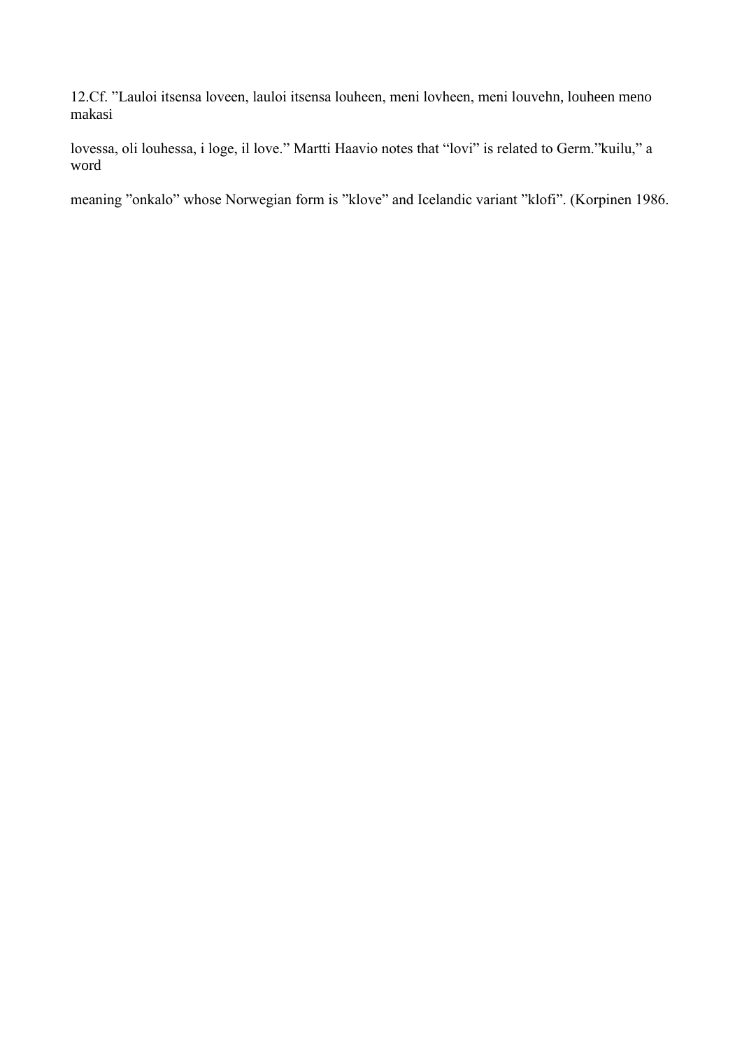12.Cf. ”Lauloi itsensa loveen, lauloi itsensa louheen, meni lovheen, meni louvehn, louheen meno makasi

lovessa, oli louhessa, i loge, il love.” Martti Haavio notes that “lovi” is related to Germ.”kuilu,” a word

meaning ”onkalo” whose Norwegian form is ”klove” and Icelandic variant ”klofi”. (Korpinen 1986.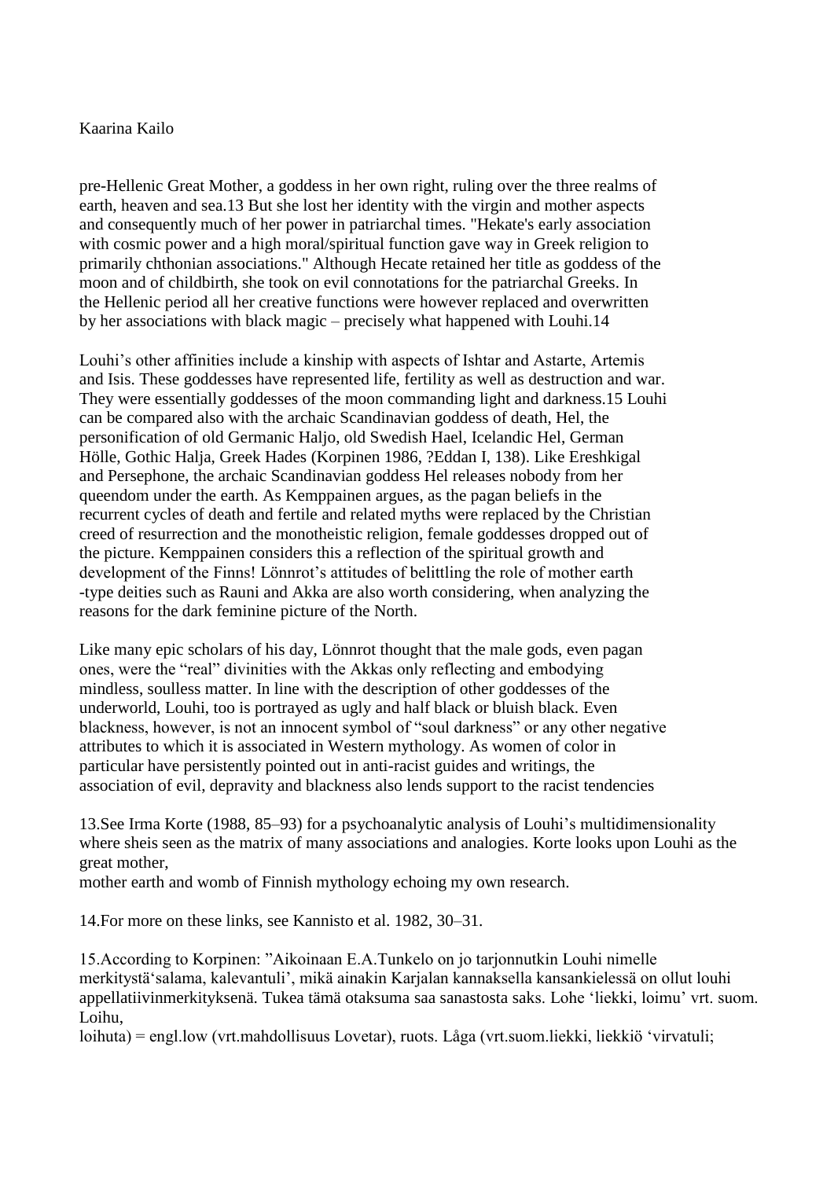pre-Hellenic Great Mother, a goddess in her own right, ruling over the three realms of earth, heaven and sea.13 But she lost her identity with the virgin and mother aspects and consequently much of her power in patriarchal times. "Hekate's early association with cosmic power and a high moral/spiritual function gave way in Greek religion to primarily chthonian associations." Although Hecate retained her title as goddess of the moon and of childbirth, she took on evil connotations for the patriarchal Greeks. In the Hellenic period all her creative functions were however replaced and overwritten by her associations with black magic – precisely what happened with Louhi.14

Louhi's other affinities include a kinship with aspects of Ishtar and Astarte, Artemis and Isis. These goddesses have represented life, fertility as well as destruction and war. They were essentially goddesses of the moon commanding light and darkness.15 Louhi can be compared also with the archaic Scandinavian goddess of death, Hel, the personification of old Germanic Haljo, old Swedish Hael, Icelandic Hel, German Hölle, Gothic Halja, Greek Hades (Korpinen 1986, ?Eddan I, 138). Like Ereshkigal and Persephone, the archaic Scandinavian goddess Hel releases nobody from her queendom under the earth. As Kemppainen argues, as the pagan beliefs in the recurrent cycles of death and fertile and related myths were replaced by the Christian creed of resurrection and the monotheistic religion, female goddesses dropped out of the picture. Kemppainen considers this a reflection of the spiritual growth and development of the Finns! Lönnrot's attitudes of belittling the role of mother earth -type deities such as Rauni and Akka are also worth considering, when analyzing the reasons for the dark feminine picture of the North.

Like many epic scholars of his day, Lönnrot thought that the male gods, even pagan ones, were the "real" divinities with the Akkas only reflecting and embodying mindless, soulless matter. In line with the description of other goddesses of the underworld, Louhi, too is portrayed as ugly and half black or bluish black. Even blackness, however, is not an innocent symbol of "soul darkness" or any other negative attributes to which it is associated in Western mythology. As women of color in particular have persistently pointed out in anti-racist guides and writings, the association of evil, depravity and blackness also lends support to the racist tendencies

13.See Irma Korte (1988, 85–93) for a psychoanalytic analysis of Louhi's multidimensionality where sheis seen as the matrix of many associations and analogies. Korte looks upon Louhi as the great mother,
mother earth and womb of Finnish mythology echoing my own research.

14.For more on these links, see Kannisto et al. 1982, 30–31.

15.According to Korpinen: "Aikoinaan E.A.Tunkelo on jo tarjonnutkin Louhi nimelle merkitystä'salama, kalevantuli', mikä ainakin Karjalan kannaksella kansankielessä on ollut louhi appellatiivinmerkityksenä. Tukea tämä otaksuma saa sanastosta saks. Lohe 'liekki, loimu' vrt. suom. Loihu,
loihuta) = engl.low (vrt.mahdollisuus Lovetar), ruots. Låga (vrt.suom.liekki, liekkiö 'virvatuli;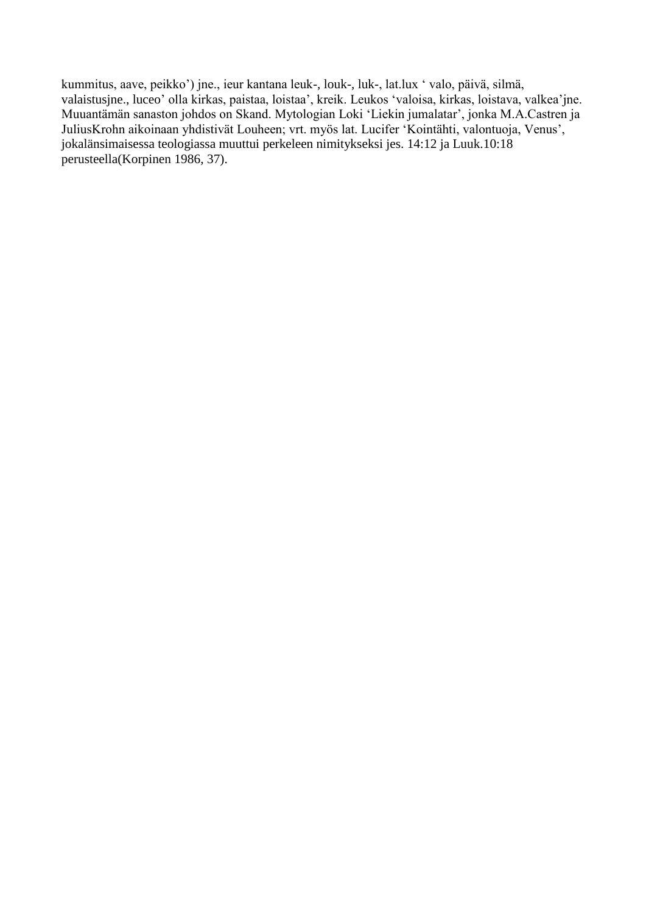kummitus, aave, peikko') jne., ieur kantana leuk-, louk-, luk-, lat.lux ' valo, päivä, silmä, valaistusjne., luceo' olla kirkas, paistaa, loistaa', kreik. Leukos 'valoisa, kirkas, loistava, valkea'jne. Muuantämän sanaston johdos on Skand. Mytologian Loki 'Liekin jumalatar', jonka M.A.Castren ja JuliusKrohn aikoinaan yhdistivät Louheen; vrt. myös lat. Lucifer 'Kointähti, valontuoja, Venus', jokalänsimaisessa teologiassa muuttui perkeleen nimitykseksi jes. 14:12 ja Luuk.10:18 perusteella(Korpinen 1986, 37).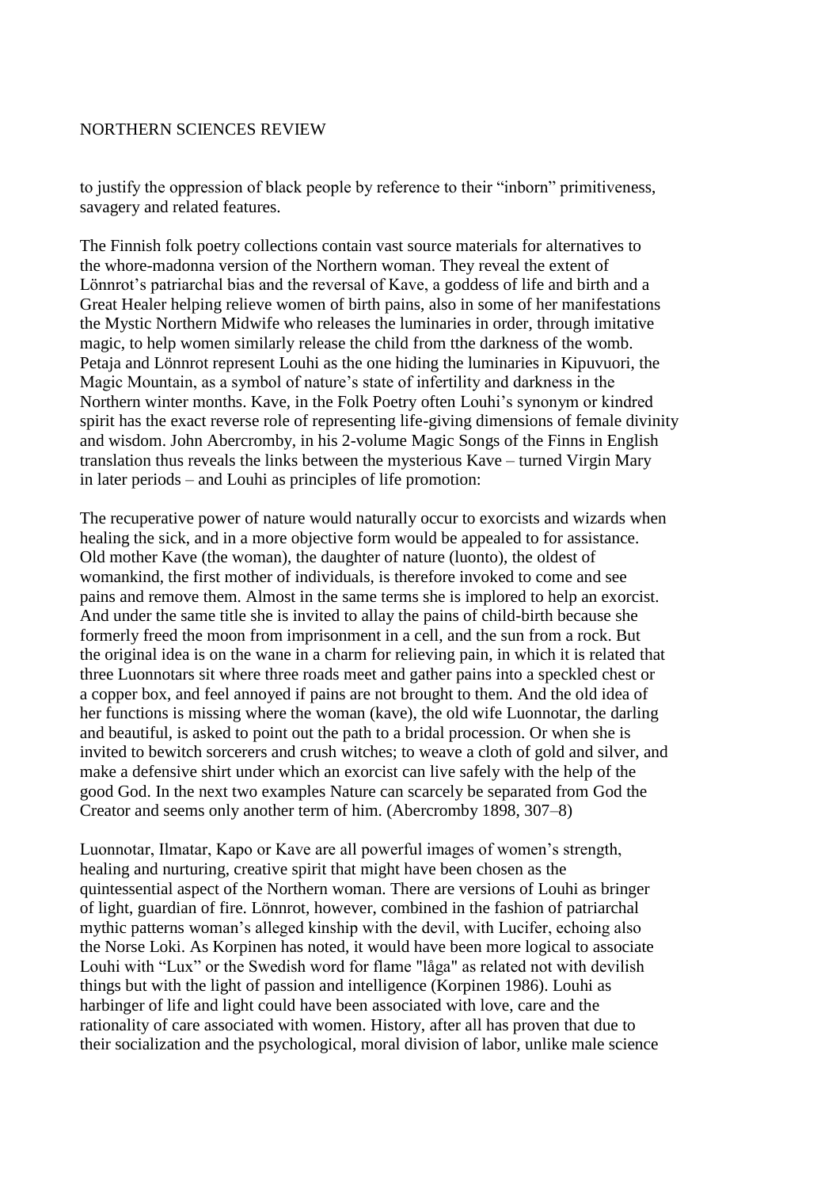to justify the oppression of black people by reference to their "inborn" primitiveness, savagery and related features.

The Finnish folk poetry collections contain vast source materials for alternatives to the whore-madonna version of the Northern woman. They reveal the extent of Lönnrot's patriarchal bias and the reversal of Kave, a goddess of life and birth and a Great Healer helping relieve women of birth pains, also in some of her manifestations the Mystic Northern Midwife who releases the luminaries in order, through imitative magic, to help women similarly release the child from tthe darkness of the womb. Petaja and Lönnrot represent Louhi as the one hiding the luminaries in Kipuvuori, the Magic Mountain, as a symbol of nature's state of infertility and darkness in the Northern winter months. Kave, in the Folk Poetry often Louhi's synonym or kindred spirit has the exact reverse role of representing life-giving dimensions of female divinity and wisdom. John Abercromby, in his 2-volume Magic Songs of the Finns in English translation thus reveals the links between the mysterious Kave – turned Virgin Mary in later periods – and Louhi as principles of life promotion:

The recuperative power of nature would naturally occur to exorcists and wizards when healing the sick, and in a more objective form would be appealed to for assistance. Old mother Kave (the woman), the daughter of nature (luonto), the oldest of womankind, the first mother of individuals, is therefore invoked to come and see pains and remove them. Almost in the same terms she is implored to help an exorcist. And under the same title she is invited to allay the pains of child-birth because she formerly freed the moon from imprisonment in a cell, and the sun from a rock. But the original idea is on the wane in a charm for relieving pain, in which it is related that three Luonnotars sit where three roads meet and gather pains into a speckled chest or a copper box, and feel annoyed if pains are not brought to them. And the old idea of her functions is missing where the woman (kave), the old wife Luonnotar, the darling and beautiful, is asked to point out the path to a bridal procession. Or when she is invited to bewitch sorcerers and crush witches; to weave a cloth of gold and silver, and make a defensive shirt under which an exorcist can live safely with the help of the good God. In the next two examples Nature can scarcely be separated from God the Creator and seems only another term of him. (Abercromby 1898, 307–8)

Luonnotar, Ilmatar, Kapo or Kave are all powerful images of women's strength, healing and nurturing, creative spirit that might have been chosen as the quintessential aspect of the Northern woman. There are versions of Louhi as bringer of light, guardian of fire. Lönnrot, however, combined in the fashion of patriarchal mythic patterns woman's alleged kinship with the devil, with Lucifer, echoing also the Norse Loki. As Korpinen has noted, it would have been more logical to associate Louhi with "Lux" or the Swedish word for flame "låga" as related not with devilish things but with the light of passion and intelligence (Korpinen 1986). Louhi as harbinger of life and light could have been associated with love, care and the rationality of care associated with women. History, after all has proven that due to their socialization and the psychological, moral division of labor, unlike male science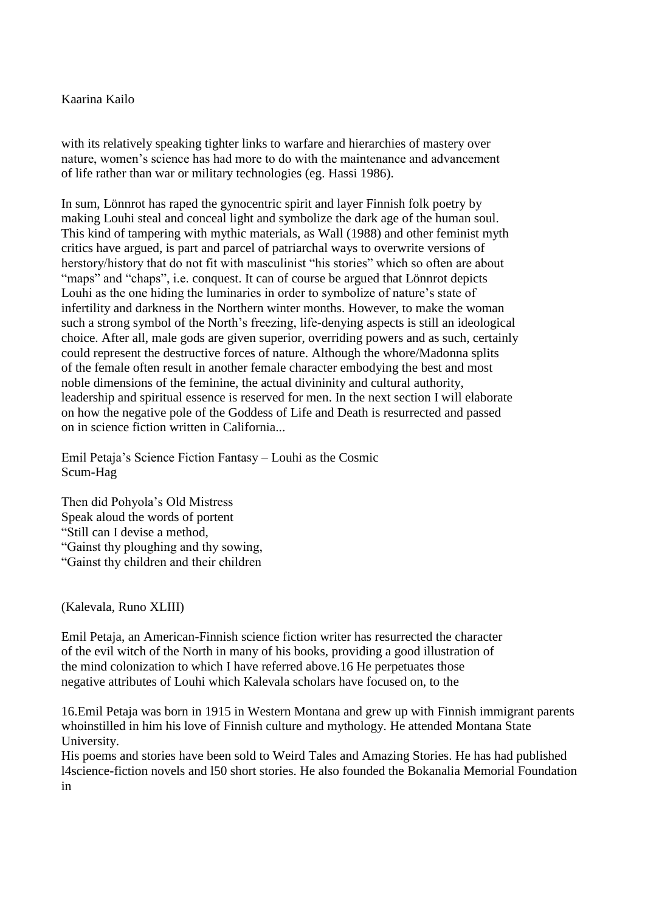with its relatively speaking tighter links to warfare and hierarchies of mastery over nature, women's science has had more to do with the maintenance and advancement of life rather than war or military technologies (eg. Hassi 1986).

In sum, Lönnrot has raped the gynocentric spirit and layer Finnish folk poetry by making Louhi steal and conceal light and symbolize the dark age of the human soul. This kind of tampering with mythic materials, as Wall (1988) and other feminist myth critics have argued, is part and parcel of patriarchal ways to overwrite versions of herstory/history that do not fit with masculinist "his stories" which so often are about "maps" and "chaps", i.e. conquest. It can of course be argued that Lönnrot depicts Louhi as the one hiding the luminaries in order to symbolize of nature's state of infertility and darkness in the Northern winter months. However, to make the woman such a strong symbol of the North's freezing, life-denying aspects is still an ideological choice. After all, male gods are given superior, overriding powers and as such, certainly could represent the destructive forces of nature. Although the whore/Madonna splits of the female often result in another female character embodying the best and most noble dimensions of the feminine, the actual divininity and cultural authority, leadership and spiritual essence is reserved for men. In the next section I will elaborate on how the negative pole of the Goddess of Life and Death is resurrected and passed on in science fiction written in California...

## Emil Petaja's Science Fiction Fantasy – Louhi as the Cosmic Scum-Hag

Then did Pohyola's Old Mistress
Speak aloud the words of portent
"Still can I devise a method,
"Gainst thy ploughing and thy sowing,
"Gainst thy children and their children

(Kalevala, Runo XLIII)

Emil Petaja, an American-Finnish science fiction writer has resurrected the character of the evil witch of the North in many of his books, providing a good illustration of the mind colonization to which I have referred above.16 He perpetuates those negative attributes of Louhi which Kalevala scholars have focused on, to the

16.Emil Petaja was born in 1915 in Western Montana and grew up with Finnish immigrant parents whoinstilled in him his love of Finnish culture and mythology. He attended Montana State University.
His poems and stories have been sold to Weird Tales and Amazing Stories. He has had published l4science-fiction novels and l50 short stories. He also founded the Bokanalia Memorial Foundation in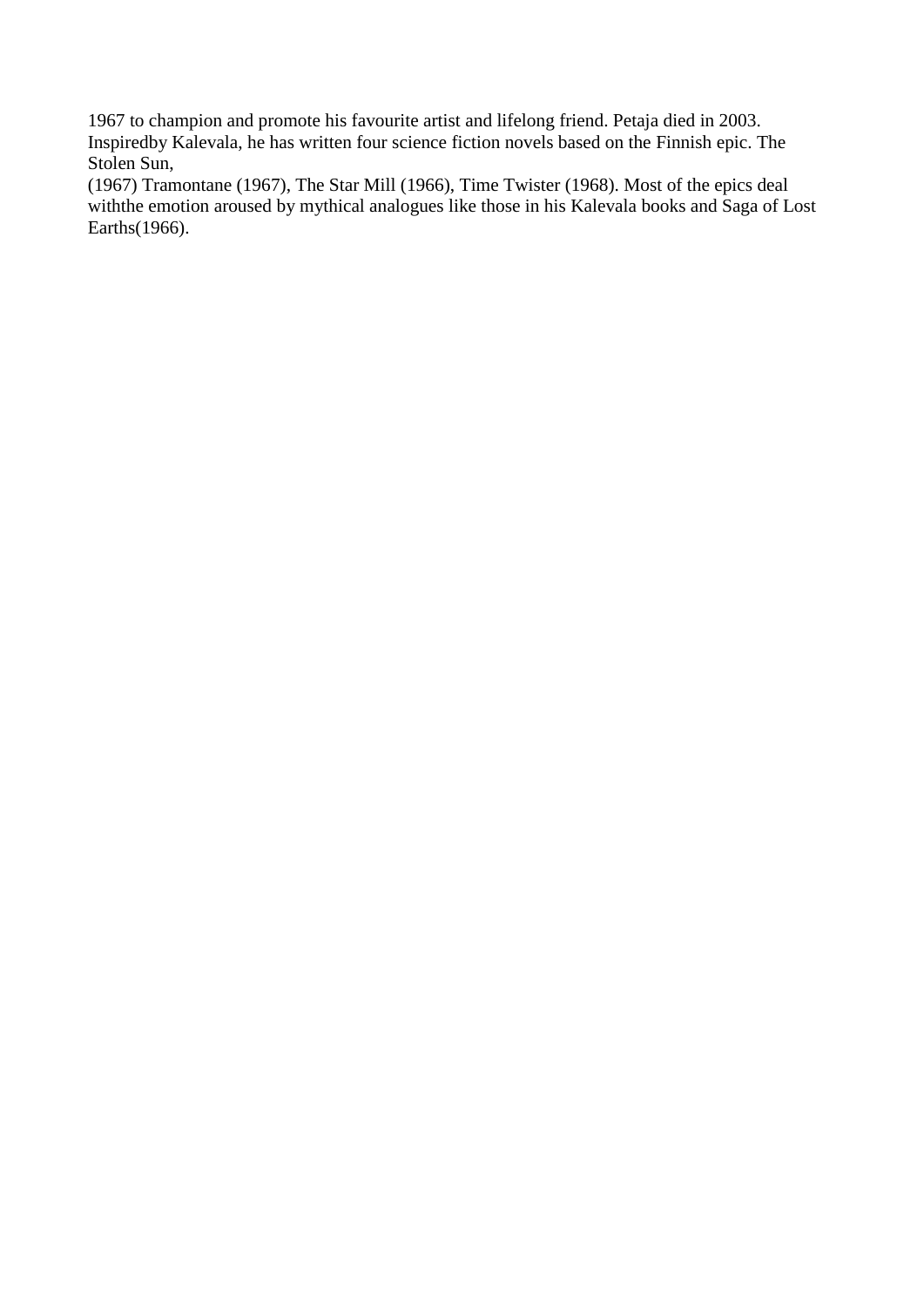1967 to champion and promote his favourite artist and lifelong friend. Petaja died in 2003. Inspiredby Kalevala, he has written four science fiction novels based on the Finnish epic. The Stolen Sun,
(1967) Tramontane (1967), The Star Mill (1966), Time Twister (1968). Most of the epics deal withthe emotion aroused by mythical analogues like those in his Kalevala books and Saga of Lost Earths(1966).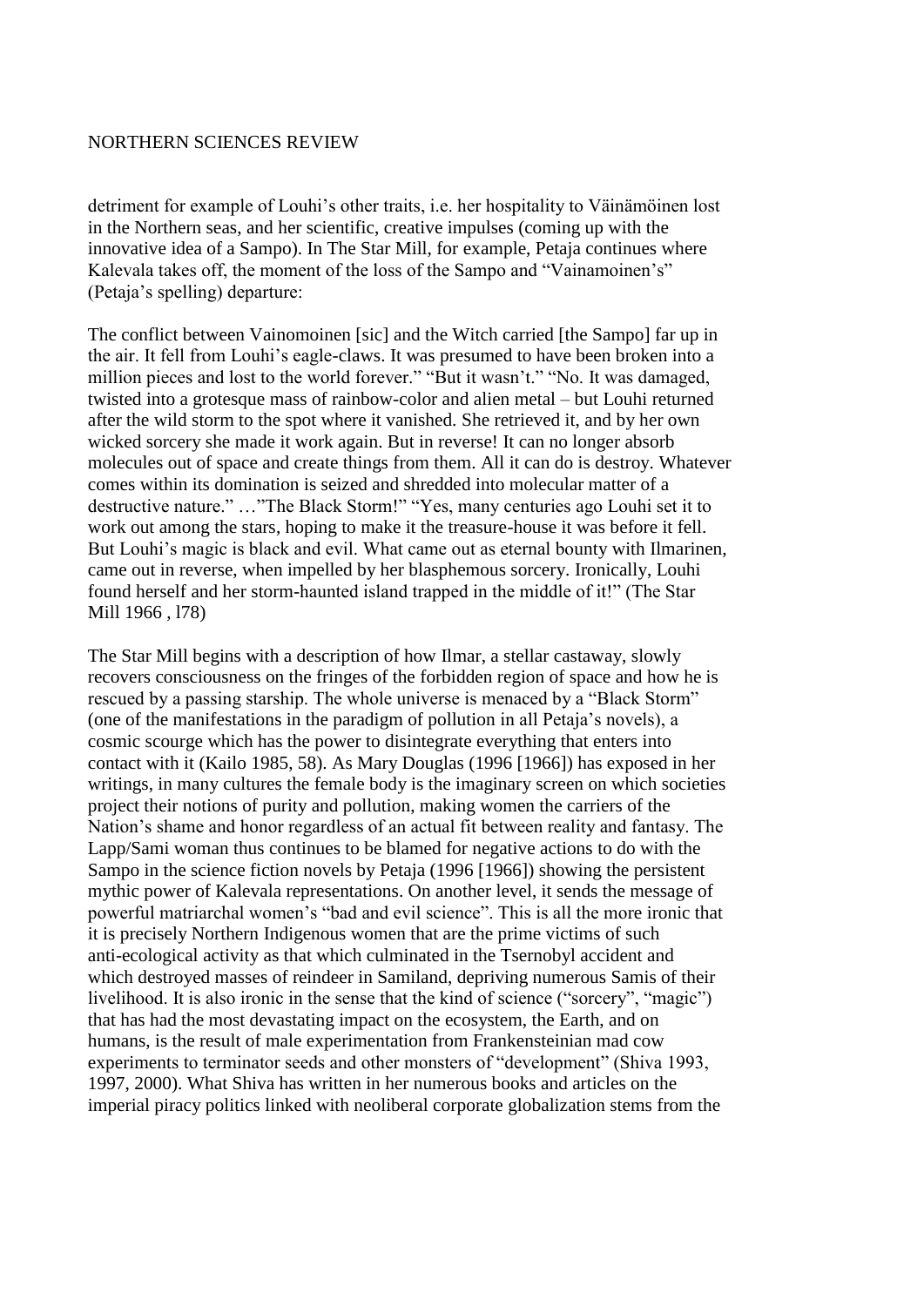detriment for example of Louhi's other traits, i.e. her hospitality to Väinämöinen lost in the Northern seas, and her scientific, creative impulses (coming up with the innovative idea of a Sampo). In The Star Mill, for example, Petaja continues where Kalevala takes off, the moment of the loss of the Sampo and "Vainamoinen's" (Petaja's spelling) departure:

The conflict between Vainomoinen [sic] and the Witch carried [the Sampo] far up in the air. It fell from Louhi's eagle-claws. It was presumed to have been broken into a million pieces and lost to the world forever." "But it wasn't." "No. It was damaged, twisted into a grotesque mass of rainbow-color and alien metal – but Louhi returned after the wild storm to the spot where it vanished. She retrieved it, and by her own wicked sorcery she made it work again. But in reverse! It can no longer absorb molecules out of space and create things from them. All it can do is destroy. Whatever comes within its domination is seized and shredded into molecular matter of a destructive nature." …"The Black Storm!" "Yes, many centuries ago Louhi set it to work out among the stars, hoping to make it the treasure-house it was before it fell. But Louhi's magic is black and evil. What came out as eternal bounty with Ilmarinen, came out in reverse, when impelled by her blasphemous sorcery. Ironically, Louhi found herself and her storm-haunted island trapped in the middle of it!" (The Star Mill 1966 , l78)

The Star Mill begins with a description of how Ilmar, a stellar castaway, slowly recovers consciousness on the fringes of the forbidden region of space and how he is rescued by a passing starship. The whole universe is menaced by a "Black Storm" (one of the manifestations in the paradigm of pollution in all Petaja's novels), a cosmic scourge which has the power to disintegrate everything that enters into contact with it (Kailo 1985, 58). As Mary Douglas (1996 [1966]) has exposed in her writings, in many cultures the female body is the imaginary screen on which societies project their notions of purity and pollution, making women the carriers of the Nation's shame and honor regardless of an actual fit between reality and fantasy. The Lapp/Sami woman thus continues to be blamed for negative actions to do with the Sampo in the science fiction novels by Petaja (1996 [1966]) showing the persistent mythic power of Kalevala representations. On another level, it sends the message of powerful matriarchal women's "bad and evil science". This is all the more ironic that it is precisely Northern Indigenous women that are the prime victims of such anti-ecological activity as that which culminated in the Tsernobyl accident and which destroyed masses of reindeer in Samiland, depriving numerous Samis of their livelihood. It is also ironic in the sense that the kind of science ("sorcery", "magic") that has had the most devastating impact on the ecosystem, the Earth, and on humans, is the result of male experimentation from Frankensteinian mad cow experiments to terminator seeds and other monsters of "development" (Shiva 1993, 1997, 2000). What Shiva has written in her numerous books and articles on the imperial piracy politics linked with neoliberal corporate globalization stems from the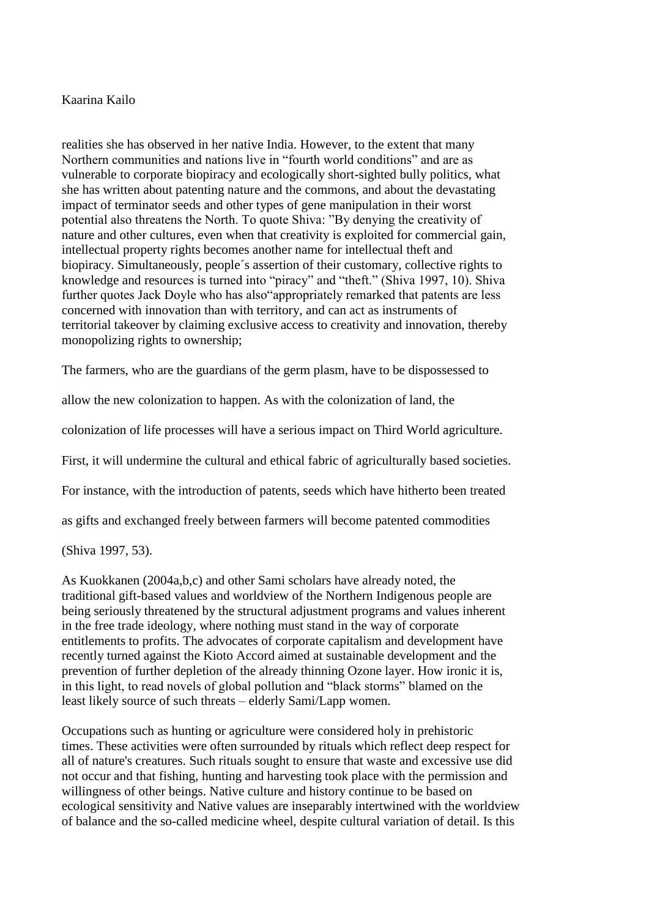realities she has observed in her native India. However, to the extent that many Northern communities and nations live in "fourth world conditions" and are as vulnerable to corporate biopiracy and ecologically short-sighted bully politics, what she has written about patenting nature and the commons, and about the devastating impact of terminator seeds and other types of gene manipulation in their worst potential also threatens the North. To quote Shiva: "By denying the creativity of nature and other cultures, even when that creativity is exploited for commercial gain, intellectual property rights becomes another name for intellectual theft and biopiracy. Simultaneously, people´s assertion of their customary, collective rights to knowledge and resources is turned into "piracy" and "theft." (Shiva 1997, 10). Shiva further quotes Jack Doyle who has also"appropriately remarked that patents are less concerned with innovation than with territory, and can act as instruments of territorial takeover by claiming exclusive access to creativity and innovation, thereby monopolizing rights to ownership;

The farmers, who are the guardians of the germ plasm, have to be dispossessed to allow the new colonization to happen. As with the colonization of land, the colonization of life processes will have a serious impact on Third World agriculture. First, it will undermine the cultural and ethical fabric of agriculturally based societies. For instance, with the introduction of patents, seeds which have hitherto been treated as gifts and exchanged freely between farmers will become patented commodities (Shiva 1997, 53).

As Kuokkanen (2004a,b,c) and other Sami scholars have already noted, the traditional gift-based values and worldview of the Northern Indigenous people are being seriously threatened by the structural adjustment programs and values inherent in the free trade ideology, where nothing must stand in the way of corporate entitlements to profits. The advocates of corporate capitalism and development have recently turned against the Kioto Accord aimed at sustainable development and the prevention of further depletion of the already thinning Ozone layer. How ironic it is, in this light, to read novels of global pollution and "black storms" blamed on the least likely source of such threats – elderly Sami/Lapp women.

Occupations such as hunting or agriculture were considered holy in prehistoric times. These activities were often surrounded by rituals which reflect deep respect for all of nature's creatures. Such rituals sought to ensure that waste and excessive use did not occur and that fishing, hunting and harvesting took place with the permission and willingness of other beings. Native culture and history continue to be based on ecological sensitivity and Native values are inseparably intertwined with the worldview of balance and the so-called medicine wheel, despite cultural variation of detail. Is this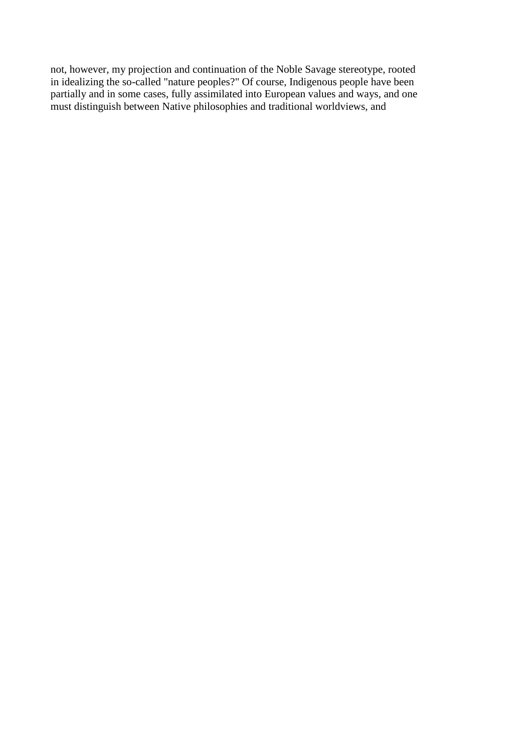not, however, my projection and continuation of the Noble Savage stereotype, rooted in idealizing the so-called "nature peoples?" Of course, Indigenous people have been partially and in some cases, fully assimilated into European values and ways, and one must distinguish between Native philosophies and traditional worldviews, and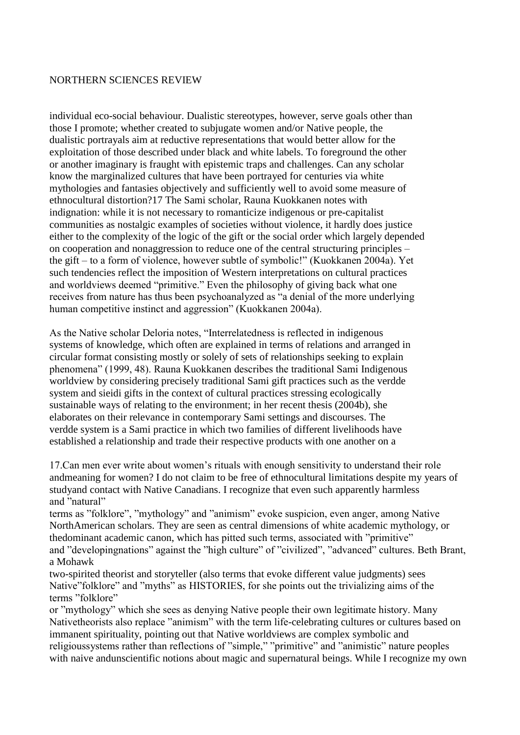individual eco-social behaviour. Dualistic stereotypes, however, serve goals other than those I promote; whether created to subjugate women and/or Native people, the dualistic portrayals aim at reductive representations that would better allow for the exploitation of those described under black and white labels. To foreground the other or another imaginary is fraught with epistemic traps and challenges. Can any scholar know the marginalized cultures that have been portrayed for centuries via white mythologies and fantasies objectively and sufficiently well to avoid some measure of ethnocultural distortion?17 The Sami scholar, Rauna Kuokkanen notes with indignation: while it is not necessary to romanticize indigenous or pre-capitalist communities as nostalgic examples of societies without violence, it hardly does justice either to the complexity of the logic of the gift or the social order which largely depended on cooperation and nonaggression to reduce one of the central structuring principles – the gift – to a form of violence, however subtle of symbolic!" (Kuokkanen 2004a). Yet such tendencies reflect the imposition of Western interpretations on cultural practices and worldviews deemed "primitive." Even the philosophy of giving back what one receives from nature has thus been psychoanalyzed as "a denial of the more underlying human competitive instinct and aggression" (Kuokkanen 2004a).

As the Native scholar Deloria notes, "Interrelatedness is reflected in indigenous systems of knowledge, which often are explained in terms of relations and arranged in circular format consisting mostly or solely of sets of relationships seeking to explain phenomena" (1999, 48). Rauna Kuokkanen describes the traditional Sami Indigenous worldview by considering precisely traditional Sami gift practices such as the verdde system and sieidi gifts in the context of cultural practices stressing ecologically sustainable ways of relating to the environment; in her recent thesis (2004b), she elaborates on their relevance in contemporary Sami settings and discourses. The verdde system is a Sami practice in which two families of different livelihoods have established a relationship and trade their respective products with one another on a

17.Can men ever write about women's rituals with enough sensitivity to understand their role andmeaning for women? I do not claim to be free of ethnocultural limitations despite my years of studyand contact with Native Canadians. I recognize that even such apparently harmless and "natural" terms as "folklore", "mythology" and "animism" evoke suspicion, even anger, among Native NorthAmerican scholars. They are seen as central dimensions of white academic mythology, or thedominant academic canon, which has pitted such terms, associated with "primitive" and "developingnations" against the "high culture" of "civilized", "advanced" cultures. Beth Brant, a Mohawk two-spirited theorist and storyteller (also terms that evoke different value judgments) sees Native"folklore" and "myths" as HISTORIES, for she points out the trivializing aims of the terms "folklore" or "mythology" which she sees as denying Native people their own legitimate history. Many Nativetheorists also replace "animism" with the term life-celebrating cultures or cultures based on immanent spirituality, pointing out that Native worldviews are complex symbolic and religioussystems rather than reflections of "simple," "primitive" and "animistic" nature peoples with naive andunscientific notions about magic and supernatural beings. While I recognize my own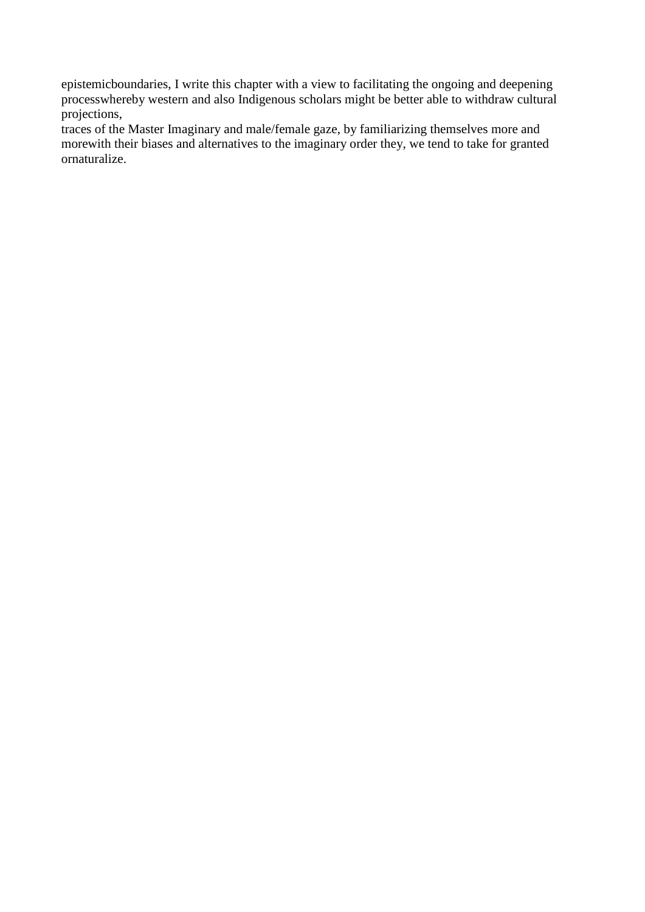epistemicboundaries, I write this chapter with a view to facilitating the ongoing and deepening processwhereby western and also Indigenous scholars might be better able to withdraw cultural projections,
traces of the Master Imaginary and male/female gaze, by familiarizing themselves more and morewith their biases and alternatives to the imaginary order they, we tend to take for granted ornaturalize.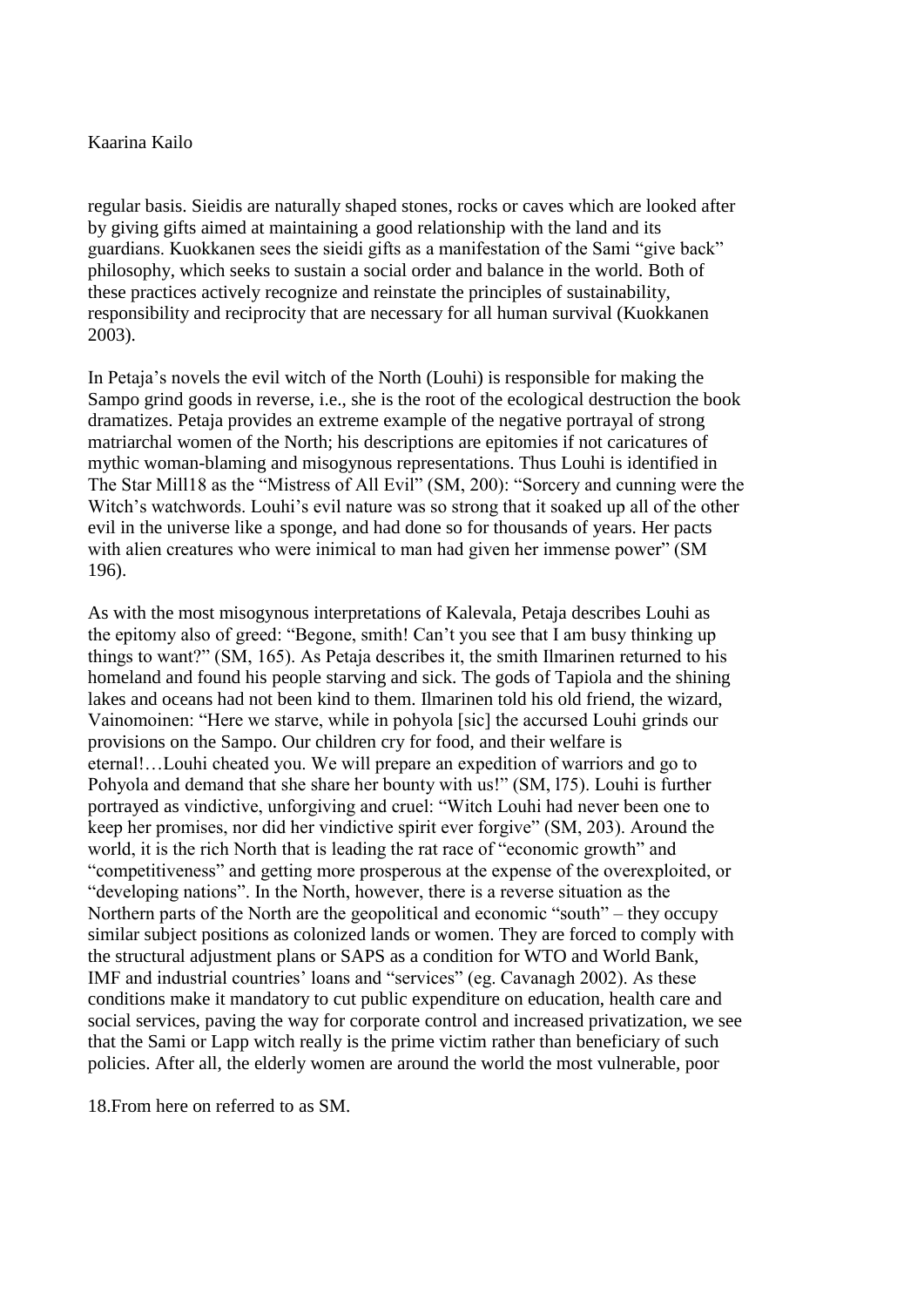regular basis. Sieidis are naturally shaped stones, rocks or caves which are looked after by giving gifts aimed at maintaining a good relationship with the land and its guardians. Kuokkanen sees the sieidi gifts as a manifestation of the Sami "give back" philosophy, which seeks to sustain a social order and balance in the world. Both of these practices actively recognize and reinstate the principles of sustainability, responsibility and reciprocity that are necessary for all human survival (Kuokkanen 2003).

In Petaja's novels the evil witch of the North (Louhi) is responsible for making the Sampo grind goods in reverse, i.e., she is the root of the ecological destruction the book dramatizes. Petaja provides an extreme example of the negative portrayal of strong matriarchal women of the North; his descriptions are epitomies if not caricatures of mythic woman-blaming and misogynous representations. Thus Louhi is identified in The Star Mill[18] as the "Mistress of All Evil" (SM, 200): "Sorcery and cunning were the Witch's watchwords. Louhi's evil nature was so strong that it soaked up all of the other evil in the universe like a sponge, and had done so for thousands of years. Her pacts with alien creatures who were inimical to man had given her immense power" (SM 196).

As with the most misogynous interpretations of Kalevala, Petaja describes Louhi as the epitomy also of greed: "Begone, smith! Can't you see that I am busy thinking up things to want?" (SM, 165). As Petaja describes it, the smith Ilmarinen returned to his homeland and found his people starving and sick. The gods of Tapiola and the shining lakes and oceans had not been kind to them. Ilmarinen told his old friend, the wizard, Vainomoinen: "Here we starve, while in pohyola [sic] the accursed Louhi grinds our provisions on the Sampo. Our children cry for food, and their welfare is eternal!…Louhi cheated you. We will prepare an expedition of warriors and go to Pohyola and demand that she share her bounty with us!" (SM, l75). Louhi is further portrayed as vindictive, unforgiving and cruel: "Witch Louhi had never been one to keep her promises, nor did her vindictive spirit ever forgive" (SM, 203). Around the world, it is the rich North that is leading the rat race of "economic growth" and "competitiveness" and getting more prosperous at the expense of the overexploited, or "developing nations". In the North, however, there is a reverse situation as the Northern parts of the North are the geopolitical and economic "south" – they occupy similar subject positions as colonized lands or women. They are forced to comply with the structural adjustment plans or SAPS as a condition for WTO and World Bank, IMF and industrial countries' loans and "services" (eg. Cavanagh 2002). As these conditions make it mandatory to cut public expenditure on education, health care and social services, paving the way for corporate control and increased privatization, we see that the Sami or Lapp witch really is the prime victim rather than beneficiary of such policies. After all, the elderly women are around the world the most vulnerable, poor

18.From here on referred to as SM.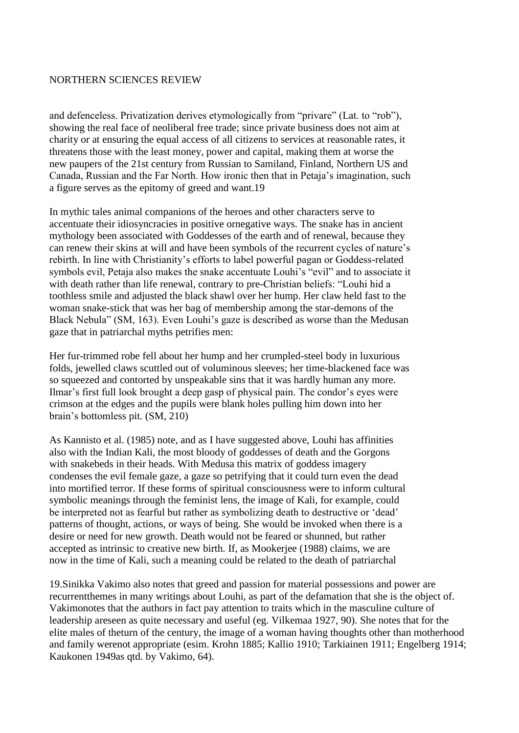and defenceless. Privatization derives etymologically from "privare" (Lat. to "rob"), showing the real face of neoliberal free trade; since private business does not aim at charity or at ensuring the equal access of all citizens to services at reasonable rates, it threatens those with the least money, power and capital, making them at worse the new paupers of the 21st century from Russian to Samiland, Finland, Northern US and Canada, Russian and the Far North. How ironic then that in Petaja's imagination, such a figure serves as the epitomy of greed and want.19

In mythic tales animal companions of the heroes and other characters serve to accentuate their idiosyncracies in positive ornegative ways. The snake has in ancient mythology been associated with Goddesses of the earth and of renewal, because they can renew their skins at will and have been symbols of the recurrent cycles of nature's rebirth. In line with Christianity's efforts to label powerful pagan or Goddess-related symbols evil, Petaja also makes the snake accentuate Louhi's "evil" and to associate it with death rather than life renewal, contrary to pre-Christian beliefs: "Louhi hid a toothless smile and adjusted the black shawl over her hump. Her claw held fast to the woman snake-stick that was her bag of membership among the star-demons of the Black Nebula" (SM, 163). Even Louhi's gaze is described as worse than the Medusan gaze that in patriarchal myths petrifies men:

Her fur-trimmed robe fell about her hump and her crumpled-steel body in luxurious folds, jewelled claws scuttled out of voluminous sleeves; her time-blackened face was so squeezed and contorted by unspeakable sins that it was hardly human any more. Ilmar's first full look brought a deep gasp of physical pain. The condor's eyes were crimson at the edges and the pupils were blank holes pulling him down into her brain's bottomless pit. (SM, 210)

As Kannisto et al. (1985) note, and as I have suggested above, Louhi has affinities also with the Indian Kali, the most bloody of goddesses of death and the Gorgons with snakebeds in their heads. With Medusa this matrix of goddess imagery condenses the evil female gaze, a gaze so petrifying that it could turn even the dead into mortified terror. If these forms of spiritual consciousness were to inform cultural symbolic meanings through the feminist lens, the image of Kali, for example, could be interpreted not as fearful but rather as symbolizing death to destructive or 'dead' patterns of thought, actions, or ways of being. She would be invoked when there is a desire or need for new growth. Death would not be feared or shunned, but rather accepted as intrinsic to creative new birth. If, as Mookerjee (1988) claims, we are now in the time of Kali, such a meaning could be related to the death of patriarchal

19.Sinikka Vakimo also notes that greed and passion for material possessions and power are recurrentthemes in many writings about Louhi, as part of the defamation that she is the object of. Vakimonotes that the authors in fact pay attention to traits which in the masculine culture of leadership areseen as quite necessary and useful (eg. Vilkemaa 1927, 90). She notes that for the elite males of theturn of the century, the image of a woman having thoughts other than motherhood and family werenot appropriate (esim. Krohn 1885; Kallio 1910; Tarkiainen 1911; Engelberg 1914; Kaukonen 1949as qtd. by Vakimo, 64).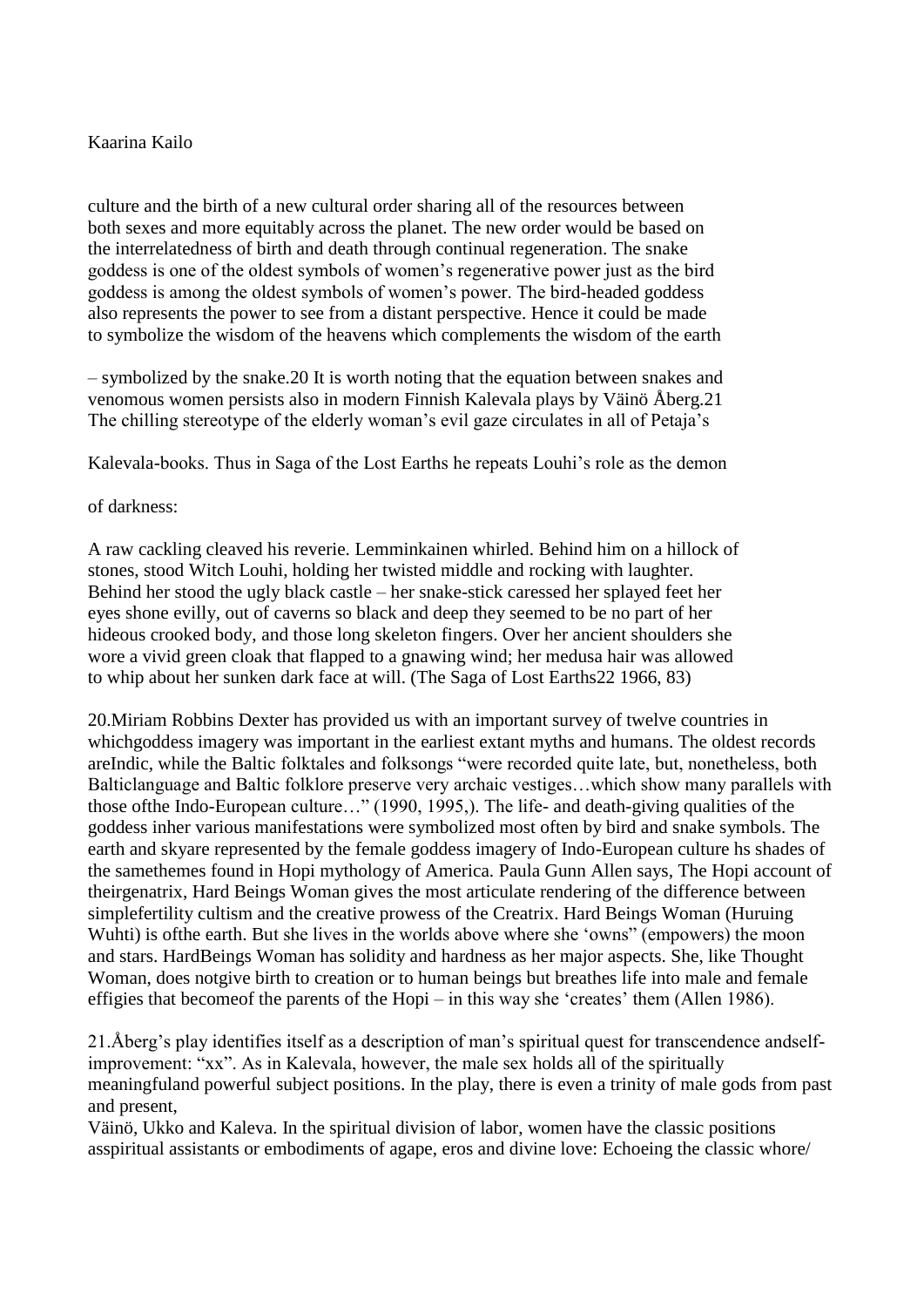culture and the birth of a new cultural order sharing all of the resources between both sexes and more equitably across the planet. The new order would be based on the interrelatedness of birth and death through continual regeneration. The snake goddess is one of the oldest symbols of women's regenerative power just as the bird goddess is among the oldest symbols of women's power. The bird-headed goddess also represents the power to see from a distant perspective. Hence it could be made to symbolize the wisdom of the heavens which complements the wisdom of the earth – symbolized by the snake.[20] It is worth noting that the equation between snakes and venomous women persists also in modern Finnish Kalevala plays by Väinö Åberg.[21] The chilling stereotype of the elderly woman's evil gaze circulates in all of Petaja's Kalevala-books. Thus in Saga of the Lost Earths he repeats Louhi's role as the demon of darkness:

A raw cackling cleaved his reverie. Lemminkainen whirled. Behind him on a hillock of stones, stood Witch Louhi, holding her twisted middle and rocking with laughter. Behind her stood the ugly black castle – her snake-stick caressed her splayed feet her eyes shone evilly, out of caverns so black and deep they seemed to be no part of her hideous crooked body, and those long skeleton fingers. Over her ancient shoulders she wore a vivid green cloak that flapped to a gnawing wind; her medusa hair was allowed to whip about her sunken dark face at will. (The Saga of Lost Earths[22] 1966, 83)

20.Miriam Robbins Dexter has provided us with an important survey of twelve countries in whichgoddess imagery was important in the earliest extant myths and humans. The oldest records areIndic, while the Baltic folktales and folksongs "were recorded quite late, but, nonetheless, both Balticlanguage and Baltic folklore preserve very archaic vestiges…which show many parallels with those ofthe Indo-European culture…" (1990, 1995,). The life- and death-giving qualities of the goddess inher various manifestations were symbolized most often by bird and snake symbols. The earth and skyare represented by the female goddess imagery of Indo-European culture hs shades of the samethemes found in Hopi mythology of America. Paula Gunn Allen says, The Hopi account of theirgenatrix, Hard Beings Woman gives the most articulate rendering of the difference between simplefertility cultism and the creative prowess of the Creatrix. Hard Beings Woman (Huruing Wuhti) is ofthe earth. But she lives in the worlds above where she 'owns" (empowers) the moon and stars. HardBeings Woman has solidity and hardness as her major aspects. She, like Thought Woman, does notgive birth to creation or to human beings but breathes life into male and female effigies that becomeof the parents of the Hopi – in this way she 'creates' them (Allen 1986).

21.Åberg's play identifies itself as a description of man's spiritual quest for transcendence andself-improvement: "xx". As in Kalevala, however, the male sex holds all of the spiritually meaningfuland powerful subject positions. In the play, there is even a trinity of male gods from past and present, Väinö, Ukko and Kaleva. In the spiritual division of labor, women have the classic positions asspiritual assistants or embodiments of agape, eros and divine love: Echoeing the classic whore/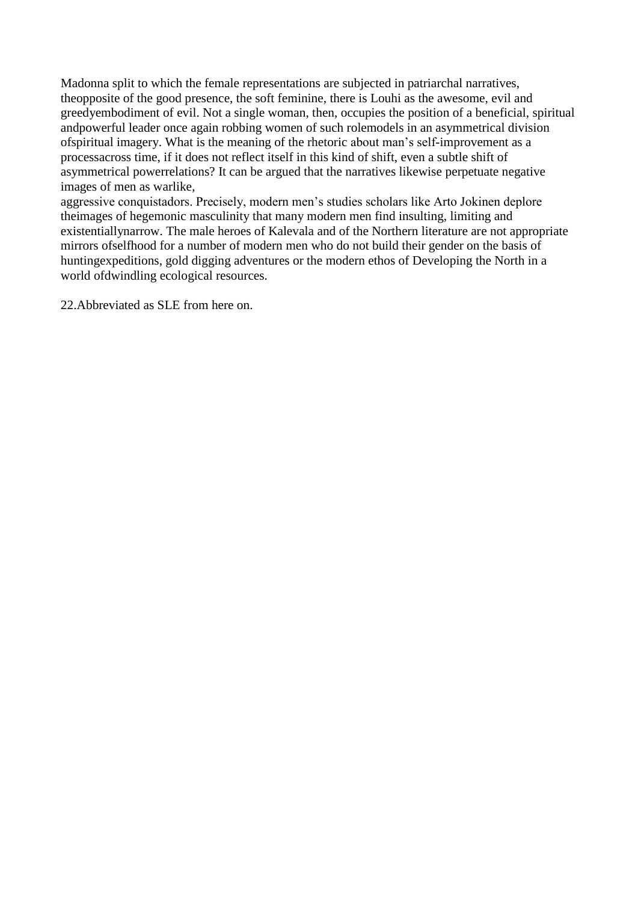Madonna split to which the female representations are subjected in patriarchal narratives, theopposite of the good presence, the soft feminine, there is Louhi as the awesome, evil and greedyembodiment of evil. Not a single woman, then, occupies the position of a beneficial, spiritual andpowerful leader once again robbing women of such rolemodels in an asymmetrical division ofspiritual imagery. What is the meaning of the rhetoric about man's self-improvement as a processacross time, if it does not reflect itself in this kind of shift, even a subtle shift of asymmetrical powerrelations? It can be argued that the narratives likewise perpetuate negative images of men as warlike,
aggressive conquistadors. Precisely, modern men's studies scholars like Arto Jokinen deplore theimages of hegemonic masculinity that many modern men find insulting, limiting and existentiallynarrow. The male heroes of Kalevala and of the Northern literature are not appropriate mirrors ofselfhood for a number of modern men who do not build their gender on the basis of huntingexpeditions, gold digging adventures or the modern ethos of Developing the North in a world ofdwindling ecological resources.

22.Abbreviated as SLE from here on.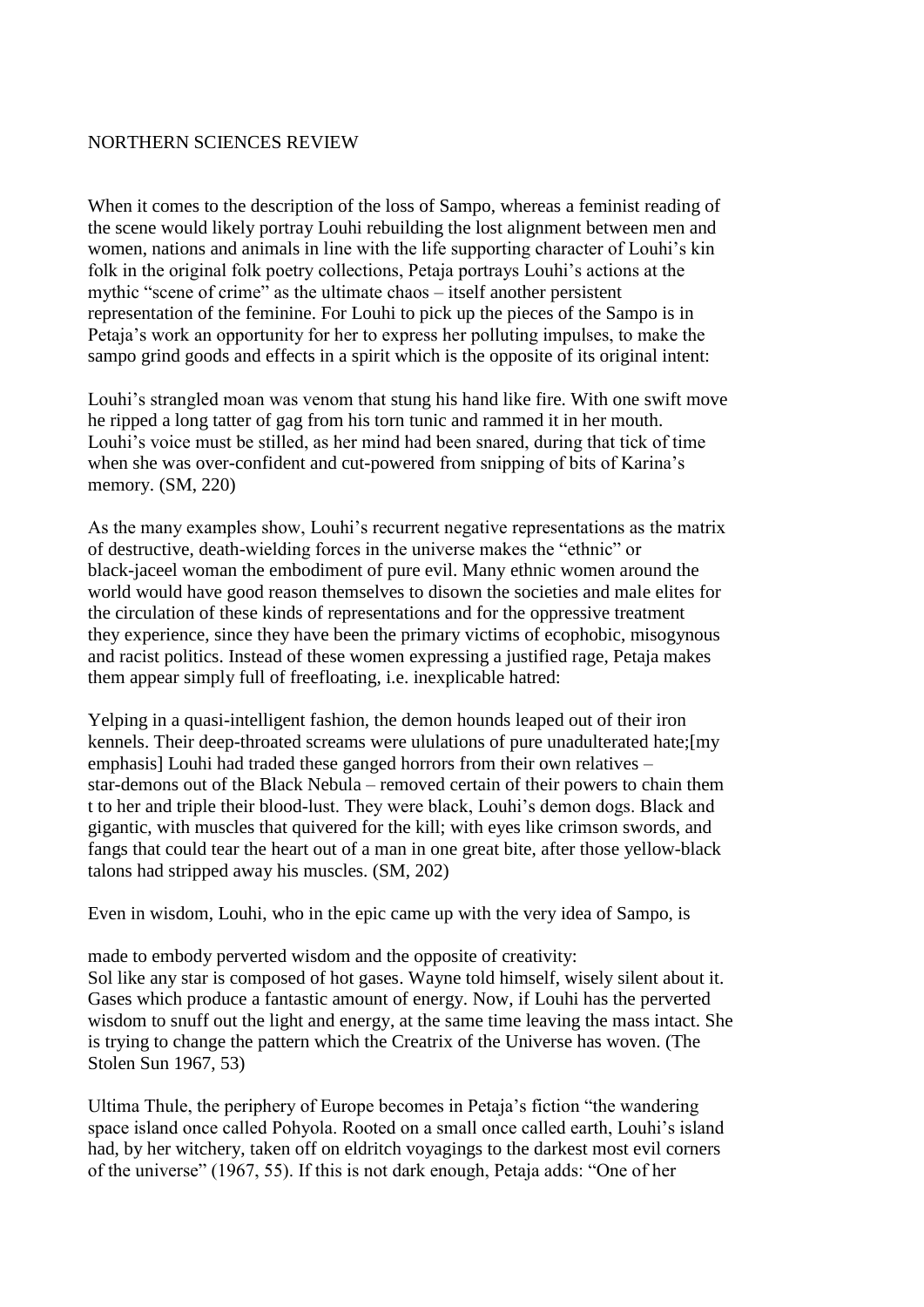When it comes to the description of the loss of Sampo, whereas a feminist reading of the scene would likely portray Louhi rebuilding the lost alignment between men and women, nations and animals in line with the life supporting character of Louhi's kin folk in the original folk poetry collections, Petaja portrays Louhi's actions at the mythic "scene of crime" as the ultimate chaos – itself another persistent representation of the feminine. For Louhi to pick up the pieces of the Sampo is in Petaja's work an opportunity for her to express her polluting impulses, to make the sampo grind goods and effects in a spirit which is the opposite of its original intent:

Louhi's strangled moan was venom that stung his hand like fire. With one swift move he ripped a long tatter of gag from his torn tunic and rammed it in her mouth. Louhi's voice must be stilled, as her mind had been snared, during that tick of time when she was over-confident and cut-powered from snipping of bits of Karina's memory. (SM, 220)

As the many examples show, Louhi's recurrent negative representations as the matrix of destructive, death-wielding forces in the universe makes the "ethnic" or black-jaceel woman the embodiment of pure evil. Many ethnic women around the world would have good reason themselves to disown the societies and male elites for the circulation of these kinds of representations and for the oppressive treatment they experience, since they have been the primary victims of ecophobic, misogynous and racist politics. Instead of these women expressing a justified rage, Petaja makes them appear simply full of freefloating, i.e. inexplicable hatred:

Yelping in a quasi-intelligent fashion, the demon hounds leaped out of their iron kennels. Their deep-throated screams were ululations of pure unadulterated hate;[my emphasis] Louhi had traded these ganged horrors from their own relatives – star-demons out of the Black Nebula – removed certain of their powers to chain them t to her and triple their blood-lust. They were black, Louhi's demon dogs. Black and gigantic, with muscles that quivered for the kill; with eyes like crimson swords, and fangs that could tear the heart out of a man in one great bite, after those yellow-black talons had stripped away his muscles. (SM, 202)

Even in wisdom, Louhi, who in the epic came up with the very idea of Sampo, is

made to embody perverted wisdom and the opposite of creativity:

Sol like any star is composed of hot gases. Wayne told himself, wisely silent about it. Gases which produce a fantastic amount of energy. Now, if Louhi has the perverted wisdom to snuff out the light and energy, at the same time leaving the mass intact. She is trying to change the pattern which the Creatrix of the Universe has woven. (The Stolen Sun 1967, 53)

Ultima Thule, the periphery of Europe becomes in Petaja's fiction "the wandering space island once called Pohyola. Rooted on a small once called earth, Louhi's island had, by her witchery, taken off on eldritch voyagings to the darkest most evil corners of the universe" (1967, 55). If this is not dark enough, Petaja adds: "One of her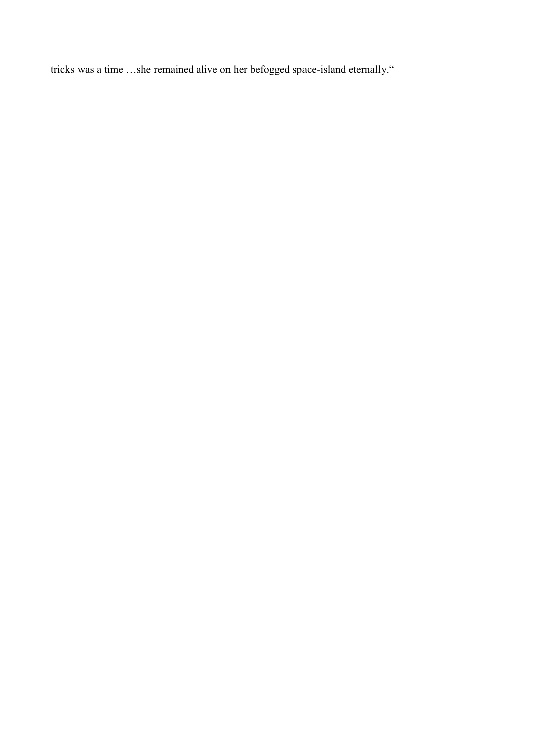tricks was a time …she remained alive on her befogged space-island eternally.“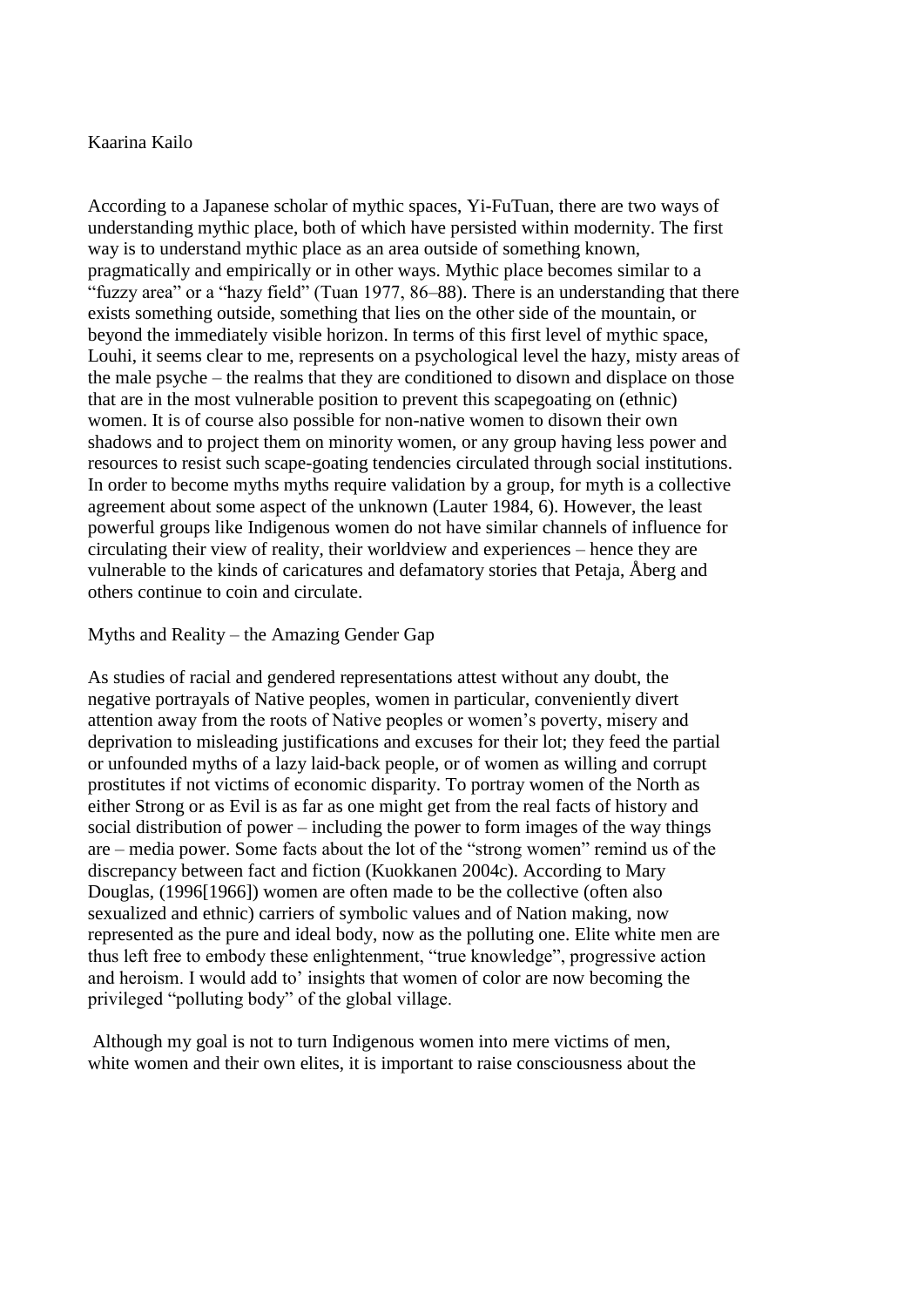Kaarina Kailo

According to a Japanese scholar of mythic spaces, Yi-FuTuan, there are two ways of understanding mythic place, both of which have persisted within modernity. The first way is to understand mythic place as an area outside of something known, pragmatically and empirically or in other ways. Mythic place becomes similar to a "fuzzy area" or a "hazy field" (Tuan 1977, 86–88). There is an understanding that there exists something outside, something that lies on the other side of the mountain, or beyond the immediately visible horizon. In terms of this first level of mythic space, Louhi, it seems clear to me, represents on a psychological level the hazy, misty areas of the male psyche – the realms that they are conditioned to disown and displace on those that are in the most vulnerable position to prevent this scapegoating on (ethnic) women. It is of course also possible for non-native women to disown their own shadows and to project them on minority women, or any group having less power and resources to resist such scape-goating tendencies circulated through social institutions. In order to become myths myths require validation by a group, for myth is a collective agreement about some aspect of the unknown (Lauter 1984, 6). However, the least powerful groups like Indigenous women do not have similar channels of influence for circulating their view of reality, their worldview and experiences – hence they are vulnerable to the kinds of caricatures and defamatory stories that Petaja, Åberg and others continue to coin and circulate.

## Myths and Reality – the Amazing Gender Gap

As studies of racial and gendered representations attest without any doubt, the negative portrayals of Native peoples, women in particular, conveniently divert attention away from the roots of Native peoples or women's poverty, misery and deprivation to misleading justifications and excuses for their lot; they feed the partial or unfounded myths of a lazy laid-back people, or of women as willing and corrupt prostitutes if not victims of economic disparity. To portray women of the North as either Strong or as Evil is as far as one might get from the real facts of history and social distribution of power – including the power to form images of the way things are – media power. Some facts about the lot of the "strong women" remind us of the discrepancy between fact and fiction (Kuokkanen 2004c). According to Mary Douglas, (1996[1966]) women are often made to be the collective (often also sexualized and ethnic) carriers of symbolic values and of Nation making, now represented as the pure and ideal body, now as the polluting one. Elite white men are thus left free to embody these enlightenment, "true knowledge", progressive action and heroism. I would add to' insights that women of color are now becoming the privileged "polluting body" of the global village.

Although my goal is not to turn Indigenous women into mere victims of men, white women and their own elites, it is important to raise consciousness about the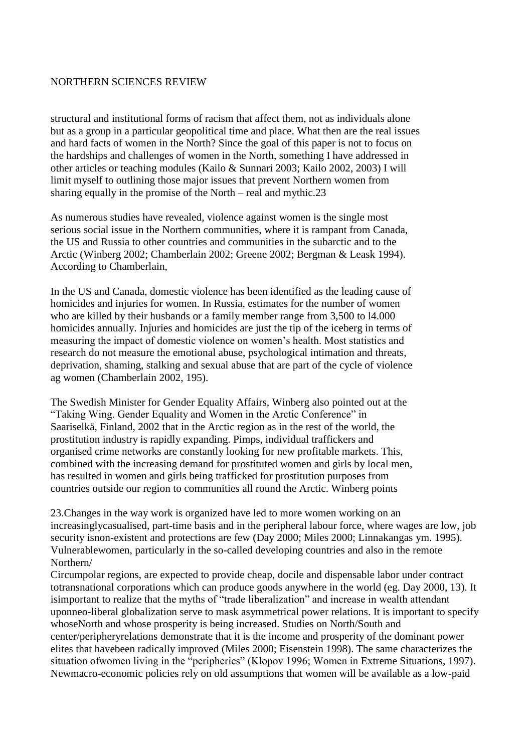structural and institutional forms of racism that affect them, not as individuals alone but as a group in a particular geopolitical time and place. What then are the real issues and hard facts of women in the North? Since the goal of this paper is not to focus on the hardships and challenges of women in the North, something I have addressed in other articles or teaching modules (Kailo & Sunnari 2003; Kailo 2002, 2003) I will limit myself to outlining those major issues that prevent Northern women from sharing equally in the promise of the North – real and mythic.23

As numerous studies have revealed, violence against women is the single most serious social issue in the Northern communities, where it is rampant from Canada, the US and Russia to other countries and communities in the subarctic and to the Arctic (Winberg 2002; Chamberlain 2002; Greene 2002; Bergman & Leask 1994). According to Chamberlain,

In the US and Canada, domestic violence has been identified as the leading cause of homicides and injuries for women. In Russia, estimates for the number of women who are killed by their husbands or a family member range from 3,500 to l4.000 homicides annually. Injuries and homicides are just the tip of the iceberg in terms of measuring the impact of domestic violence on women's health. Most statistics and research do not measure the emotional abuse, psychological intimation and threats, deprivation, shaming, stalking and sexual abuse that are part of the cycle of violence ag women (Chamberlain 2002, 195).

The Swedish Minister for Gender Equality Affairs, Winberg also pointed out at the "Taking Wing. Gender Equality and Women in the Arctic Conference" in Saariselkä, Finland, 2002 that in the Arctic region as in the rest of the world, the prostitution industry is rapidly expanding. Pimps, individual traffickers and organised crime networks are constantly looking for new profitable markets. This, combined with the increasing demand for prostituted women and girls by local men, has resulted in women and girls being trafficked for prostitution purposes from countries outside our region to communities all round the Arctic. Winberg points

23.Changes in the way work is organized have led to more women working on an increasinglycasualised, part-time basis and in the peripheral labour force, where wages are low, job security isnon-existent and protections are few (Day 2000; Miles 2000; Linnakangas ym. 1995). Vulnerablewomen, particularly in the so-called developing countries and also in the remote Northern/
Circumpolar regions, are expected to provide cheap, docile and dispensable labor under contract totransnational corporations which can produce goods anywhere in the world (eg. Day 2000, 13). It isimportant to realize that the myths of "trade liberalization" and increase in wealth attendant uponneo-liberal globalization serve to mask asymmetrical power relations. It is important to specify whoseNorth and whose prosperity is being increased. Studies on North/South and center/peripheryrelations demonstrate that it is the income and prosperity of the dominant power elites that havebeen radically improved (Miles 2000; Eisenstein 1998). The same characterizes the situation ofwomen living in the "peripheries" (Klopov 1996; Women in Extreme Situations, 1997). Newmacro-economic policies rely on old assumptions that women will be available as a low-paid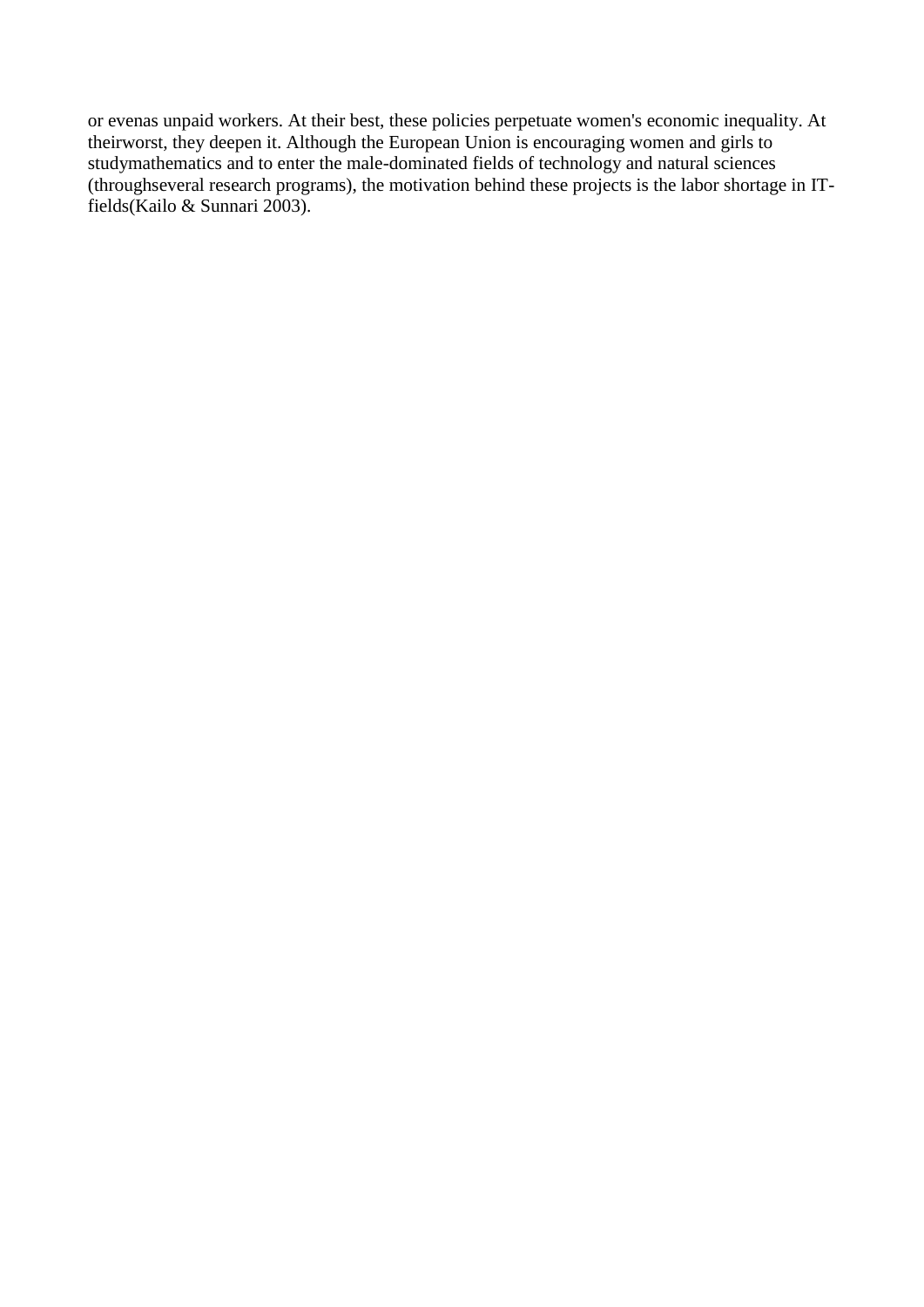or evenas unpaid workers. At their best, these policies perpetuate women's economic inequality. At theirworst, they deepen it. Although the European Union is encouraging women and girls to studymathematics and to enter the male-dominated fields of technology and natural sciences (throughseveral research programs), the motivation behind these projects is the labor shortage in IT-fields(Kailo & Sunnari 2003).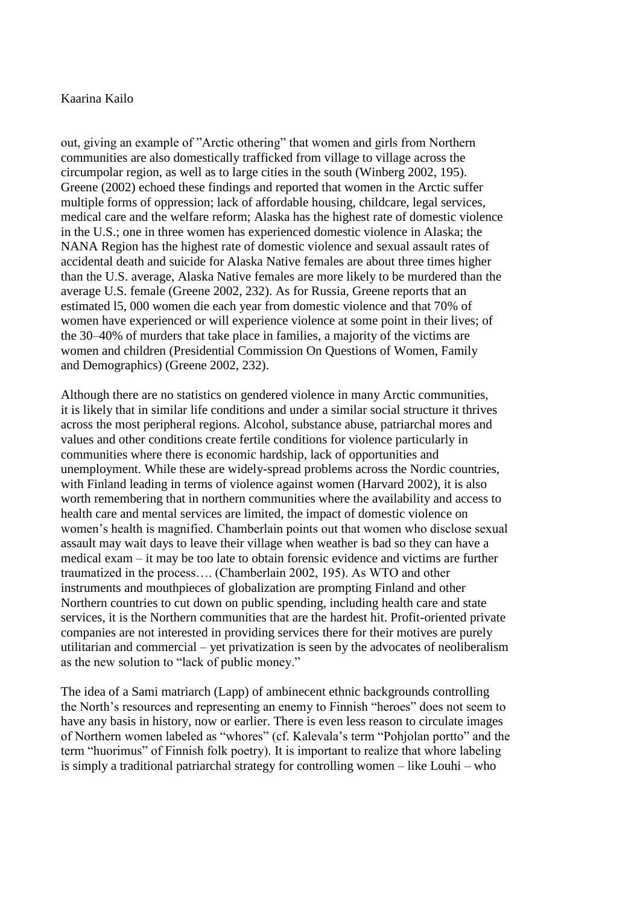out, giving an example of "Arctic othering" that women and girls from Northern communities are also domestically trafficked from village to village across the circumpolar region, as well as to large cities in the south (Winberg 2002, 195). Greene (2002) echoed these findings and reported that women in the Arctic suffer multiple forms of oppression; lack of affordable housing, childcare, legal services, medical care and the welfare reform; Alaska has the highest rate of domestic violence in the U.S.; one in three women has experienced domestic violence in Alaska; the NANA Region has the highest rate of domestic violence and sexual assault rates of accidental death and suicide for Alaska Native females are about three times higher than the U.S. average, Alaska Native females are more likely to be murdered than the average U.S. female (Greene 2002, 232). As for Russia, Greene reports that an estimated l5, 000 women die each year from domestic violence and that 70% of women have experienced or will experience violence at some point in their lives; of the 30–40% of murders that take place in families, a majority of the victims are women and children (Presidential Commission On Questions of Women, Family and Demographics) (Greene 2002, 232).

Although there are no statistics on gendered violence in many Arctic communities, it is likely that in similar life conditions and under a similar social structure it thrives across the most peripheral regions. Alcohol, substance abuse, patriarchal mores and values and other conditions create fertile conditions for violence particularly in communities where there is economic hardship, lack of opportunities and unemployment. While these are widely-spread problems across the Nordic countries, with Finland leading in terms of violence against women (Harvard 2002), it is also worth remembering that in northern communities where the availability and access to health care and mental services are limited, the impact of domestic violence on women's health is magnified. Chamberlain points out that women who disclose sexual assault may wait days to leave their village when weather is bad so they can have a medical exam – it may be too late to obtain forensic evidence and victims are further traumatized in the process…. (Chamberlain 2002, 195). As WTO and other instruments and mouthpieces of globalization are prompting Finland and other Northern countries to cut down on public spending, including health care and state services, it is the Northern communities that are the hardest hit. Profit-oriented private companies are not interested in providing services there for their motives are purely utilitarian and commercial – yet privatization is seen by the advocates of neoliberalism as the new solution to "lack of public money."

The idea of a Sami matriarch (Lapp) of ambinecent ethnic backgrounds controlling the North's resources and representing an enemy to Finnish "heroes" does not seem to have any basis in history, now or earlier. There is even less reason to circulate images of Northern women labeled as "whores" (cf. Kalevala's term "Pohjolan portto" and the term "huorimus" of Finnish folk poetry). It is important to realize that whore labeling is simply a traditional patriarchal strategy for controlling women – like Louhi – who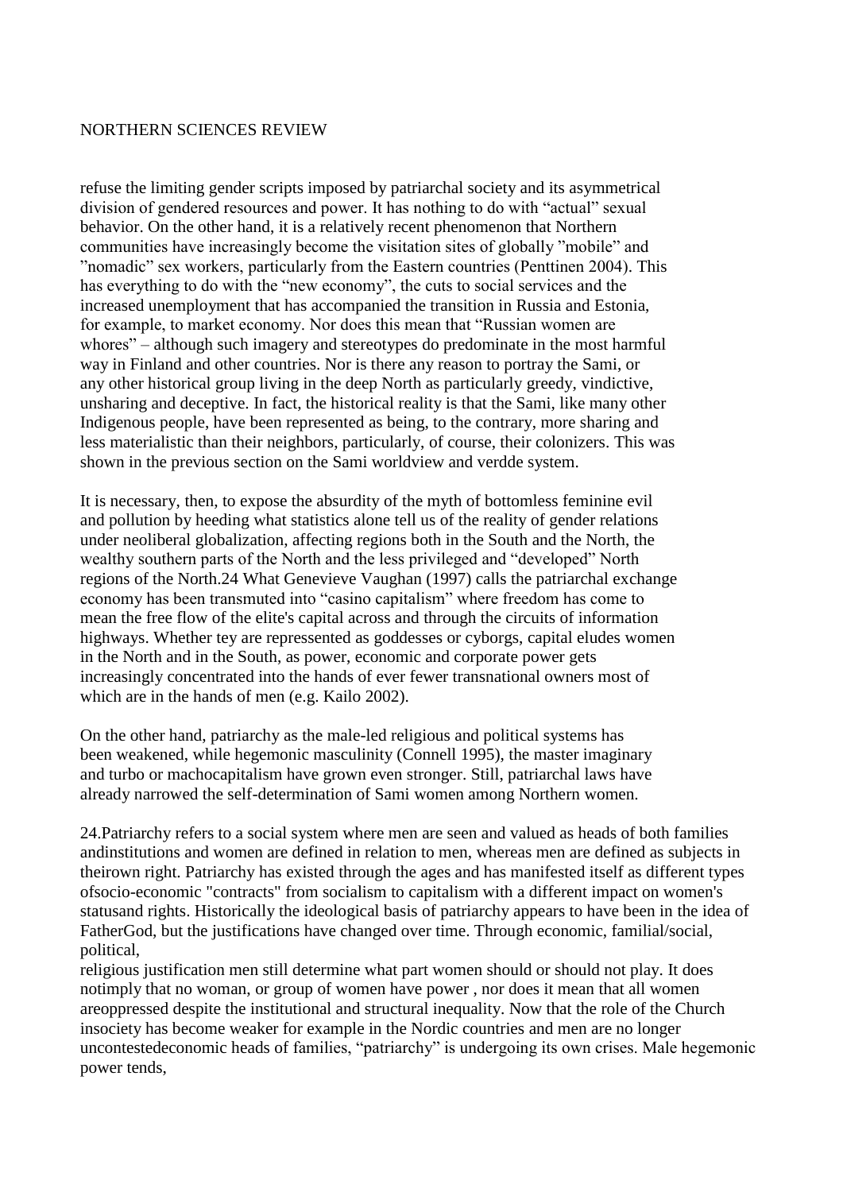refuse the limiting gender scripts imposed by patriarchal society and its asymmetrical division of gendered resources and power. It has nothing to do with "actual" sexual behavior. On the other hand, it is a relatively recent phenomenon that Northern communities have increasingly become the visitation sites of globally "mobile" and "nomadic" sex workers, particularly from the Eastern countries (Penttinen 2004). This has everything to do with the "new economy", the cuts to social services and the increased unemployment that has accompanied the transition in Russia and Estonia, for example, to market economy. Nor does this mean that "Russian women are whores" – although such imagery and stereotypes do predominate in the most harmful way in Finland and other countries. Nor is there any reason to portray the Sami, or any other historical group living in the deep North as particularly greedy, vindictive, unsharing and deceptive. In fact, the historical reality is that the Sami, like many other Indigenous people, have been represented as being, to the contrary, more sharing and less materialistic than their neighbors, particularly, of course, their colonizers. This was shown in the previous section on the Sami worldview and verdde system.

It is necessary, then, to expose the absurdity of the myth of bottomless feminine evil and pollution by heeding what statistics alone tell us of the reality of gender relations under neoliberal globalization, affecting regions both in the South and the North, the wealthy southern parts of the North and the less privileged and "developed" North regions of the North.24 What Genevieve Vaughan (1997) calls the patriarchal exchange economy has been transmuted into "casino capitalism" where freedom has come to mean the free flow of the elite's capital across and through the circuits of information highways. Whether tey are repressented as goddesses or cyborgs, capital eludes women in the North and in the South, as power, economic and corporate power gets increasingly concentrated into the hands of ever fewer transnational owners most of which are in the hands of men (e.g. Kailo 2002).

On the other hand, patriarchy as the male-led religious and political systems has been weakened, while hegemonic masculinity (Connell 1995), the master imaginary and turbo or machocapitalism have grown even stronger. Still, patriarchal laws have already narrowed the self-determination of Sami women among Northern women.

24.Patriarchy refers to a social system where men are seen and valued as heads of both families andinstitutions and women are defined in relation to men, whereas men are defined as subjects in theirown right. Patriarchy has existed through the ages and has manifested itself as different types ofsocio-economic "contracts" from socialism to capitalism with a different impact on women's statusand rights. Historically the ideological basis of patriarchy appears to have been in the idea of FatherGod, but the justifications have changed over time. Through economic, familial/social, political,
religious justification men still determine what part women should or should not play. It does notimply that no woman, or group of women have power , nor does it mean that all women areoppressed despite the institutional and structural inequality. Now that the role of the Church insociety has become weaker for example in the Nordic countries and men are no longer uncontestedeconomic heads of families, "patriarchy" is undergoing its own crises. Male hegemonic power tends,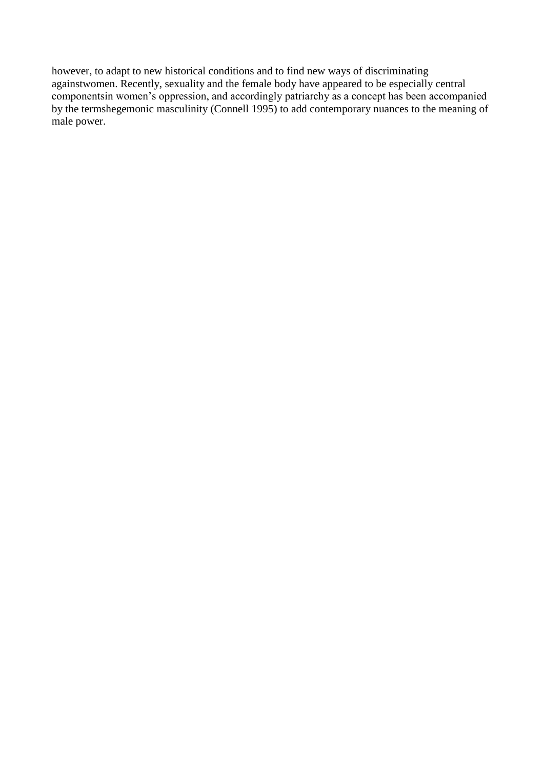however, to adapt to new historical conditions and to find new ways of discriminating againstwomen. Recently, sexuality and the female body have appeared to be especially central componentsin women's oppression, and accordingly patriarchy as a concept has been accompanied by the termshegemonic masculinity (Connell 1995) to add contemporary nuances to the meaning of male power.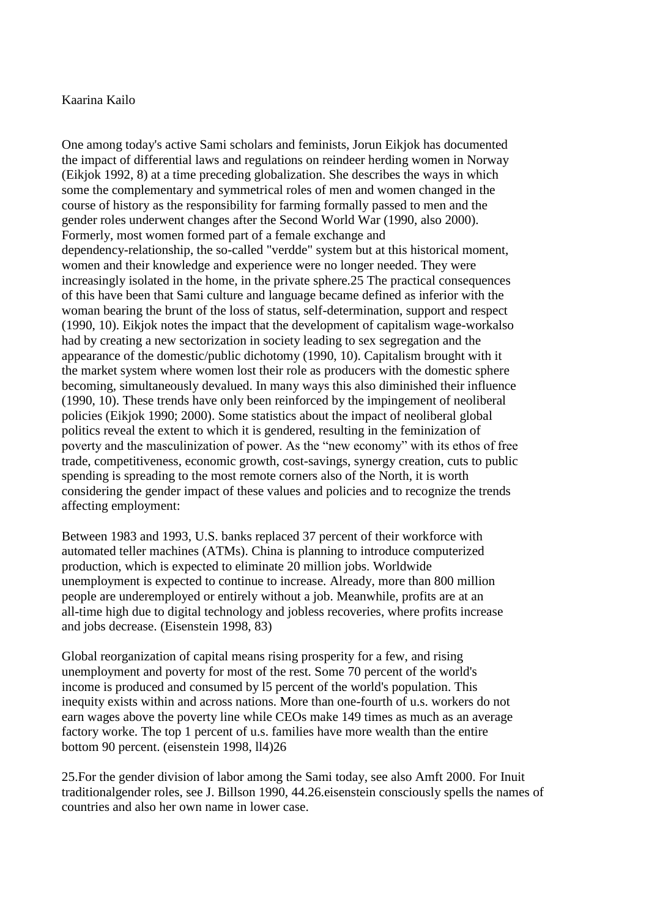One among today's active Sami scholars and feminists, Jorun Eikjok has documented the impact of differential laws and regulations on reindeer herding women in Norway (Eikjok 1992, 8) at a time preceding globalization. She describes the ways in which some the complementary and symmetrical roles of men and women changed in the course of history as the responsibility for farming formally passed to men and the gender roles underwent changes after the Second World War (1990, also 2000). Formerly, most women formed part of a female exchange and dependency-relationship, the so-called "verdde" system but at this historical moment, women and their knowledge and experience were no longer needed. They were increasingly isolated in the home, in the private sphere.25 The practical consequences of this have been that Sami culture and language became defined as inferior with the woman bearing the brunt of the loss of status, self-determination, support and respect (1990, 10). Eikjok notes the impact that the development of capitalism wage-workalso had by creating a new sectorization in society leading to sex segregation and the appearance of the domestic/public dichotomy (1990, 10). Capitalism brought with it the market system where women lost their role as producers with the domestic sphere becoming, simultaneously devalued. In many ways this also diminished their influence (1990, 10). These trends have only been reinforced by the impingement of neoliberal policies (Eikjok 1990; 2000). Some statistics about the impact of neoliberal global politics reveal the extent to which it is gendered, resulting in the feminization of poverty and the masculinization of power. As the "new economy" with its ethos of free trade, competitiveness, economic growth, cost-savings, synergy creation, cuts to public spending is spreading to the most remote corners also of the North, it is worth considering the gender impact of these values and policies and to recognize the trends affecting employment:

Between 1983 and 1993, U.S. banks replaced 37 percent of their workforce with automated teller machines (ATMs). China is planning to introduce computerized production, which is expected to eliminate 20 million jobs. Worldwide unemployment is expected to continue to increase. Already, more than 800 million people are underemployed or entirely without a job. Meanwhile, profits are at an all-time high due to digital technology and jobless recoveries, where profits increase and jobs decrease. (Eisenstein 1998, 83)

Global reorganization of capital means rising prosperity for a few, and rising unemployment and poverty for most of the rest. Some 70 percent of the world's income is produced and consumed by l5 percent of the world's population. This inequity exists within and across nations. More than one-fourth of u.s. workers do not earn wages above the poverty line while CEOs make 149 times as much as an average factory worke. The top 1 percent of u.s. families have more wealth than the entire bottom 90 percent. (eisenstein 1998, ll4)26

25.For the gender division of labor among the Sami today, see also Amft 2000. For Inuit traditionalgender roles, see J. Billson 1990, 44.26.eisenstein consciously spells the names of countries and also her own name in lower case.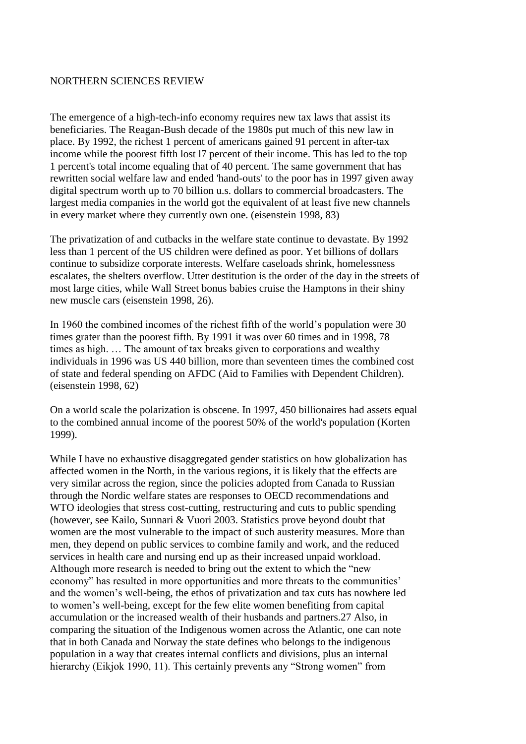NORTHERN SCIENCES REVIEW

The emergence of a high-tech-info economy requires new tax laws that assist its beneficiaries. The Reagan-Bush decade of the 1980s put much of this new law in place. By 1992, the richest 1 percent of americans gained 91 percent in after-tax income while the poorest fifth lost l7 percent of their income. This has led to the top 1 percent's total income equaling that of 40 percent. The same government that has rewritten social welfare law and ended 'hand-outs' to the poor has in 1997 given away digital spectrum worth up to 70 billion u.s. dollars to commercial broadcasters. The largest media companies in the world got the equivalent of at least five new channels in every market where they currently own one. (eisenstein 1998, 83)

The privatization of and cutbacks in the welfare state continue to devastate. By 1992 less than 1 percent of the US children were defined as poor. Yet billions of dollars continue to subsidize corporate interests. Welfare caseloads shrink, homelessness escalates, the shelters overflow. Utter destitution is the order of the day in the streets of most large cities, while Wall Street bonus babies cruise the Hamptons in their shiny new muscle cars (eisenstein 1998, 26).

In 1960 the combined incomes of the richest fifth of the world's population were 30 times grater than the poorest fifth. By 1991 it was over 60 times and in 1998, 78 times as high. … The amount of tax breaks given to corporations and wealthy individuals in 1996 was US 440 billion, more than seventeen times the combined cost of state and federal spending on AFDC (Aid to Families with Dependent Children). (eisenstein 1998, 62)

On a world scale the polarization is obscene. In 1997, 450 billionaires had assets equal to the combined annual income of the poorest 50% of the world's population (Korten 1999).

While I have no exhaustive disaggregated gender statistics on how globalization has affected women in the North, in the various regions, it is likely that the effects are very similar across the region, since the policies adopted from Canada to Russian through the Nordic welfare states are responses to OECD recommendations and WTO ideologies that stress cost-cutting, restructuring and cuts to public spending (however, see Kailo, Sunnari & Vuori 2003. Statistics prove beyond doubt that women are the most vulnerable to the impact of such austerity measures. More than men, they depend on public services to combine family and work, and the reduced services in health care and nursing end up as their increased unpaid workload. Although more research is needed to bring out the extent to which the "new economy" has resulted in more opportunities and more threats to the communities' and the women's well-being, the ethos of privatization and tax cuts has nowhere led to women's well-being, except for the few elite women benefiting from capital accumulation or the increased wealth of their husbands and partners.27 Also, in comparing the situation of the Indigenous women across the Atlantic, one can note that in both Canada and Norway the state defines who belongs to the indigenous population in a way that creates internal conflicts and divisions, plus an internal hierarchy (Eikjok 1990, 11). This certainly prevents any "Strong women" from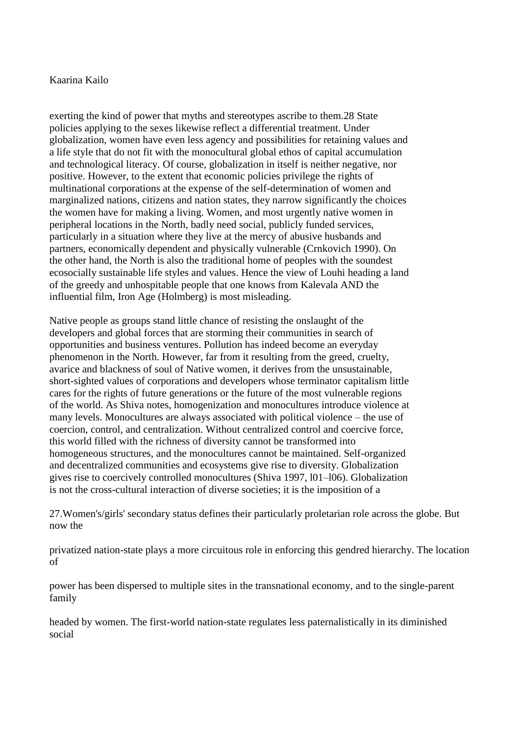exerting the kind of power that myths and stereotypes ascribe to them.28 State policies applying to the sexes likewise reflect a differential treatment. Under globalization, women have even less agency and possibilities for retaining values and a life style that do not fit with the monocultural global ethos of capital accumulation and technological literacy. Of course, globalization in itself is neither negative, nor positive. However, to the extent that economic policies privilege the rights of multinational corporations at the expense of the self-determination of women and marginalized nations, citizens and nation states, they narrow significantly the choices the women have for making a living. Women, and most urgently native women in peripheral locations in the North, badly need social, publicly funded services, particularly in a situation where they live at the mercy of abusive husbands and partners, economically dependent and physically vulnerable (Crnkovich 1990). On the other hand, the North is also the traditional home of peoples with the soundest ecosocially sustainable life styles and values. Hence the view of Louhi heading a land of the greedy and unhospitable people that one knows from Kalevala AND the influential film, Iron Age (Holmberg) is most misleading.

Native people as groups stand little chance of resisting the onslaught of the developers and global forces that are storming their communities in search of opportunities and business ventures. Pollution has indeed become an everyday phenomenon in the North. However, far from it resulting from the greed, cruelty, avarice and blackness of soul of Native women, it derives from the unsustainable, short-sighted values of corporations and developers whose terminator capitalism little cares for the rights of future generations or the future of the most vulnerable regions of the world. As Shiva notes, homogenization and monocultures introduce violence at many levels. Monocultures are always associated with political violence – the use of coercion, control, and centralization. Without centralized control and coercive force, this world filled with the richness of diversity cannot be transformed into homogeneous structures, and the monocultures cannot be maintained. Self-organized and decentralized communities and ecosystems give rise to diversity. Globalization gives rise to coercively controlled monocultures (Shiva 1997, l01–l06). Globalization is not the cross-cultural interaction of diverse societies; it is the imposition of a

27.Women's/girls' secondary status defines their particularly proletarian role across the globe. But now the privatized nation-state plays a more circuitous role in enforcing this gendred hierarchy. The location of power has been dispersed to multiple sites in the transnational economy, and to the single-parent family headed by women. The first-world nation-state regulates less paternalistically in its diminished social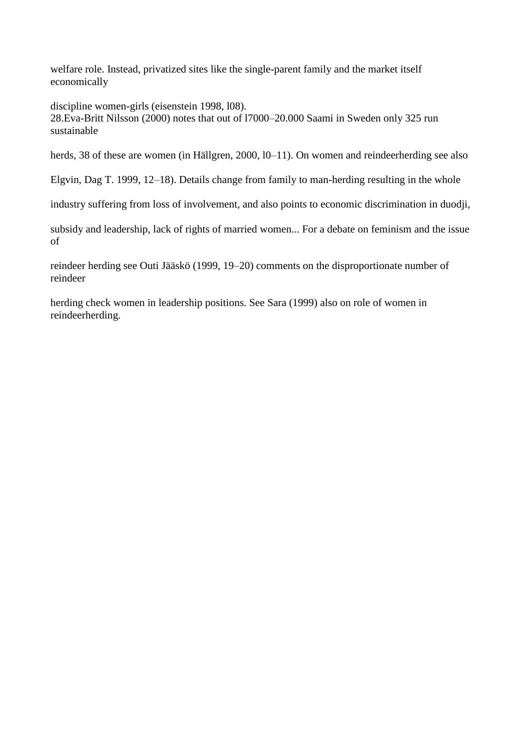welfare role. Instead, privatized sites like the single-parent family and the market itself economically discipline women-girls (eisenstein 1998, l08).

28.Eva-Britt Nilsson (2000) notes that out of l7000–20.000 Saami in Sweden only 325 run sustainable herds, 38 of these are women (in Hällgren, 2000, l0–11). On women and reindeerherding see also Elgvin, Dag T. 1999, 12–18). Details change from family to man-herding resulting in the whole industry suffering from loss of involvement, and also points to economic discrimination in duodji, subsidy and leadership, lack of rights of married women... For a debate on feminism and the issue of reindeer herding see Outi Jääskö (1999, 19–20) comments on the disproportionate number of reindeer herding check women in leadership positions. See Sara (1999) also on role of women in reindeerherding.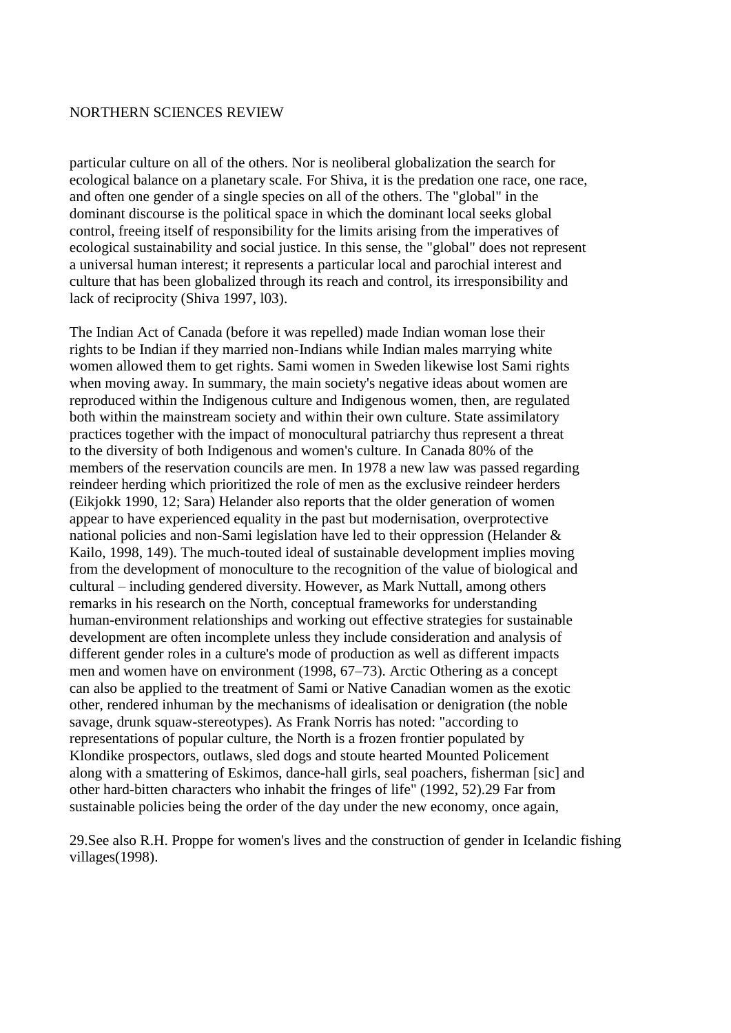particular culture on all of the others. Nor is neoliberal globalization the search for ecological balance on a planetary scale. For Shiva, it is the predation one race, one race, and often one gender of a single species on all of the others. The "global" in the dominant discourse is the political space in which the dominant local seeks global control, freeing itself of responsibility for the limits arising from the imperatives of ecological sustainability and social justice. In this sense, the "global" does not represent a universal human interest; it represents a particular local and parochial interest and culture that has been globalized through its reach and control, its irresponsibility and lack of reciprocity (Shiva 1997, l03).

The Indian Act of Canada (before it was repelled) made Indian woman lose their rights to be Indian if they married non-Indians while Indian males marrying white women allowed them to get rights. Sami women in Sweden likewise lost Sami rights when moving away. In summary, the main society's negative ideas about women are reproduced within the Indigenous culture and Indigenous women, then, are regulated both within the mainstream society and within their own culture. State assimilatory practices together with the impact of monocultural patriarchy thus represent a threat to the diversity of both Indigenous and women's culture. In Canada 80% of the members of the reservation councils are men. In 1978 a new law was passed regarding reindeer herding which prioritized the role of men as the exclusive reindeer herders (Eikjokk 1990, 12; Sara) Helander also reports that the older generation of women appear to have experienced equality in the past but modernisation, overprotective national policies and non-Sami legislation have led to their oppression (Helander & Kailo, 1998, 149). The much-touted ideal of sustainable development implies moving from the development of monoculture to the recognition of the value of biological and cultural – including gendered diversity. However, as Mark Nuttall, among others remarks in his research on the North, conceptual frameworks for understanding human-environment relationships and working out effective strategies for sustainable development are often incomplete unless they include consideration and analysis of different gender roles in a culture's mode of production as well as different impacts men and women have on environment (1998, 67–73). Arctic Othering as a concept can also be applied to the treatment of Sami or Native Canadian women as the exotic other, rendered inhuman by the mechanisms of idealisation or denigration (the noble savage, drunk squaw-stereotypes). As Frank Norris has noted: "according to representations of popular culture, the North is a frozen frontier populated by Klondike prospectors, outlaws, sled dogs and stoute hearted Mounted Policement along with a smattering of Eskimos, dance-hall girls, seal poachers, fisherman [sic] and other hard-bitten characters who inhabit the fringes of life" (1992, 52).[29] Far from sustainable policies being the order of the day under the new economy, once again,

29.See also R.H. Proppe for women's lives and the construction of gender in Icelandic fishing villages(1998).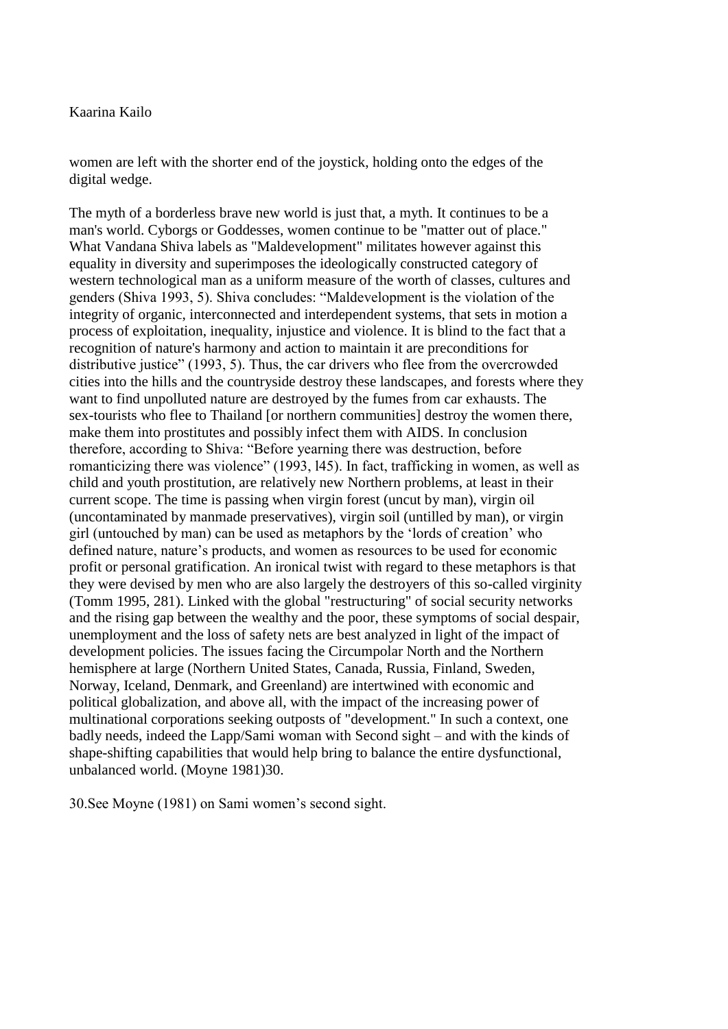women are left with the shorter end of the joystick, holding onto the edges of the digital wedge.

The myth of a borderless brave new world is just that, a myth. It continues to be a man's world. Cyborgs or Goddesses, women continue to be "matter out of place." What Vandana Shiva labels as "Maldevelopment" militates however against this equality in diversity and superimposes the ideologically constructed category of western technological man as a uniform measure of the worth of classes, cultures and genders (Shiva 1993, 5). Shiva concludes: “Maldevelopment is the violation of the integrity of organic, interconnected and interdependent systems, that sets in motion a process of exploitation, inequality, injustice and violence. It is blind to the fact that a recognition of nature's harmony and action to maintain it are preconditions for distributive justice” (1993, 5). Thus, the car drivers who flee from the overcrowded cities into the hills and the countryside destroy these landscapes, and forests where they want to find unpolluted nature are destroyed by the fumes from car exhausts. The sex-tourists who flee to Thailand [or northern communities] destroy the women there, make them into prostitutes and possibly infect them with AIDS. In conclusion therefore, according to Shiva: “Before yearning there was destruction, before romanticizing there was violence” (1993, l45). In fact, trafficking in women, as well as child and youth prostitution, are relatively new Northern problems, at least in their current scope. The time is passing when virgin forest (uncut by man), virgin oil (uncontaminated by manmade preservatives), virgin soil (untilled by man), or virgin girl (untouched by man) can be used as metaphors by the ‘lords of creation’ who defined nature, nature’s products, and women as resources to be used for economic profit or personal gratification. An ironical twist with regard to these metaphors is that they were devised by men who are also largely the destroyers of this so-called virginity (Tomm 1995, 281). Linked with the global "restructuring" of social security networks and the rising gap between the wealthy and the poor, these symptoms of social despair, unemployment and the loss of safety nets are best analyzed in light of the impact of development policies. The issues facing the Circumpolar North and the Northern hemisphere at large (Northern United States, Canada, Russia, Finland, Sweden, Norway, Iceland, Denmark, and Greenland) are intertwined with economic and political globalization, and above all, with the impact of the increasing power of multinational corporations seeking outposts of "development." In such a context, one badly needs, indeed the Lapp/Sami woman with Second sight – and with the kinds of shape-shifting capabilities that would help bring to balance the entire dysfunctional, unbalanced world. (Moyne 1981)30.

30.See Moyne (1981) on Sami women’s second sight.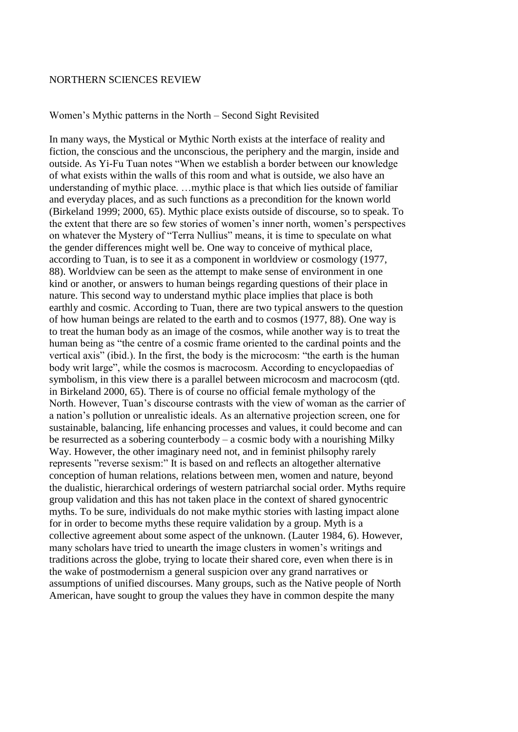NORTHERN SCIENCES REVIEW

Women's Mythic patterns in the North – Second Sight Revisited

In many ways, the Mystical or Mythic North exists at the interface of reality and fiction, the conscious and the unconscious, the periphery and the margin, inside and outside. As Yi-Fu Tuan notes "When we establish a border between our knowledge of what exists within the walls of this room and what is outside, we also have an understanding of mythic place. …mythic place is that which lies outside of familiar and everyday places, and as such functions as a precondition for the known world (Birkeland 1999; 2000, 65). Mythic place exists outside of discourse, so to speak. To the extent that there are so few stories of women's inner north, women's perspectives on whatever the Mystery of "Terra Nullius" means, it is time to speculate on what the gender differences might well be. One way to conceive of mythical place, according to Tuan, is to see it as a component in worldview or cosmology (1977, 88). Worldview can be seen as the attempt to make sense of environment in one kind or another, or answers to human beings regarding questions of their place in nature. This second way to understand mythic place implies that place is both earthly and cosmic. According to Tuan, there are two typical answers to the question of how human beings are related to the earth and to cosmos (1977, 88). One way is to treat the human body as an image of the cosmos, while another way is to treat the human being as "the centre of a cosmic frame oriented to the cardinal points and the vertical axis" (ibid.). In the first, the body is the microcosm: "the earth is the human body writ large", while the cosmos is macrocosm. According to encyclopaedias of symbolism, in this view there is a parallel between microcosm and macrocosm (qtd. in Birkeland 2000, 65). There is of course no official female mythology of the North. However, Tuan's discourse contrasts with the view of woman as the carrier of a nation's pollution or unrealistic ideals. As an alternative projection screen, one for sustainable, balancing, life enhancing processes and values, it could become and can be resurrected as a sobering counterbody – a cosmic body with a nourishing Milky Way. However, the other imaginary need not, and in feminist philsophy rarely represents "reverse sexism:" It is based on and reflects an altogether alternative conception of human relations, relations between men, women and nature, beyond the dualistic, hierarchical orderings of western patriarchal social order. Myths require group validation and this has not taken place in the context of shared gynocentric myths. To be sure, individuals do not make mythic stories with lasting impact alone for in order to become myths these require validation by a group. Myth is a collective agreement about some aspect of the unknown. (Lauter 1984, 6). However, many scholars have tried to unearth the image clusters in women's writings and traditions across the globe, trying to locate their shared core, even when there is in the wake of postmodernism a general suspicion over any grand narratives or assumptions of unified discourses. Many groups, such as the Native people of North American, have sought to group the values they have in common despite the many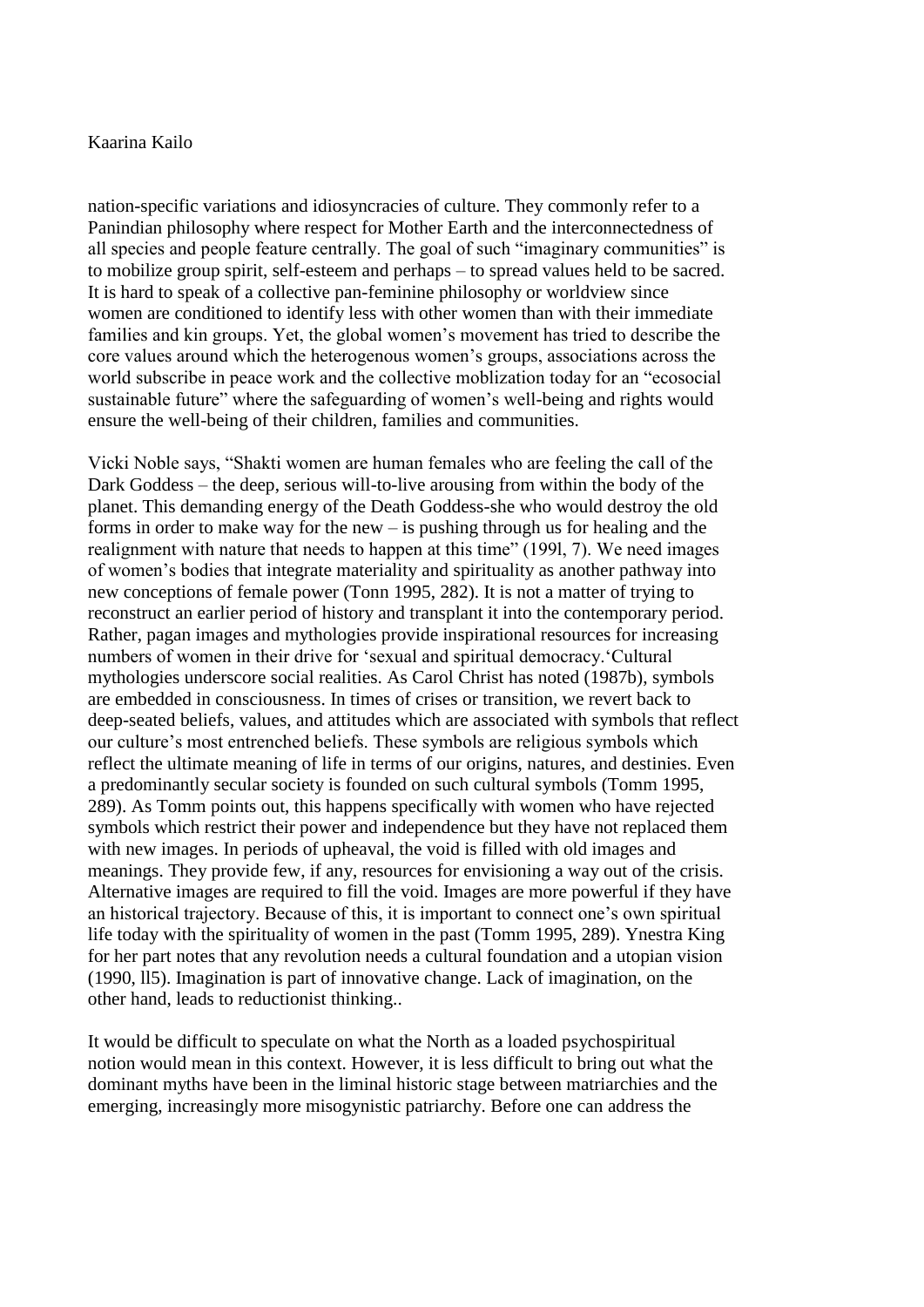nation-specific variations and idiosyncracies of culture. They commonly refer to a Panindian philosophy where respect for Mother Earth and the interconnectedness of all species and people feature centrally. The goal of such "imaginary communities" is to mobilize group spirit, self-esteem and perhaps – to spread values held to be sacred. It is hard to speak of a collective pan-feminine philosophy or worldview since women are conditioned to identify less with other women than with their immediate families and kin groups. Yet, the global women's movement has tried to describe the core values around which the heterogenous women's groups, associations across the world subscribe in peace work and the collective moblization today for an "ecosocial sustainable future" where the safeguarding of women's well-being and rights would ensure the well-being of their children, families and communities.

Vicki Noble says, "Shakti women are human females who are feeling the call of the Dark Goddess – the deep, serious will-to-live arousing from within the body of the planet. This demanding energy of the Death Goddess-she who would destroy the old forms in order to make way for the new – is pushing through us for healing and the realignment with nature that needs to happen at this time" (199l, 7). We need images of women's bodies that integrate materiality and spirituality as another pathway into new conceptions of female power (Tonn 1995, 282). It is not a matter of trying to reconstruct an earlier period of history and transplant it into the contemporary period. Rather, pagan images and mythologies provide inspirational resources for increasing numbers of women in their drive for 'sexual and spiritual democracy.'Cultural mythologies underscore social realities. As Carol Christ has noted (1987b), symbols are embedded in consciousness. In times of crises or transition, we revert back to deep-seated beliefs, values, and attitudes which are associated with symbols that reflect our culture's most entrenched beliefs. These symbols are religious symbols which reflect the ultimate meaning of life in terms of our origins, natures, and destinies. Even a predominantly secular society is founded on such cultural symbols (Tomm 1995, 289). As Tomm points out, this happens specifically with women who have rejected symbols which restrict their power and independence but they have not replaced them with new images. In periods of upheaval, the void is filled with old images and meanings. They provide few, if any, resources for envisioning a way out of the crisis. Alternative images are required to fill the void. Images are more powerful if they have an historical trajectory. Because of this, it is important to connect one's own spiritual life today with the spirituality of women in the past (Tomm 1995, 289). Ynestra King for her part notes that any revolution needs a cultural foundation and a utopian vision (1990, ll5). Imagination is part of innovative change. Lack of imagination, on the other hand, leads to reductionist thinking..

It would be difficult to speculate on what the North as a loaded psychospiritual notion would mean in this context. However, it is less difficult to bring out what the dominant myths have been in the liminal historic stage between matriarchies and the emerging, increasingly more misogynistic patriarchy. Before one can address the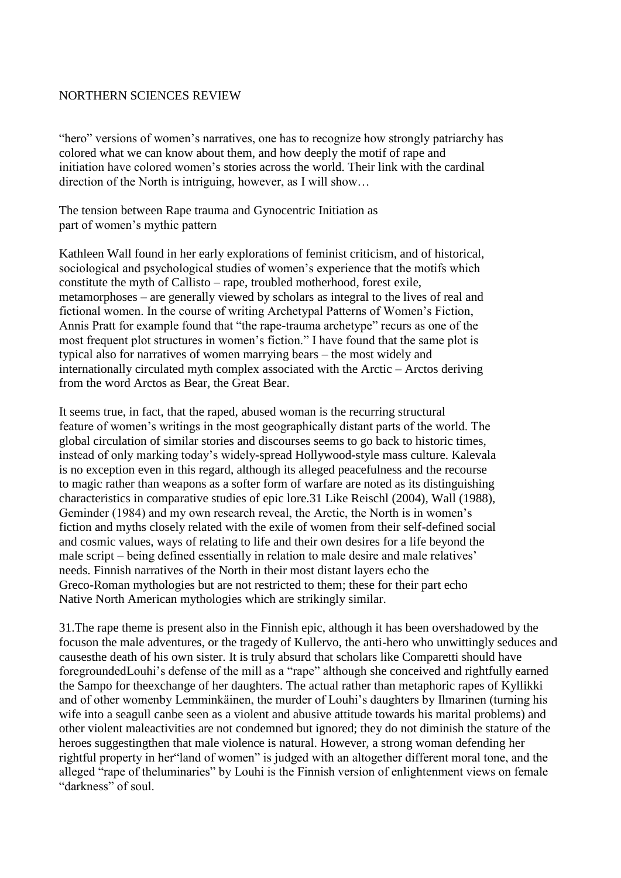"hero" versions of women's narratives, one has to recognize how strongly patriarchy has colored what we can know about them, and how deeply the motif of rape and initiation have colored women's stories across the world. Their link with the cardinal direction of the North is intriguing, however, as I will show…

## The tension between Rape trauma and Gynocentric Initiation as part of women's mythic pattern

Kathleen Wall found in her early explorations of feminist criticism, and of historical, sociological and psychological studies of women's experience that the motifs which constitute the myth of Callisto – rape, troubled motherhood, forest exile, metamorphoses – are generally viewed by scholars as integral to the lives of real and fictional women. In the course of writing Archetypal Patterns of Women's Fiction, Annis Pratt for example found that "the rape-trauma archetype" recurs as one of the most frequent plot structures in women's fiction." I have found that the same plot is typical also for narratives of women marrying bears – the most widely and internationally circulated myth complex associated with the Arctic – Arctos deriving from the word Arctos as Bear, the Great Bear.

It seems true, in fact, that the raped, abused woman is the recurring structural feature of women's writings in the most geographically distant parts of the world. The global circulation of similar stories and discourses seems to go back to historic times, instead of only marking today's widely-spread Hollywood-style mass culture. Kalevala is no exception even in this regard, although its alleged peacefulness and the recourse to magic rather than weapons as a softer form of warfare are noted as its distinguishing characteristics in comparative studies of epic lore.31 Like Reischl (2004), Wall (1988), Geminder (1984) and my own research reveal, the Arctic, the North is in women's fiction and myths closely related with the exile of women from their self-defined social and cosmic values, ways of relating to life and their own desires for a life beyond the male script – being defined essentially in relation to male desire and male relatives' needs. Finnish narratives of the North in their most distant layers echo the Greco-Roman mythologies but are not restricted to them; these for their part echo Native North American mythologies which are strikingly similar.

31.The rape theme is present also in the Finnish epic, although it has been overshadowed by the focuson the male adventures, or the tragedy of Kullervo, the anti-hero who unwittingly seduces and causesthe death of his own sister. It is truly absurd that scholars like Comparetti should have foregroundedLouhi's defense of the mill as a "rape" although she conceived and rightfully earned the Sampo for theexchange of her daughters. The actual rather than metaphoric rapes of Kyllikki and of other womenby Lemminkäinen, the murder of Louhi's daughters by Ilmarinen (turning his wife into a seagull canbe seen as a violent and abusive attitude towards his marital problems) and other violent maleactivities are not condemned but ignored; they do not diminish the stature of the heroes suggestingthen that male violence is natural. However, a strong woman defending her rightful property in her"land of women" is judged with an altogether different moral tone, and the alleged "rape of theluminaries" by Louhi is the Finnish version of enlightenment views on female "darkness" of soul.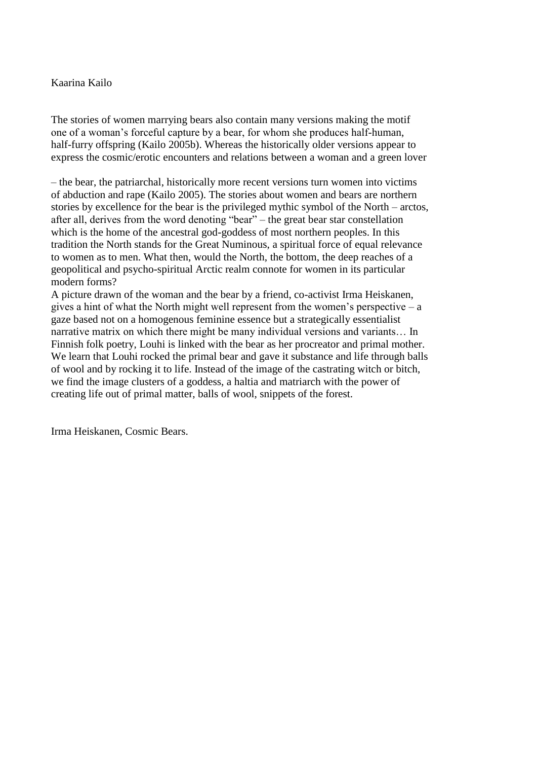Kaarina Kailo

The stories of women marrying bears also contain many versions making the motif one of a woman's forceful capture by a bear, for whom she produces half-human, half-furry offspring (Kailo 2005b). Whereas the historically older versions appear to express the cosmic/erotic encounters and relations between a woman and a green lover

– the bear, the patriarchal, historically more recent versions turn women into victims of abduction and rape (Kailo 2005). The stories about women and bears are northern stories by excellence for the bear is the privileged mythic symbol of the North – arctos, after all, derives from the word denoting "bear" – the great bear star constellation which is the home of the ancestral god-goddess of most northern peoples. In this tradition the North stands for the Great Numinous, a spiritual force of equal relevance to women as to men. What then, would the North, the bottom, the deep reaches of a geopolitical and psycho-spiritual Arctic realm connote for women in its particular modern forms?

A picture drawn of the woman and the bear by a friend, co-activist Irma Heiskanen, gives a hint of what the North might well represent from the women's perspective – a gaze based not on a homogenous feminine essence but a strategically essentialist narrative matrix on which there might be many individual versions and variants… In Finnish folk poetry, Louhi is linked with the bear as her procreator and primal mother. We learn that Louhi rocked the primal bear and gave it substance and life through balls of wool and by rocking it to life. Instead of the image of the castrating witch or bitch, we find the image clusters of a goddess, a haltia and matriarch with the power of creating life out of primal matter, balls of wool, snippets of the forest.

Irma Heiskanen, Cosmic Bears.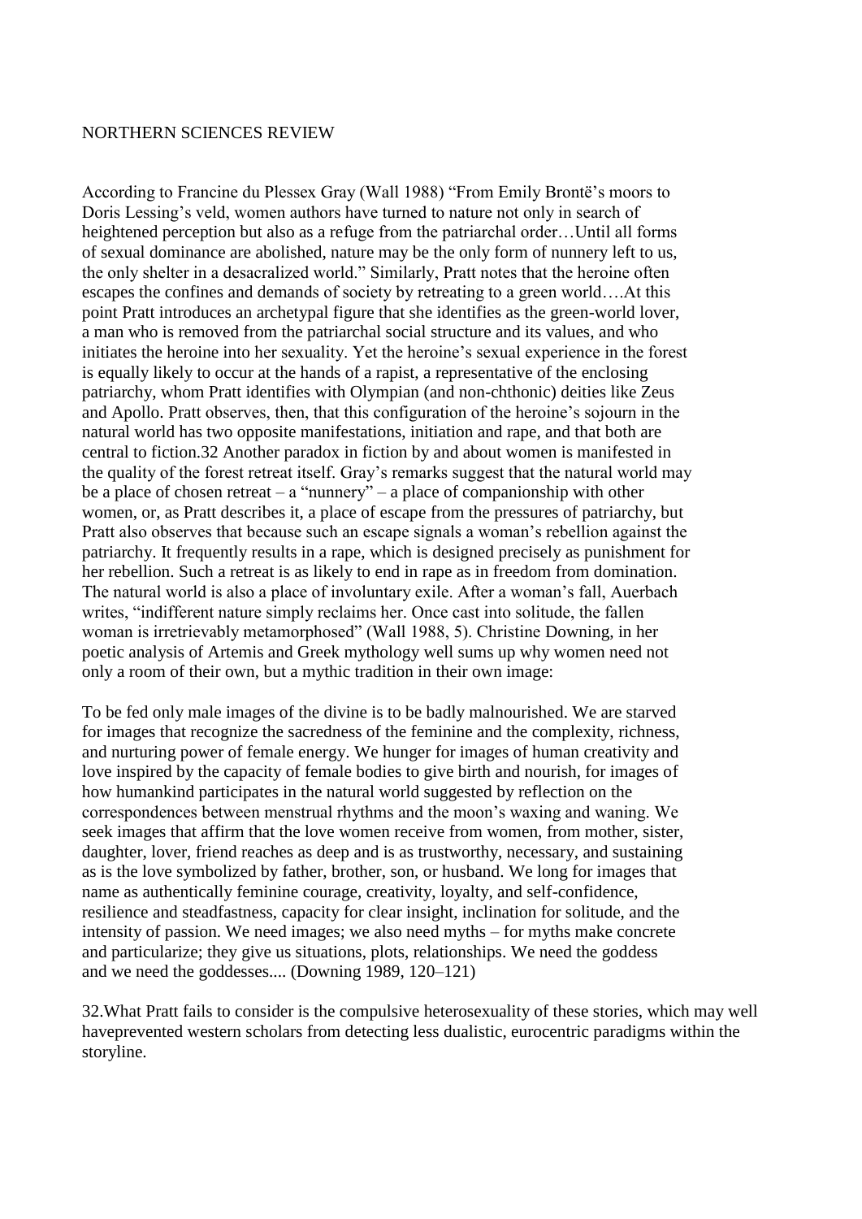NORTHERN SCIENCES REVIEW

According to Francine du Plessex Gray (Wall 1988) "From Emily Brontë's moors to Doris Lessing's veld, women authors have turned to nature not only in search of heightened perception but also as a refuge from the patriarchal order…Until all forms of sexual dominance are abolished, nature may be the only form of nunnery left to us, the only shelter in a desacralized world." Similarly, Pratt notes that the heroine often escapes the confines and demands of society by retreating to a green world….At this point Pratt introduces an archetypal figure that she identifies as the green-world lover, a man who is removed from the patriarchal social structure and its values, and who initiates the heroine into her sexuality. Yet the heroine's sexual experience in the forest is equally likely to occur at the hands of a rapist, a representative of the enclosing patriarchy, whom Pratt identifies with Olympian (and non-chthonic) deities like Zeus and Apollo. Pratt observes, then, that this configuration of the heroine's sojourn in the natural world has two opposite manifestations, initiation and rape, and that both are central to fiction.32 Another paradox in fiction by and about women is manifested in the quality of the forest retreat itself. Gray's remarks suggest that the natural world may be a place of chosen retreat – a "nunnery" – a place of companionship with other women, or, as Pratt describes it, a place of escape from the pressures of patriarchy, but Pratt also observes that because such an escape signals a woman's rebellion against the patriarchy. It frequently results in a rape, which is designed precisely as punishment for her rebellion. Such a retreat is as likely to end in rape as in freedom from domination. The natural world is also a place of involuntary exile. After a woman's fall, Auerbach writes, "indifferent nature simply reclaims her. Once cast into solitude, the fallen woman is irretrievably metamorphosed" (Wall 1988, 5). Christine Downing, in her poetic analysis of Artemis and Greek mythology well sums up why women need not only a room of their own, but a mythic tradition in their own image:

To be fed only male images of the divine is to be badly malnourished. We are starved for images that recognize the sacredness of the feminine and the complexity, richness, and nurturing power of female energy. We hunger for images of human creativity and love inspired by the capacity of female bodies to give birth and nourish, for images of how humankind participates in the natural world suggested by reflection on the correspondences between menstrual rhythms and the moon's waxing and waning. We seek images that affirm that the love women receive from women, from mother, sister, daughter, lover, friend reaches as deep and is as trustworthy, necessary, and sustaining as is the love symbolized by father, brother, son, or husband. We long for images that name as authentically feminine courage, creativity, loyalty, and self-confidence, resilience and steadfastness, capacity for clear insight, inclination for solitude, and the intensity of passion. We need images; we also need myths – for myths make concrete and particularize; they give us situations, plots, relationships. We need the goddess and we need the goddesses.... (Downing 1989, 120–121)

32.What Pratt fails to consider is the compulsive heterosexuality of these stories, which may well haveprevented western scholars from detecting less dualistic, eurocentric paradigms within the storyline.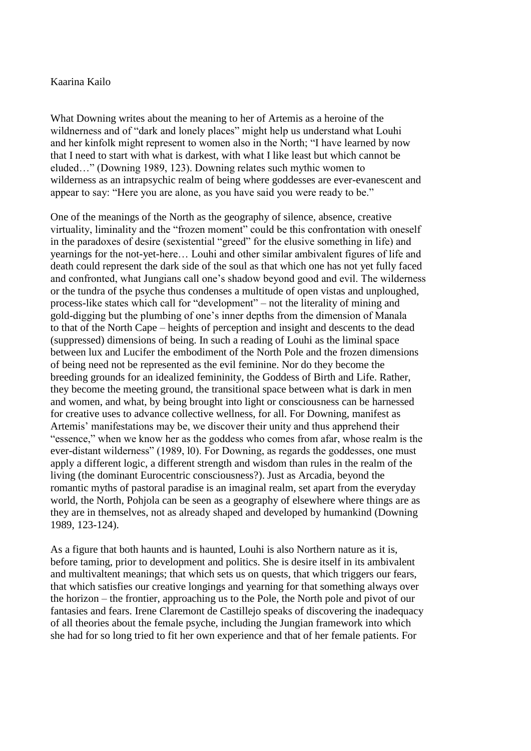What Downing writes about the meaning to her of Artemis as a heroine of the wildnerness and of "dark and lonely places" might help us understand what Louhi and her kinfolk might represent to women also in the North; "I have learned by now that I need to start with what is darkest, with what I like least but which cannot be eluded…" (Downing 1989, 123). Downing relates such mythic women to wilderness as an intrapsychic realm of being where goddesses are ever-evanescent and appear to say: "Here you are alone, as you have said you were ready to be."

One of the meanings of the North as the geography of silence, absence, creative virtuality, liminality and the "frozen moment" could be this confrontation with oneself in the paradoxes of desire (sexistential "greed" for the elusive something in life) and yearnings for the not-yet-here… Louhi and other similar ambivalent figures of life and death could represent the dark side of the soul as that which one has not yet fully faced and confronted, what Jungians call one's shadow beyond good and evil. The wilderness or the tundra of the psyche thus condenses a multitude of open vistas and unploughed, process-like states which call for "development" – not the literality of mining and gold-digging but the plumbing of one's inner depths from the dimension of Manala to that of the North Cape – heights of perception and insight and descents to the dead (suppressed) dimensions of being. In such a reading of Louhi as the liminal space between lux and Lucifer the embodiment of the North Pole and the frozen dimensions of being need not be represented as the evil feminine. Nor do they become the breeding grounds for an idealized femininity, the Goddess of Birth and Life. Rather, they become the meeting ground, the transitional space between what is dark in men and women, and what, by being brought into light or consciousness can be harnessed for creative uses to advance collective wellness, for all. For Downing, manifest as Artemis' manifestations may be, we discover their unity and thus apprehend their "essence," when we know her as the goddess who comes from afar, whose realm is the ever-distant wilderness" (1989, l0). For Downing, as regards the goddesses, one must apply a different logic, a different strength and wisdom than rules in the realm of the living (the dominant Eurocentric consciousness?). Just as Arcadia, beyond the romantic myths of pastoral paradise is an imaginal realm, set apart from the everyday world, the North, Pohjola can be seen as a geography of elsewhere where things are as they are in themselves, not as already shaped and developed by humankind (Downing 1989, 123-124).

As a figure that both haunts and is haunted, Louhi is also Northern nature as it is, before taming, prior to development and politics. She is desire itself in its ambivalent and multivaltent meanings; that which sets us on quests, that which triggers our fears, that which satisfies our creative longings and yearning for that something always over the horizon – the frontier, approaching us to the Pole, the North pole and pivot of our fantasies and fears. Irene Claremont de Castillejo speaks of discovering the inadequacy of all theories about the female psyche, including the Jungian framework into which she had for so long tried to fit her own experience and that of her female patients. For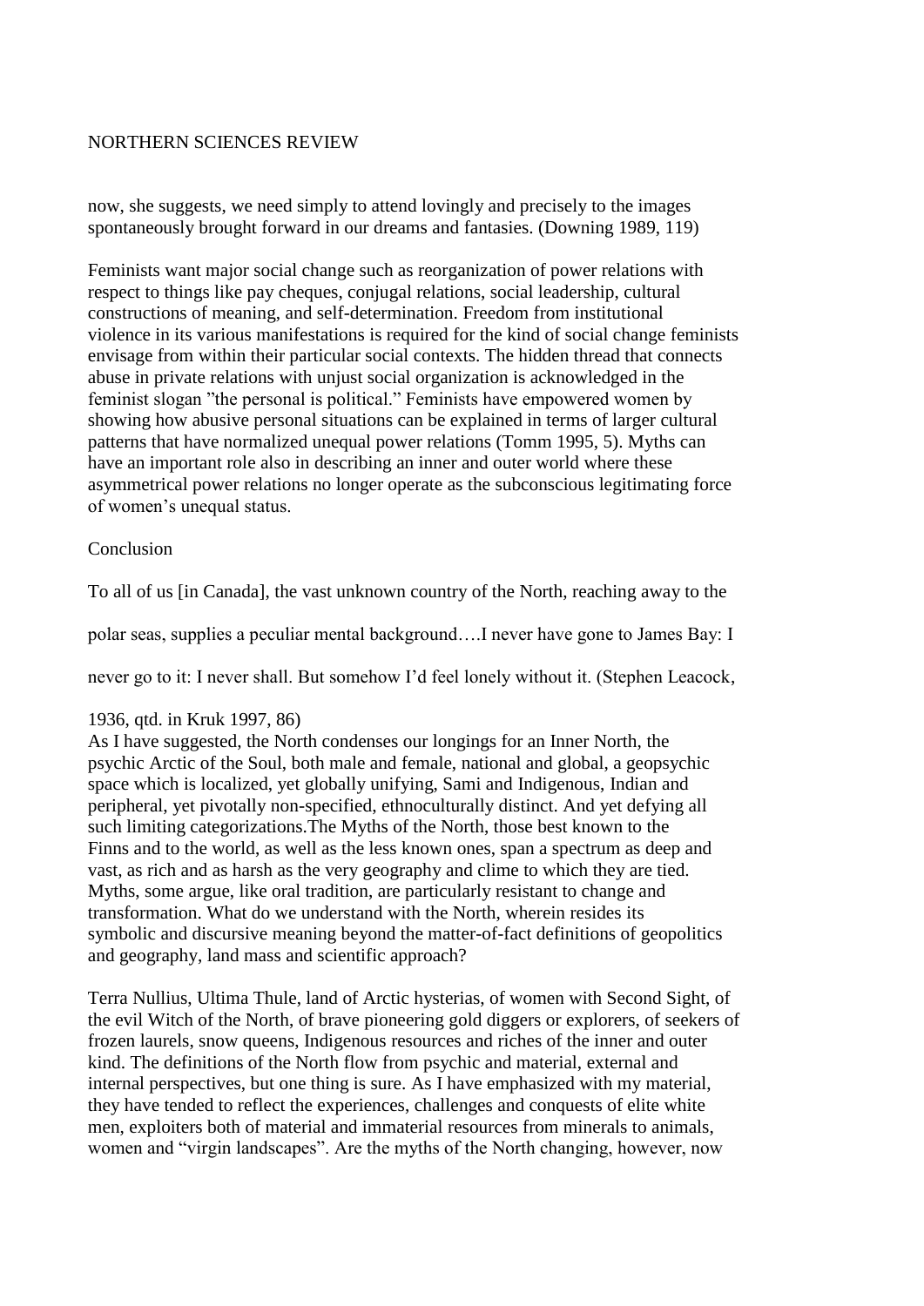now, she suggests, we need simply to attend lovingly and precisely to the images spontaneously brought forward in our dreams and fantasies. (Downing 1989, 119)

Feminists want major social change such as reorganization of power relations with respect to things like pay cheques, conjugal relations, social leadership, cultural constructions of meaning, and self-determination. Freedom from institutional violence in its various manifestations is required for the kind of social change feminists envisage from within their particular social contexts. The hidden thread that connects abuse in private relations with unjust social organization is acknowledged in the feminist slogan "the personal is political." Feminists have empowered women by showing how abusive personal situations can be explained in terms of larger cultural patterns that have normalized unequal power relations (Tomm 1995, 5). Myths can have an important role also in describing an inner and outer world where these asymmetrical power relations no longer operate as the subconscious legitimating force of women's unequal status.

## Conclusion

To all of us [in Canada], the vast unknown country of the North, reaching away to the polar seas, supplies a peculiar mental background….I never have gone to James Bay: I never go to it: I never shall. But somehow I'd feel lonely without it. (Stephen Leacock, 1936, qtd. in Kruk 1997, 86)

As I have suggested, the North condenses our longings for an Inner North, the psychic Arctic of the Soul, both male and female, national and global, a geopsychic space which is localized, yet globally unifying, Sami and Indigenous, Indian and peripheral, yet pivotally non-specified, ethnoculturally distinct. And yet defying all such limiting categorizations.The Myths of the North, those best known to the Finns and to the world, as well as the less known ones, span a spectrum as deep and vast, as rich and as harsh as the very geography and clime to which they are tied. Myths, some argue, like oral tradition, are particularly resistant to change and transformation. What do we understand with the North, wherein resides its symbolic and discursive meaning beyond the matter-of-fact definitions of geopolitics and geography, land mass and scientific approach?

Terra Nullius, Ultima Thule, land of Arctic hysterias, of women with Second Sight, of the evil Witch of the North, of brave pioneering gold diggers or explorers, of seekers of frozen laurels, snow queens, Indigenous resources and riches of the inner and outer kind. The definitions of the North flow from psychic and material, external and internal perspectives, but one thing is sure. As I have emphasized with my material, they have tended to reflect the experiences, challenges and conquests of elite white men, exploiters both of material and immaterial resources from minerals to animals, women and "virgin landscapes". Are the myths of the North changing, however, now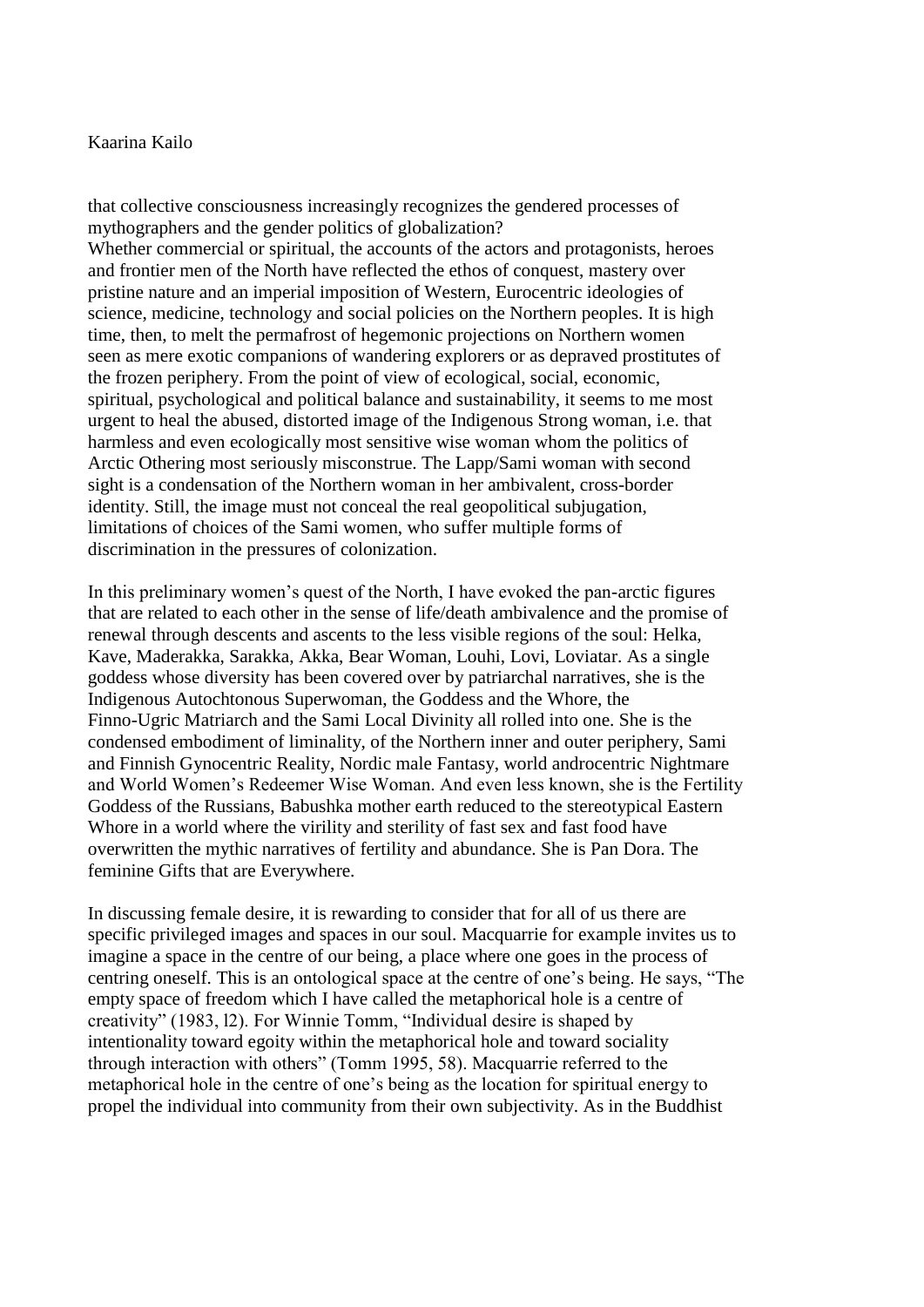that collective consciousness increasingly recognizes the gendered processes of mythographers and the gender politics of globalization?

Whether commercial or spiritual, the accounts of the actors and protagonists, heroes and frontier men of the North have reflected the ethos of conquest, mastery over pristine nature and an imperial imposition of Western, Eurocentric ideologies of science, medicine, technology and social policies on the Northern peoples. It is high time, then, to melt the permafrost of hegemonic projections on Northern women seen as mere exotic companions of wandering explorers or as depraved prostitutes of the frozen periphery. From the point of view of ecological, social, economic, spiritual, psychological and political balance and sustainability, it seems to me most urgent to heal the abused, distorted image of the Indigenous Strong woman, i.e. that harmless and even ecologically most sensitive wise woman whom the politics of Arctic Othering most seriously misconstrue. The Lapp/Sami woman with second sight is a condensation of the Northern woman in her ambivalent, cross-border identity. Still, the image must not conceal the real geopolitical subjugation, limitations of choices of the Sami women, who suffer multiple forms of discrimination in the pressures of colonization.

In this preliminary women's quest of the North, I have evoked the pan-arctic figures that are related to each other in the sense of life/death ambivalence and the promise of renewal through descents and ascents to the less visible regions of the soul: Helka, Kave, Maderakka, Sarakka, Akka, Bear Woman, Louhi, Lovi, Loviatar. As a single goddess whose diversity has been covered over by patriarchal narratives, she is the Indigenous Autochtonous Superwoman, the Goddess and the Whore, the Finno-Ugric Matriarch and the Sami Local Divinity all rolled into one. She is the condensed embodiment of liminality, of the Northern inner and outer periphery, Sami and Finnish Gynocentric Reality, Nordic male Fantasy, world androcentric Nightmare and World Women's Redeemer Wise Woman. And even less known, she is the Fertility Goddess of the Russians, Babushka mother earth reduced to the stereotypical Eastern Whore in a world where the virility and sterility of fast sex and fast food have overwritten the mythic narratives of fertility and abundance. She is Pan Dora. The feminine Gifts that are Everywhere.

In discussing female desire, it is rewarding to consider that for all of us there are specific privileged images and spaces in our soul. Macquarrie for example invites us to imagine a space in the centre of our being, a place where one goes in the process of centring oneself. This is an ontological space at the centre of one's being. He says, "The empty space of freedom which I have called the metaphorical hole is a centre of creativity" (1983, l2). For Winnie Tomm, "Individual desire is shaped by intentionality toward egoity within the metaphorical hole and toward sociality through interaction with others" (Tomm 1995, 58). Macquarrie referred to the metaphorical hole in the centre of one's being as the location for spiritual energy to propel the individual into community from their own subjectivity. As in the Buddhist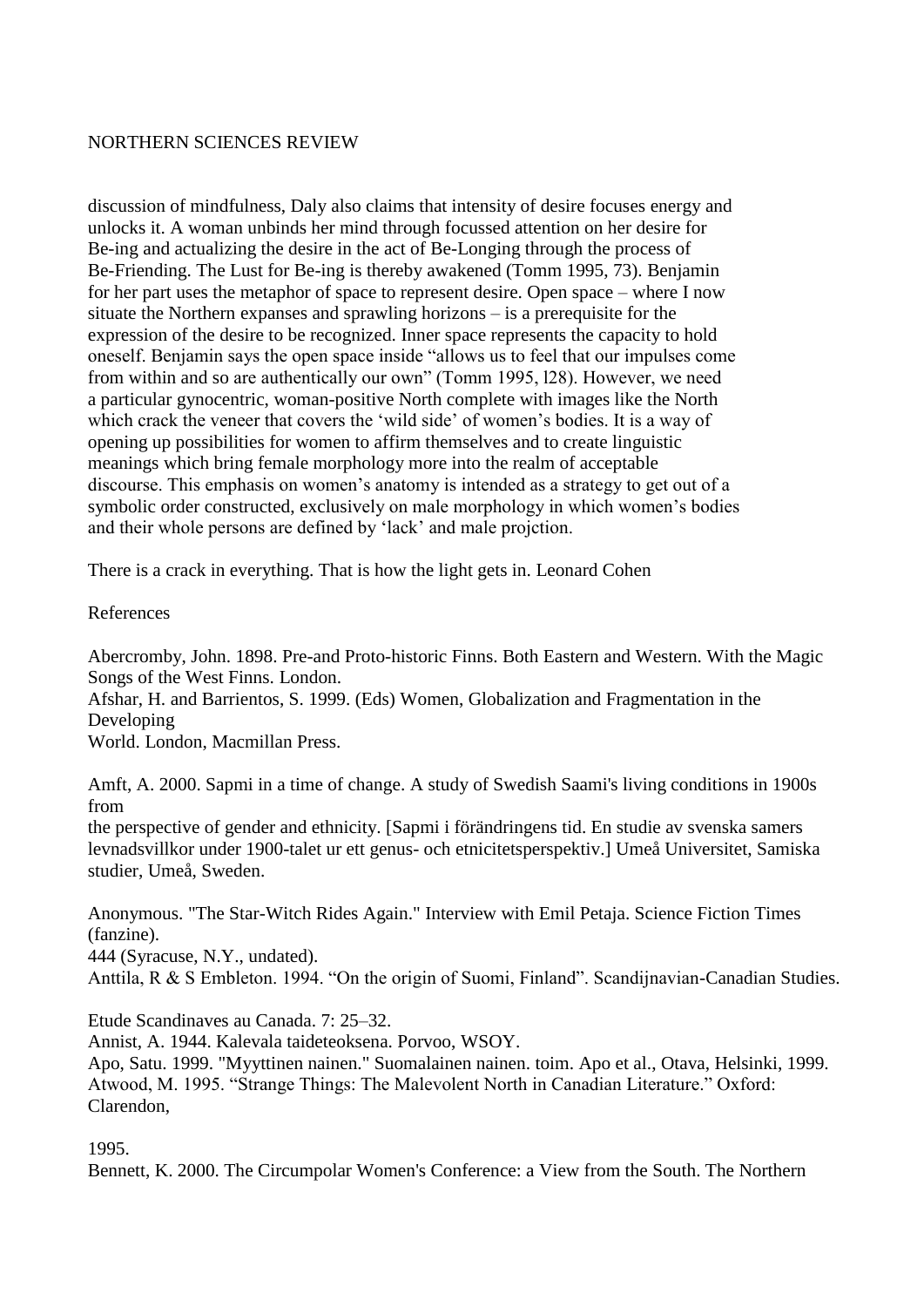discussion of mindfulness, Daly also claims that intensity of desire focuses energy and unlocks it. A woman unbinds her mind through focussed attention on her desire for Be-ing and actualizing the desire in the act of Be-Longing through the process of Be-Friending. The Lust for Be-ing is thereby awakened (Tomm 1995, 73). Benjamin for her part uses the metaphor of space to represent desire. Open space – where I now situate the Northern expanses and sprawling horizons – is a prerequisite for the expression of the desire to be recognized. Inner space represents the capacity to hold oneself. Benjamin says the open space inside "allows us to feel that our impulses come from within and so are authentically our own" (Tomm 1995, l28). However, we need a particular gynocentric, woman-positive North complete with images like the North which crack the veneer that covers the 'wild side' of women's bodies. It is a way of opening up possibilities for women to affirm themselves and to create linguistic meanings which bring female morphology more into the realm of acceptable discourse. This emphasis on women's anatomy is intended as a strategy to get out of a symbolic order constructed, exclusively on male morphology in which women's bodies and their whole persons are defined by 'lack' and male projction.

There is a crack in everything. That is how the light gets in. Leonard Cohen

References

Abercromby, John. 1898. Pre-and Proto-historic Finns. Both Eastern and Western. With the Magic Songs of the West Finns. London.
Afshar, H. and Barrientos, S. 1999. (Eds) Women, Globalization and Fragmentation in the Developing
World. London, Macmillan Press.

Amft, A. 2000. Sapmi in a time of change. A study of Swedish Saami's living conditions in 1900s from
the perspective of gender and ethnicity. [Sapmi i förändringens tid. En studie av svenska samers levnadsvillkor under 1900-talet ur ett genus- och etnicitetsperspektiv.] Umeå Universitet, Samiska studier, Umeå, Sweden.

Anonymous. "The Star-Witch Rides Again." Interview with Emil Petaja. Science Fiction Times (fanzine).
444 (Syracuse, N.Y., undated).
Anttila, R & S Embleton. 1994. "On the origin of Suomi, Finland". Scandijnavian-Canadian Studies.

Etude Scandinaves au Canada. 7: 25–32.
Annist, A. 1944. Kalevala taideteoksena. Porvoo, WSOY.
Apo, Satu. 1999. "Myyttinen nainen." Suomalainen nainen. toim. Apo et al., Otava, Helsinki, 1999.
Atwood, M. 1995. "Strange Things: The Malevolent North in Canadian Literature." Oxford: Clarendon,

1995.
Bennett, K. 2000. The Circumpolar Women's Conference: a View from the South. The Northern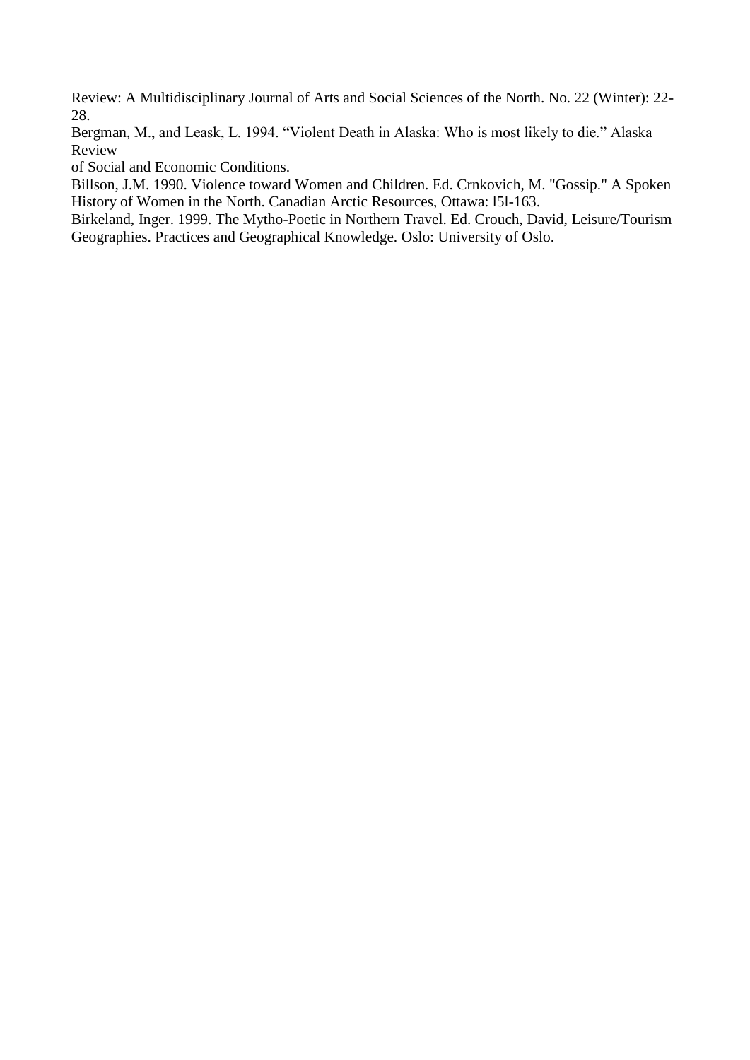Review: A Multidisciplinary Journal of Arts and Social Sciences of the North. No. 22 (Winter): 22-28.

Bergman, M., and Leask, L. 1994. "Violent Death in Alaska: Who is most likely to die." Alaska Review of Social and Economic Conditions.

Billson, J.M. 1990. Violence toward Women and Children. Ed. Crnkovich, M. "Gossip." A Spoken History of Women in the North. Canadian Arctic Resources, Ottawa: l5l-163.

Birkeland, Inger. 1999. The Mytho-Poetic in Northern Travel. Ed. Crouch, David, Leisure/Tourism Geographies. Practices and Geographical Knowledge. Oslo: University of Oslo.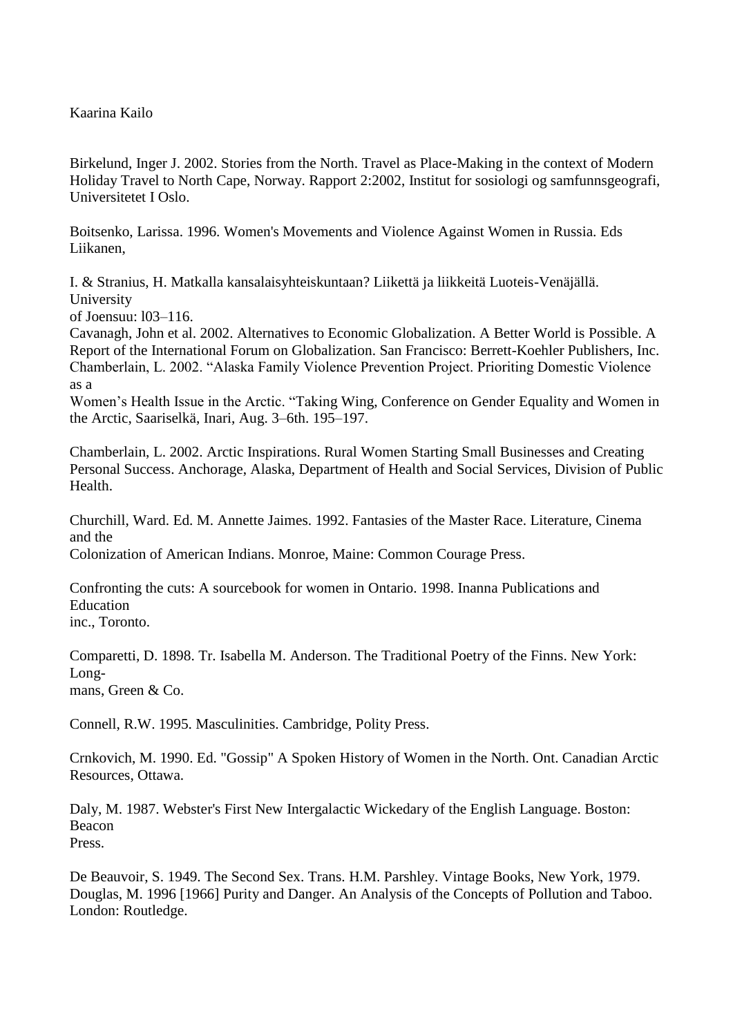Birkelund, Inger J. 2002. Stories from the North. Travel as Place-Making in the context of Modern Holiday Travel to North Cape, Norway. Rapport 2:2002, Institut for sosiologi og samfunnsgeografi, Universitetet I Oslo.

Boitsenko, Larissa. 1996. Women's Movements and Violence Against Women in Russia. Eds Liikanen,

I. & Stranius, H. Matkalla kansalaisyhteiskuntaan? Liikettä ja liikkeitä Luoteis-Venäjällä. University of Joensuu: l03–116.

Cavanagh, John et al. 2002. Alternatives to Economic Globalization. A Better World is Possible. A Report of the International Forum on Globalization. San Francisco: Berrett-Koehler Publishers, Inc.

Chamberlain, L. 2002. "Alaska Family Violence Prevention Project. Prioriting Domestic Violence as a Women's Health Issue in the Arctic. "Taking Wing, Conference on Gender Equality and Women in the Arctic, Saariselkä, Inari, Aug. 3–6th. 195–197.

Chamberlain, L. 2002. Arctic Inspirations. Rural Women Starting Small Businesses and Creating Personal Success. Anchorage, Alaska, Department of Health and Social Services, Division of Public Health.

Churchill, Ward. Ed. M. Annette Jaimes. 1992. Fantasies of the Master Race. Literature, Cinema and the Colonization of American Indians. Monroe, Maine: Common Courage Press.

Confronting the cuts: A sourcebook for women in Ontario. 1998. Inanna Publications and Education inc., Toronto.

Comparetti, D. 1898. Tr. Isabella M. Anderson. The Traditional Poetry of the Finns. New York: Longmans, Green & Co.

Connell, R.W. 1995. Masculinities. Cambridge, Polity Press.

Crnkovich, M. 1990. Ed. "Gossip" A Spoken History of Women in the North. Ont. Canadian Arctic Resources, Ottawa.

Daly, M. 1987. Webster's First New Intergalactic Wickedary of the English Language. Boston: Beacon Press.

De Beauvoir, S. 1949. The Second Sex. Trans. H.M. Parshley. Vintage Books, New York, 1979.

Douglas, M. 1996 [1966] Purity and Danger. An Analysis of the Concepts of Pollution and Taboo. London: Routledge.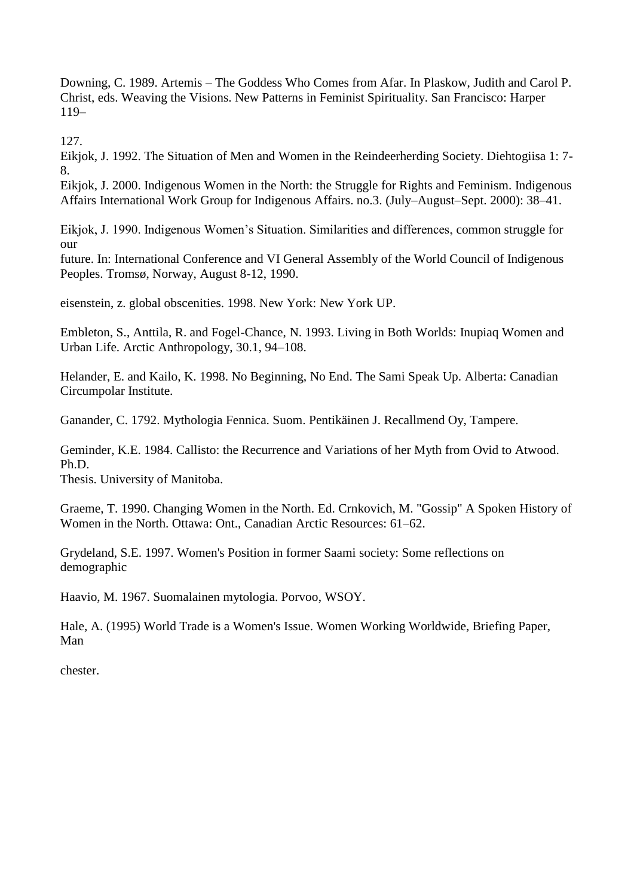Downing, C. 1989. Artemis – The Goddess Who Comes from Afar. In Plaskow, Judith and Carol P. Christ, eds. Weaving the Visions. New Patterns in Feminist Spirituality. San Francisco: Harper 119–

127.

Eikjok, J. 1992. The Situation of Men and Women in the Reindeerherding Society. Diehtogiisa 1: 7-8.

Eikjok, J. 2000. Indigenous Women in the North: the Struggle for Rights and Feminism. Indigenous Affairs International Work Group for Indigenous Affairs. no.3. (July–August–Sept. 2000): 38–41.

Eikjok, J. 1990. Indigenous Women's Situation. Similarities and differences, common struggle for our

future. In: International Conference and VI General Assembly of the World Council of Indigenous Peoples. Tromsø, Norway, August 8-12, 1990.

eisenstein, z. global obscenities. 1998. New York: New York UP.

Embleton, S., Anttila, R. and Fogel-Chance, N. 1993. Living in Both Worlds: Inupiaq Women and Urban Life. Arctic Anthropology, 30.1, 94–108.

Helander, E. and Kailo, K. 1998. No Beginning, No End. The Sami Speak Up. Alberta: Canadian Circumpolar Institute.

Ganander, C. 1792. Mythologia Fennica. Suom. Pentikäinen J. Recallmend Oy, Tampere.

Geminder, K.E. 1984. Callisto: the Recurrence and Variations of her Myth from Ovid to Atwood. Ph.D.

Thesis. University of Manitoba.

Graeme, T. 1990. Changing Women in the North. Ed. Crnkovich, M. "Gossip" A Spoken History of Women in the North. Ottawa: Ont., Canadian Arctic Resources: 61–62.

Grydeland, S.E. 1997. Women's Position in former Saami society: Some reflections on demographic

Haavio, M. 1967. Suomalainen mytologia. Porvoo, WSOY.

Hale, A. (1995) World Trade is a Women's Issue. Women Working Worldwide, Briefing Paper, Man

chester.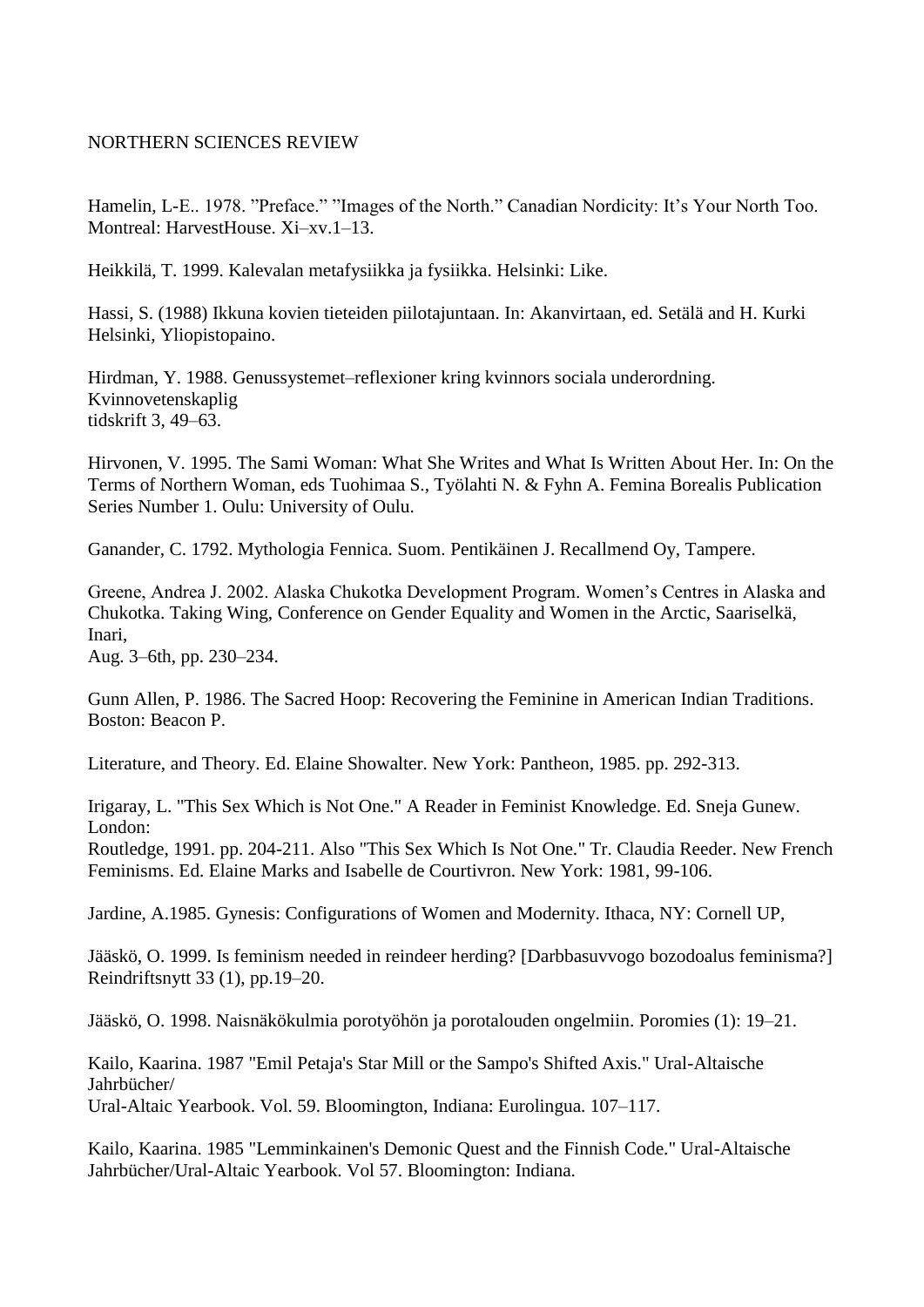Hamelin, L-E.. 1978. ”Preface.” ”Images of the North.” Canadian Nordicity: It’s Your North Too. Montreal: HarvestHouse. Xi–xv.1–13.

Heikkilä, T. 1999. Kalevalan metafysiikka ja fysiikka. Helsinki: Like.

Hassi, S. (1988) Ikkuna kovien tieteiden piilotajuntaan. In: Akanvirtaan, ed. Setälä and H. Kurki Helsinki, Yliopistopaino.

Hirdman, Y. 1988. Genussystemet–reflexioner kring kvinnors sociala underordning. Kvinnovetenskaplig tidskrift 3, 49–63.

Hirvonen, V. 1995. The Sami Woman: What She Writes and What Is Written About Her. In: On the Terms of Northern Woman, eds Tuohimaa S., Työlahti N. & Fyhn A. Femina Borealis Publication Series Number 1. Oulu: University of Oulu.

Ganander, C. 1792. Mythologia Fennica. Suom. Pentikäinen J. Recallmend Oy, Tampere.

Greene, Andrea J. 2002. Alaska Chukotka Development Program. Women’s Centres in Alaska and Chukotka. Taking Wing, Conference on Gender Equality and Women in the Arctic, Saariselkä, Inari, Aug. 3–6th, pp. 230–234.

Gunn Allen, P. 1986. The Sacred Hoop: Recovering the Feminine in American Indian Traditions. Boston: Beacon P.

Literature, and Theory. Ed. Elaine Showalter. New York: Pantheon, 1985. pp. 292-313.

Irigaray, L. "This Sex Which is Not One." A Reader in Feminist Knowledge. Ed. Sneja Gunew. London: Routledge, 1991. pp. 204-211. Also "This Sex Which Is Not One." Tr. Claudia Reeder. New French Feminisms. Ed. Elaine Marks and Isabelle de Courtivron. New York: 1981, 99-106.

Jardine, A.1985. Gynesis: Configurations of Women and Modernity. Ithaca, NY: Cornell UP,

Jääskö, O. 1999. Is feminism needed in reindeer herding? [Darbbasuvvogo bozodoalus feminisma?] Reindriftsnytt 33 (1), pp.19–20.

Jääskö, O. 1998. Naisnäkökulmia porotyöhön ja porotalouden ongelmiin. Poromies (1): 19–21.

Kailo, Kaarina. 1987 "Emil Petaja's Star Mill or the Sampo's Shifted Axis." Ural-Altaische Jahrbücher/ Ural-Altaic Yearbook. Vol. 59. Bloomington, Indiana: Eurolingua. 107–117.

Kailo, Kaarina. 1985 "Lemminkainen's Demonic Quest and the Finnish Code." Ural-Altaische Jahrbücher/Ural-Altaic Yearbook. Vol 57. Bloomington: Indiana.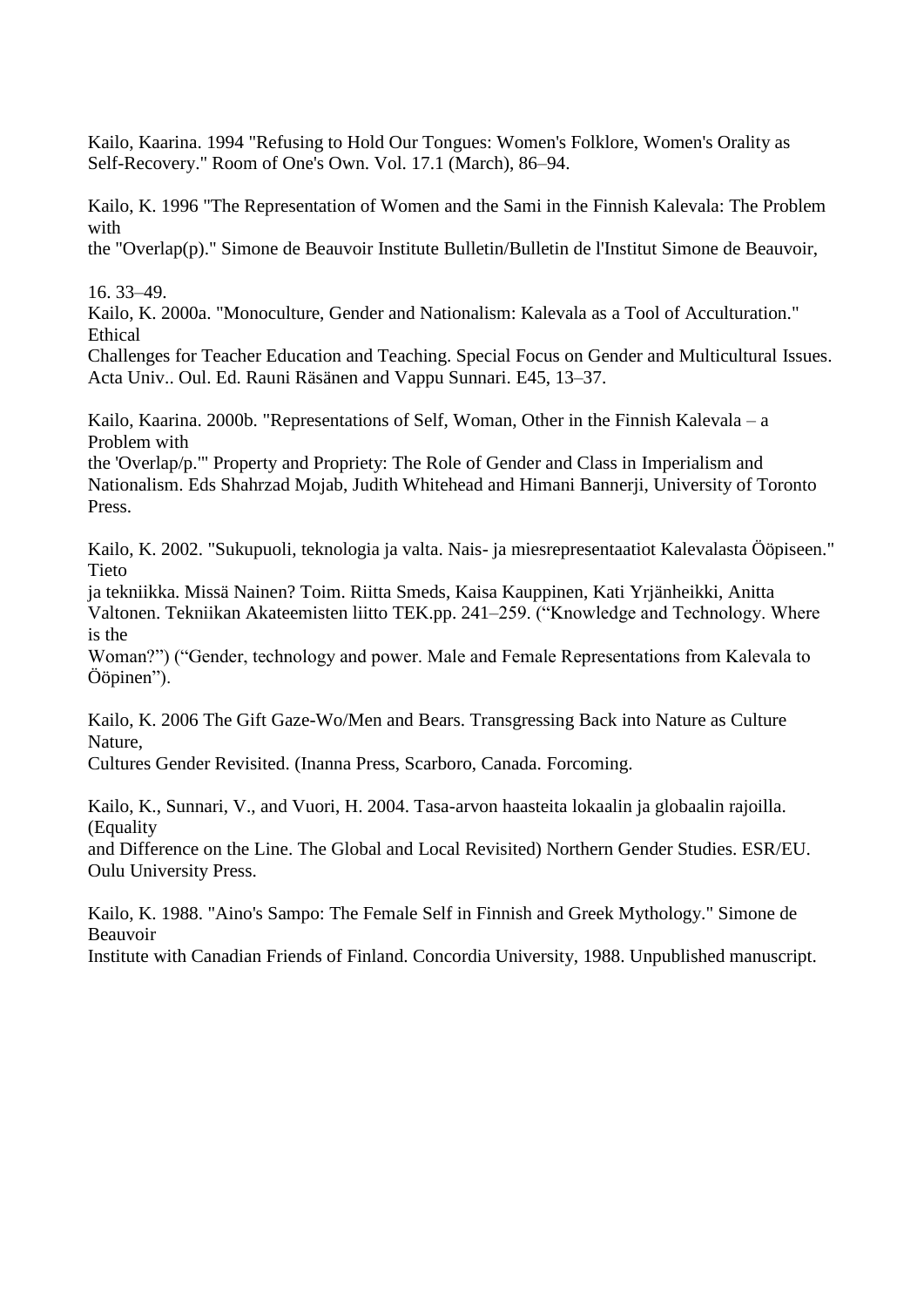Kailo, Kaarina. 1994 "Refusing to Hold Our Tongues: Women's Folklore, Women's Orality as Self-Recovery." Room of One's Own. Vol. 17.1 (March), 86–94.

Kailo, K. 1996 "The Representation of Women and the Sami in the Finnish Kalevala: The Problem with the "Overlap(p)." Simone de Beauvoir Institute Bulletin/Bulletin de l'Institut Simone de Beauvoir, 16. 33–49.

Kailo, K. 2000a. "Monoculture, Gender and Nationalism: Kalevala as a Tool of Acculturation." Ethical Challenges for Teacher Education and Teaching. Special Focus on Gender and Multicultural Issues. Acta Univ.. Oul. Ed. Rauni Räsänen and Vappu Sunnari. E45, 13–37.

Kailo, Kaarina. 2000b. "Representations of Self, Woman, Other in the Finnish Kalevala – a Problem with the 'Overlap/p.'" Property and Propriety: The Role of Gender and Class in Imperialism and Nationalism. Eds Shahrzad Mojab, Judith Whitehead and Himani Bannerji, University of Toronto Press.

Kailo, K. 2002. "Sukupuoli, teknologia ja valta. Nais- ja miesrepresentaatiot Kalevalasta Ööpiseen." Tieto ja tekniikka. Missä Nainen? Toim. Riitta Smeds, Kaisa Kauppinen, Kati Yrjänheikki, Anitta Valtonen. Tekniikan Akateemisten liitto TEK.pp. 241–259. ("Knowledge and Technology. Where is the Woman?") ("Gender, technology and power. Male and Female Representations from Kalevala to Ööpinen").

Kailo, K. 2006 The Gift Gaze-Wo/Men and Bears. Transgressing Back into Nature as Culture Nature, Cultures Gender Revisited. (Inanna Press, Scarboro, Canada. Forcoming.

Kailo, K., Sunnari, V., and Vuori, H. 2004. Tasa-arvon haasteita lokaalin ja globaalin rajoilla. (Equality and Difference on the Line. The Global and Local Revisited) Northern Gender Studies. ESR/EU. Oulu University Press.

Kailo, K. 1988. "Aino's Sampo: The Female Self in Finnish and Greek Mythology." Simone de Beauvoir Institute with Canadian Friends of Finland. Concordia University, 1988. Unpublished manuscript.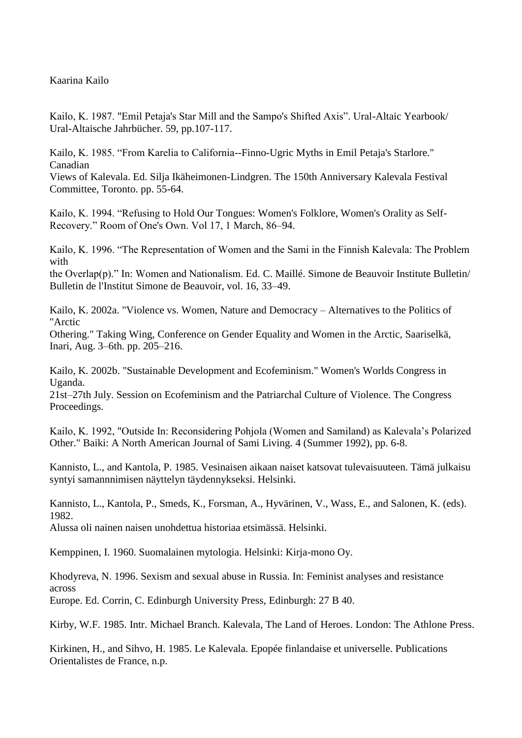Kaarina Kailo

Kailo, K. 1987. "Emil Petaja's Star Mill and the Sampo's Shifted Axis". Ural-Altaic Yearbook/ Ural-Altaische Jahrbücher. 59, pp.107-117.

Kailo, K. 1985. "From Karelia to California--Finno-Ugric Myths in Emil Petaja's Starlore." Canadian Views of Kalevala. Ed. Silja Ikäheimonen-Lindgren. The 150th Anniversary Kalevala Festival Committee, Toronto. pp. 55-64.

Kailo, K. 1994. "Refusing to Hold Our Tongues: Women's Folklore, Women's Orality as Self-Recovery." Room of One's Own. Vol 17, 1 March, 86–94.

Kailo, K. 1996. "The Representation of Women and the Sami in the Finnish Kalevala: The Problem with the Overlap(p)." In: Women and Nationalism. Ed. C. Maillé. Simone de Beauvoir Institute Bulletin/ Bulletin de l'Institut Simone de Beauvoir, vol. 16, 33–49.

Kailo, K. 2002a. "Violence vs. Women, Nature and Democracy – Alternatives to the Politics of "Arctic Othering." Taking Wing, Conference on Gender Equality and Women in the Arctic, Saariselkä, Inari, Aug. 3–6th. pp. 205–216.

Kailo, K. 2002b. "Sustainable Development and Ecofeminism." Women's Worlds Congress in Uganda. 21st–27th July. Session on Ecofeminism and the Patriarchal Culture of Violence. The Congress Proceedings.

Kailo, K. 1992, "Outside In: Reconsidering Pohjola (Women and Samiland) as Kalevala's Polarized Other." Baiki: A North American Journal of Sami Living. 4 (Summer 1992), pp. 6-8.

Kannisto, L., and Kantola, P. 1985. Vesinaisen aikaan naiset katsovat tulevaisuuteen. Tämä julkaisu syntyi samannnimisen näyttelyn täydennykseksi. Helsinki.

Kannisto, L., Kantola, P., Smeds, K., Forsman, A., Hyvärinen, V., Wass, E., and Salonen, K. (eds). 1982. Alussa oli nainen naisen unohdettua historiaa etsimässä. Helsinki.

Kemppinen, I. 1960. Suomalainen mytologia. Helsinki: Kirja-mono Oy.

Khodyreva, N. 1996. Sexism and sexual abuse in Russia. In: Feminist analyses and resistance across Europe. Ed. Corrin, C. Edinburgh University Press, Edinburgh: 27 B 40.

Kirby, W.F. 1985. Intr. Michael Branch. Kalevala, The Land of Heroes. London: The Athlone Press.

Kirkinen, H., and Sihvo, H. 1985. Le Kalevala. Epopée finlandaise et universelle. Publications Orientalistes de France, n.p.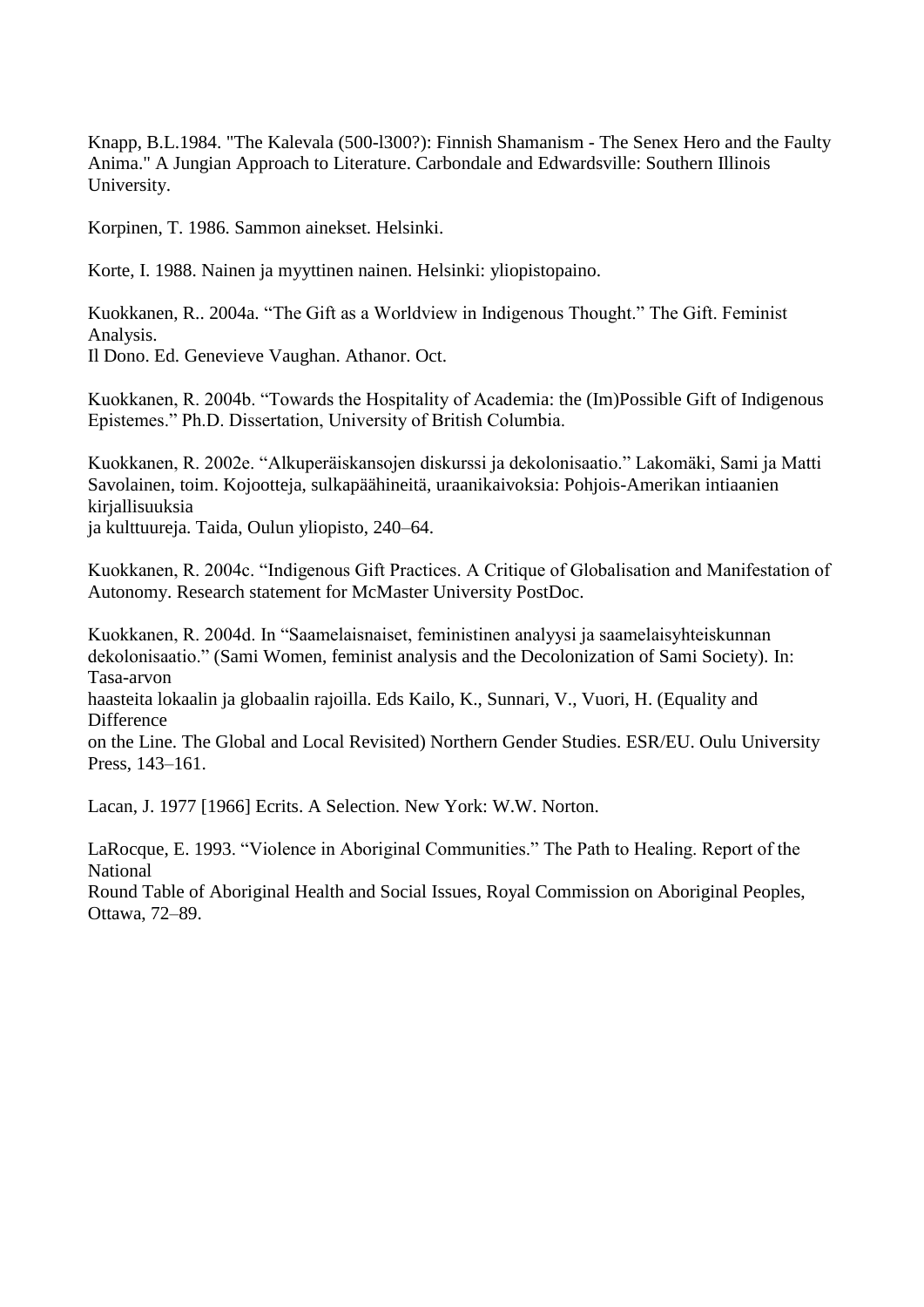Knapp, B.L.1984. "The Kalevala (500-l300?): Finnish Shamanism - The Senex Hero and the Faulty Anima." A Jungian Approach to Literature. Carbondale and Edwardsville: Southern Illinois University.

Korpinen, T. 1986. Sammon ainekset. Helsinki.

Korte, I. 1988. Nainen ja myyttinen nainen. Helsinki: yliopistopaino.

Kuokkanen, R.. 2004a. "The Gift as a Worldview in Indigenous Thought." The Gift. Feminist Analysis.
Il Dono. Ed. Genevieve Vaughan. Athanor. Oct.

Kuokkanen, R. 2004b. "Towards the Hospitality of Academia: the (Im)Possible Gift of Indigenous Epistemes." Ph.D. Dissertation, University of British Columbia.

Kuokkanen, R. 2002e. "Alkuperäiskansojen diskurssi ja dekolonisaatio." Lakomäki, Sami ja Matti Savolainen, toim. Kojootteja, sulkapäähineitä, uraanikaivoksia: Pohjois-Amerikan intiaanien kirjallisuuksia
ja kulttuureja. Taida, Oulun yliopisto, 240–64.

Kuokkanen, R. 2004c. "Indigenous Gift Practices. A Critique of Globalisation and Manifestation of Autonomy. Research statement for McMaster University PostDoc.

Kuokkanen, R. 2004d. In "Saamelaisnaiset, feministinen analyysi ja saamelaisyhteiskunnan dekolonisaatio." (Sami Women, feminist analysis and the Decolonization of Sami Society). In: Tasa-arvon
haasteita lokaalin ja globaalin rajoilla. Eds Kailo, K., Sunnari, V., Vuori, H. (Equality and Difference
on the Line. The Global and Local Revisited) Northern Gender Studies. ESR/EU. Oulu University Press, 143–161.

Lacan, J. 1977 [1966] Ecrits. A Selection. New York: W.W. Norton.

LaRocque, E. 1993. "Violence in Aboriginal Communities." The Path to Healing. Report of the National
Round Table of Aboriginal Health and Social Issues, Royal Commission on Aboriginal Peoples, Ottawa, 72–89.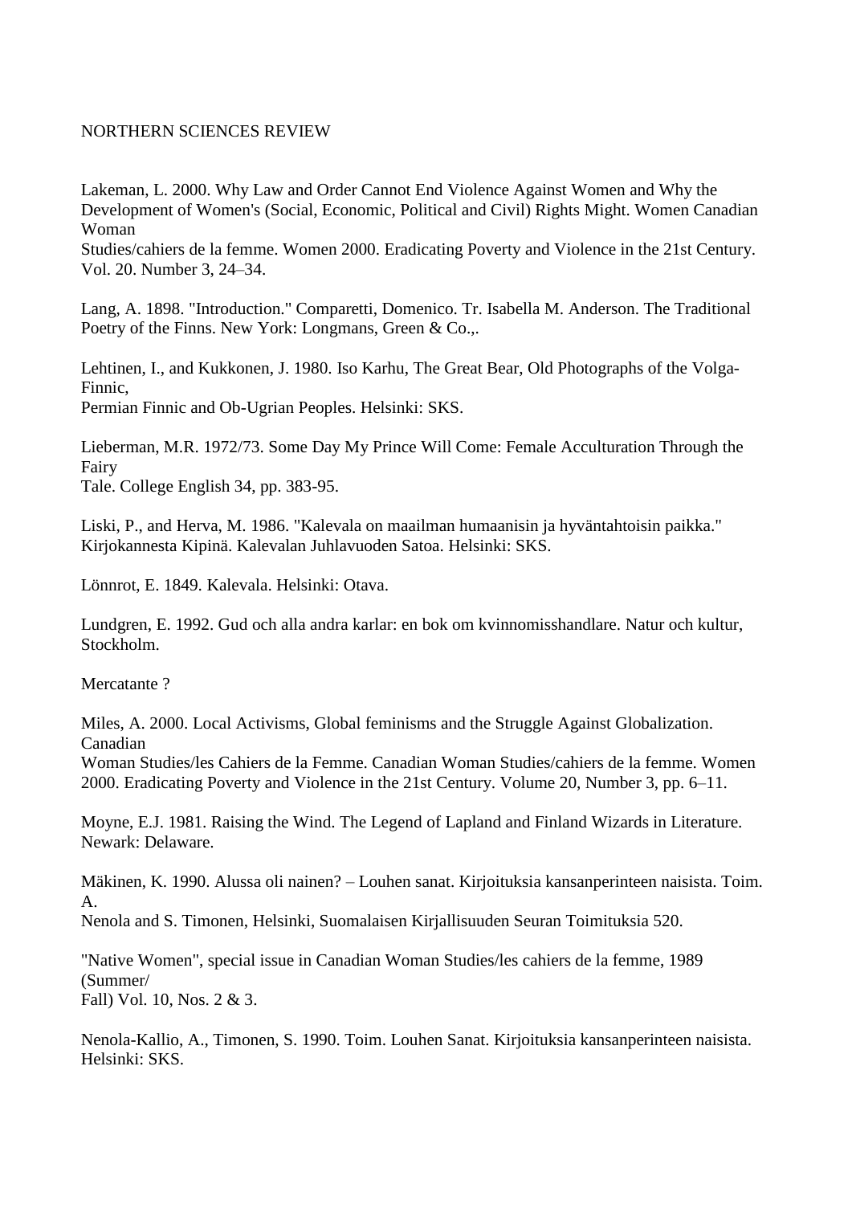Lakeman, L. 2000. Why Law and Order Cannot End Violence Against Women and Why the Development of Women's (Social, Economic, Political and Civil) Rights Might. Women Canadian Woman Studies/cahiers de la femme. Women 2000. Eradicating Poverty and Violence in the 21st Century. Vol. 20. Number 3, 24–34.

Lang, A. 1898. "Introduction." Comparetti, Domenico. Tr. Isabella M. Anderson. The Traditional Poetry of the Finns. New York: Longmans, Green & Co.,.

Lehtinen, I., and Kukkonen, J. 1980. Iso Karhu, The Great Bear, Old Photographs of the Volga-Finnic, Permian Finnic and Ob-Ugrian Peoples. Helsinki: SKS.

Lieberman, M.R. 1972/73. Some Day My Prince Will Come: Female Acculturation Through the Fairy Tale. College English 34, pp. 383-95.

Liski, P., and Herva, M. 1986. "Kalevala on maailman humaanisin ja hyväntahtoisin paikka." Kirjokannesta Kipinä. Kalevalan Juhlavuoden Satoa. Helsinki: SKS.

Lönnrot, E. 1849. Kalevala. Helsinki: Otava.

Lundgren, E. 1992. Gud och alla andra karlar: en bok om kvinnomisshandlare. Natur och kultur, Stockholm.

Mercatante ?

Miles, A. 2000. Local Activisms, Global feminisms and the Struggle Against Globalization. Canadian Woman Studies/les Cahiers de la Femme. Canadian Woman Studies/cahiers de la femme. Women 2000. Eradicating Poverty and Violence in the 21st Century. Volume 20, Number 3, pp. 6–11.

Moyne, E.J. 1981. Raising the Wind. The Legend of Lapland and Finland Wizards in Literature. Newark: Delaware.

Mäkinen, K. 1990. Alussa oli nainen? – Louhen sanat. Kirjoituksia kansanperinteen naisista. Toim. A. Nenola and S. Timonen, Helsinki, Suomalaisen Kirjallisuuden Seuran Toimituksia 520.

"Native Women", special issue in Canadian Woman Studies/les cahiers de la femme, 1989 (Summer/ Fall) Vol. 10, Nos. 2 & 3.

Nenola-Kallio, A., Timonen, S. 1990. Toim. Louhen Sanat. Kirjoituksia kansanperinteen naisista. Helsinki: SKS.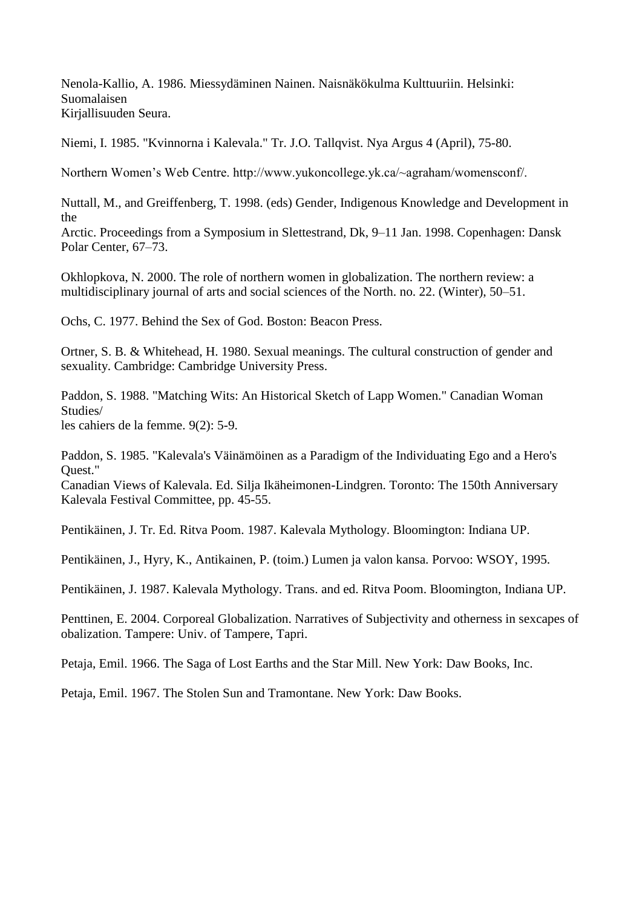Nenola-Kallio, A. 1986. Miessydäminen Nainen. Naisnäkökulma Kulttuuriin. Helsinki: Suomalaisen Kirjallisuuden Seura.

Niemi, I. 1985. "Kvinnorna i Kalevala." Tr. J.O. Tallqvist. Nya Argus 4 (April), 75-80.

Northern Women's Web Centre. http://www.yukoncollege.yk.ca/~agraham/womensconf/.

Nuttall, M., and Greiffenberg, T. 1998. (eds) Gender, Indigenous Knowledge and Development in the Arctic. Proceedings from a Symposium in Slettestrand, Dk, 9–11 Jan. 1998. Copenhagen: Dansk Polar Center, 67–73.

Okhlopkova, N. 2000. The role of northern women in globalization. The northern review: a multidisciplinary journal of arts and social sciences of the North. no. 22. (Winter), 50–51.

Ochs, C. 1977. Behind the Sex of God. Boston: Beacon Press.

Ortner, S. B. & Whitehead, H. 1980. Sexual meanings. The cultural construction of gender and sexuality. Cambridge: Cambridge University Press.

Paddon, S. 1988. "Matching Wits: An Historical Sketch of Lapp Women." Canadian Woman Studies/ les cahiers de la femme. 9(2): 5-9.

Paddon, S. 1985. "Kalevala's Väinämöinen as a Paradigm of the Individuating Ego and a Hero's Quest." Canadian Views of Kalevala. Ed. Silja Ikäheimonen-Lindgren. Toronto: The 150th Anniversary Kalevala Festival Committee, pp. 45-55.

Pentikäinen, J. Tr. Ed. Ritva Poom. 1987. Kalevala Mythology. Bloomington: Indiana UP.

Pentikäinen, J., Hyry, K., Antikainen, P. (toim.) Lumen ja valon kansa. Porvoo: WSOY, 1995.

Pentikäinen, J. 1987. Kalevala Mythology. Trans. and ed. Ritva Poom. Bloomington, Indiana UP.

Penttinen, E. 2004. Corporeal Globalization. Narratives of Subjectivity and otherness in sexcapes of obalization. Tampere: Univ. of Tampere, Tapri.

Petaja, Emil. 1966. The Saga of Lost Earths and the Star Mill. New York: Daw Books, Inc.

Petaja, Emil. 1967. The Stolen Sun and Tramontane. New York: Daw Books.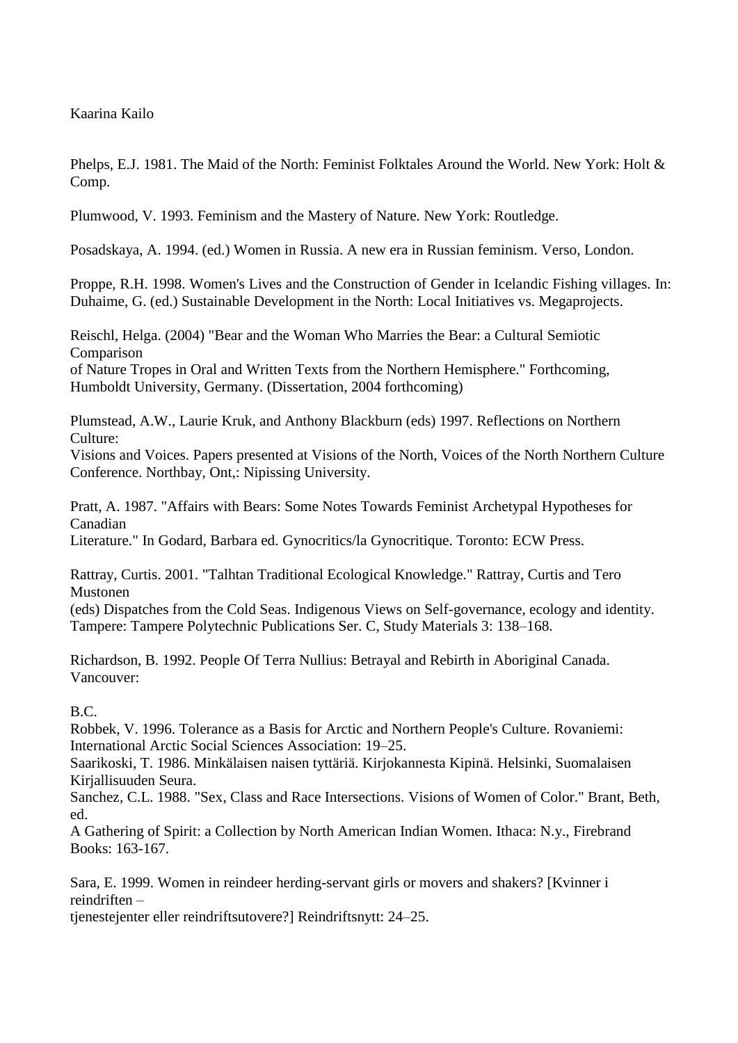Phelps, E.J. 1981. The Maid of the North: Feminist Folktales Around the World. New York: Holt & Comp.

Plumwood, V. 1993. Feminism and the Mastery of Nature. New York: Routledge.

Posadskaya, A. 1994. (ed.) Women in Russia. A new era in Russian feminism. Verso, London.

Proppe, R.H. 1998. Women's Lives and the Construction of Gender in Icelandic Fishing villages. In: Duhaime, G. (ed.) Sustainable Development in the North: Local Initiatives vs. Megaprojects.

Reischl, Helga. (2004) "Bear and the Woman Who Marries the Bear: a Cultural Semiotic Comparison of Nature Tropes in Oral and Written Texts from the Northern Hemisphere." Forthcoming, Humboldt University, Germany. (Dissertation, 2004 forthcoming)

Plumstead, A.W., Laurie Kruk, and Anthony Blackburn (eds) 1997. Reflections on Northern Culture: Visions and Voices. Papers presented at Visions of the North, Voices of the North Northern Culture Conference. Northbay, Ont,: Nipissing University.

Pratt, A. 1987. "Affairs with Bears: Some Notes Towards Feminist Archetypal Hypotheses for Canadian Literature." In Godard, Barbara ed. Gynocritics/la Gynocritique. Toronto: ECW Press.

Rattray, Curtis. 2001. "Talhtan Traditional Ecological Knowledge." Rattray, Curtis and Tero Mustonen (eds) Dispatches from the Cold Seas. Indigenous Views on Self-governance, ecology and identity. Tampere: Tampere Polytechnic Publications Ser. C, Study Materials 3: 138–168.

Richardson, B. 1992. People Of Terra Nullius: Betrayal and Rebirth in Aboriginal Canada. Vancouver: B.C.

Robbek, V. 1996. Tolerance as a Basis for Arctic and Northern People's Culture. Rovaniemi: International Arctic Social Sciences Association: 19–25.

Saarikoski, T. 1986. Minkälaisen naisen tyttäriä. Kirjokannesta Kipinä. Helsinki, Suomalaisen Kirjallisuuden Seura.

Sanchez, C.L. 1988. "Sex, Class and Race Intersections. Visions of Women of Color." Brant, Beth, ed. A Gathering of Spirit: a Collection by North American Indian Women. Ithaca: N.y., Firebrand Books: 163-167.

Sara, E. 1999. Women in reindeer herding-servant girls or movers and shakers? [Kvinner i reindriften – tjenestejenter eller reindriftsutovere?] Reindriftsnytt: 24–25.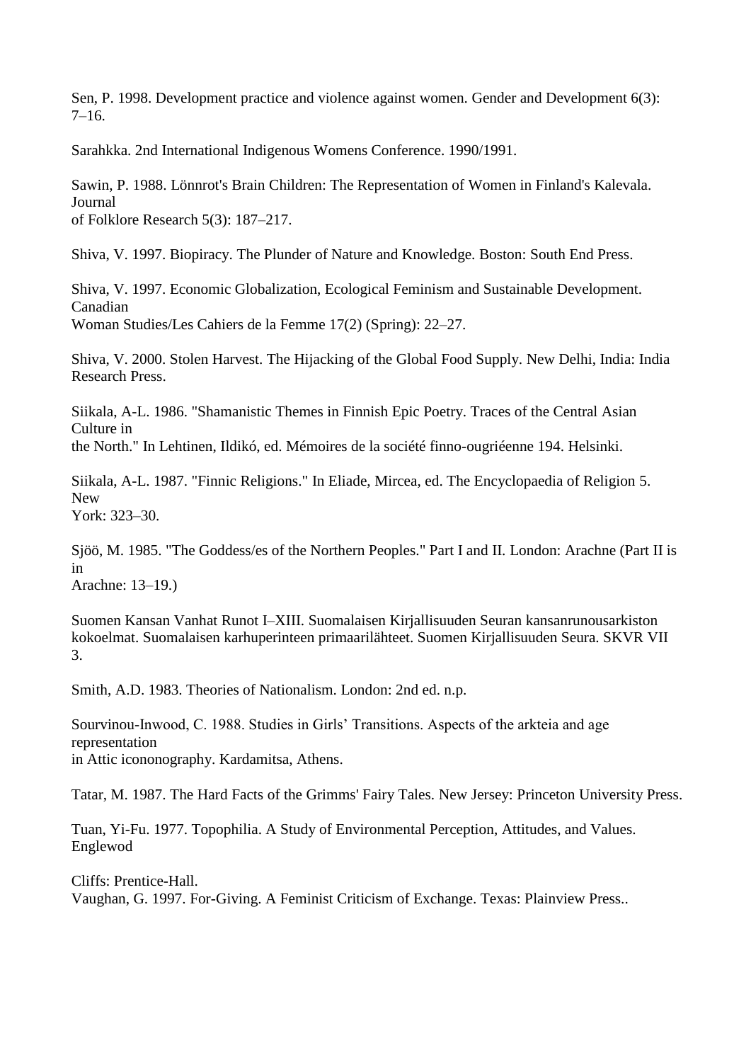Sen, P. 1998. Development practice and violence against women. Gender and Development 6(3): 7–16.

Sarahkka. 2nd International Indigenous Womens Conference. 1990/1991.

Sawin, P. 1988. Lönnrot's Brain Children: The Representation of Women in Finland's Kalevala. Journal of Folklore Research 5(3): 187–217.

Shiva, V. 1997. Biopiracy. The Plunder of Nature and Knowledge. Boston: South End Press.

Shiva, V. 1997. Economic Globalization, Ecological Feminism and Sustainable Development. Canadian Woman Studies/Les Cahiers de la Femme 17(2) (Spring): 22–27.

Shiva, V. 2000. Stolen Harvest. The Hijacking of the Global Food Supply. New Delhi, India: India Research Press.

Siikala, A-L. 1986. "Shamanistic Themes in Finnish Epic Poetry. Traces of the Central Asian Culture in the North." In Lehtinen, Ildikó, ed. Mémoires de la société finno-ougriéenne 194. Helsinki.

Siikala, A-L. 1987. "Finnic Religions." In Eliade, Mircea, ed. The Encyclopaedia of Religion 5. New York: 323–30.

Sjöö, M. 1985. "The Goddess/es of the Northern Peoples." Part I and II. London: Arachne (Part II is in Arachne: 13–19.)

Suomen Kansan Vanhat Runot I–XIII. Suomalaisen Kirjallisuuden Seuran kansanrunousarkiston kokoelmat. Suomalaisen karhuperinteen primaarilähteet. Suomen Kirjallisuuden Seura. SKVR VII 3.

Smith, A.D. 1983. Theories of Nationalism. London: 2nd ed. n.p.

Sourvinou-Inwood, C. 1988. Studies in Girls' Transitions. Aspects of the arkteia and age representation in Attic icononography. Kardamitsa, Athens.

Tatar, M. 1987. The Hard Facts of the Grimms' Fairy Tales. New Jersey: Princeton University Press.

Tuan, Yi-Fu. 1977. Topophilia. A Study of Environmental Perception, Attitudes, and Values. Englewod Cliffs: Prentice-Hall.

Vaughan, G. 1997. For-Giving. A Feminist Criticism of Exchange. Texas: Plainview Press..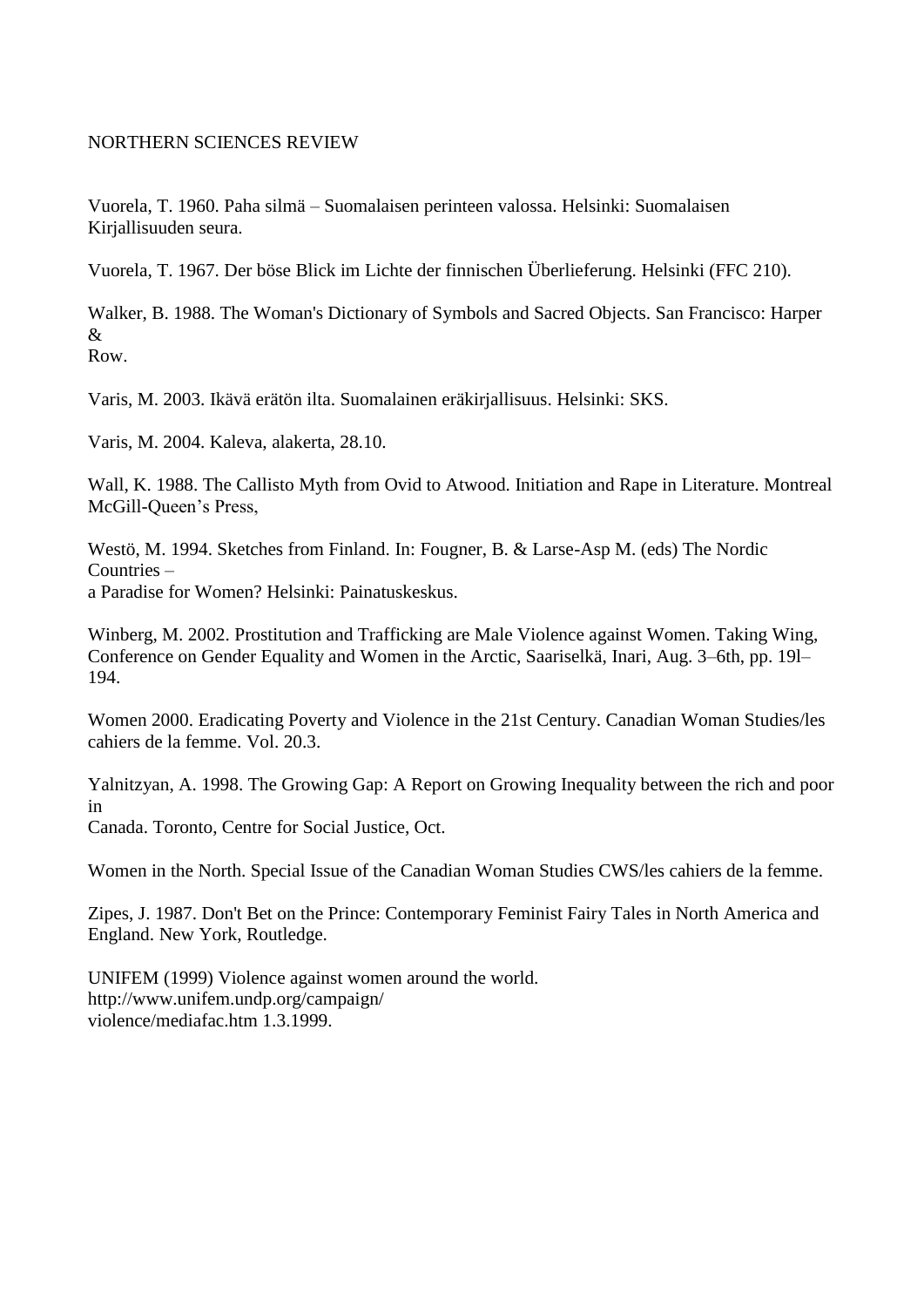Vuorela, T. 1960. Paha silmä – Suomalaisen perinteen valossa. Helsinki: Suomalaisen Kirjallisuuden seura.

Vuorela, T. 1967. Der böse Blick im Lichte der finnischen Überlieferung. Helsinki (FFC 210).

Walker, B. 1988. The Woman's Dictionary of Symbols and Sacred Objects. San Francisco: Harper & Row.

Varis, M. 2003. Ikävä erätön ilta. Suomalainen eräkirjallisuus. Helsinki: SKS.

Varis, M. 2004. Kaleva, alakerta, 28.10.

Wall, K. 1988. The Callisto Myth from Ovid to Atwood. Initiation and Rape in Literature. Montreal McGill-Queen's Press,

Westö, M. 1994. Sketches from Finland. In: Fougner, B. & Larse-Asp M. (eds) The Nordic Countries – a Paradise for Women? Helsinki: Painatuskeskus.

Winberg, M. 2002. Prostitution and Trafficking are Male Violence against Women. Taking Wing, Conference on Gender Equality and Women in the Arctic, Saariselkä, Inari, Aug. 3–6th, pp. 19l–194.

Women 2000. Eradicating Poverty and Violence in the 21st Century. Canadian Woman Studies/les cahiers de la femme. Vol. 20.3.

Yalnitzyan, A. 1998. The Growing Gap: A Report on Growing Inequality between the rich and poor in Canada. Toronto, Centre for Social Justice, Oct.

Women in the North. Special Issue of the Canadian Woman Studies CWS/les cahiers de la femme.

Zipes, J. 1987. Don't Bet on the Prince: Contemporary Feminist Fairy Tales in North America and England. New York, Routledge.

UNIFEM (1999) Violence against women around the world. http://www.unifem.undp.org/campaign/violence/mediafac.htm 1.3.1999.